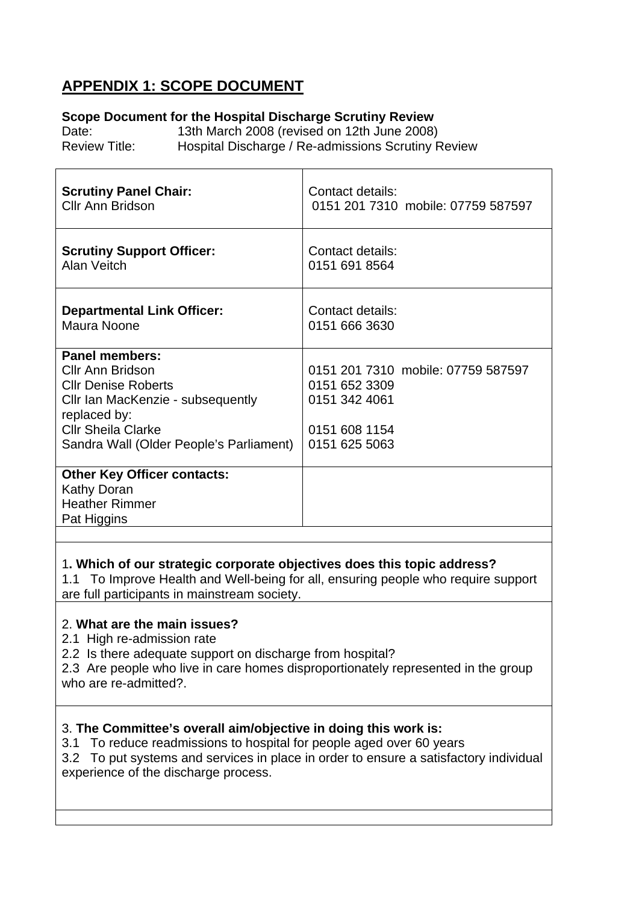# APPENDIX 1: SCOPE DOCUMENT

**Scope Document for the Hospital Discharge Scrutiny Review**

Date: 13th March 2008 (revised on 12th June 2008)
Review Title: Hospital Discharge / Re-admissions Scrutiny Review

| | |
|---|---|
| **Scrutiny Panel Chair:**<br>Cllr Ann Bridson | Contact details:<br>0151 201 7310 mobile: 07759 587597 |
| **Scrutiny Support Officer:**<br>Alan Veitch | Contact details:<br>0151 691 8564 |
| **Departmental Link Officer:**<br>Maura Noone | Contact details:<br>0151 666 3630 |
| **Panel members:**<br>Cllr Ann Bridson<br>Cllr Denise Roberts<br>Cllr Ian MacKenzie - subsequently replaced by:<br>Cllr Sheila Clarke<br>Sandra Wall (Older People's Parliament) | <br>0151 201 7310 mobile: 07759 587597<br>0151 652 3309<br>0151 342 4061<br><br>0151 608 1154<br>0151 625 5063 |
| **Other Key Officer contacts:**<br>Kathy Doran<br>Heather Rimmer<br>Pat Higgins | |

1**. Which of our strategic corporate objectives does this topic address?**

1.1 To Improve Health and Well-being for all, ensuring people who require support are full participants in mainstream society.

2. **What are the main issues?**

2.1 High re-admission rate

2.2 Is there adequate support on discharge from hospital?

2.3 Are people who live in care homes disproportionately represented in the group who are re-admitted?.

3. **The Committee's overall aim/objective in doing this work is:**

3.1 To reduce readmissions to hospital for people aged over 60 years

3.2 To put systems and services in place in order to ensure a satisfactory individual experience of the discharge process.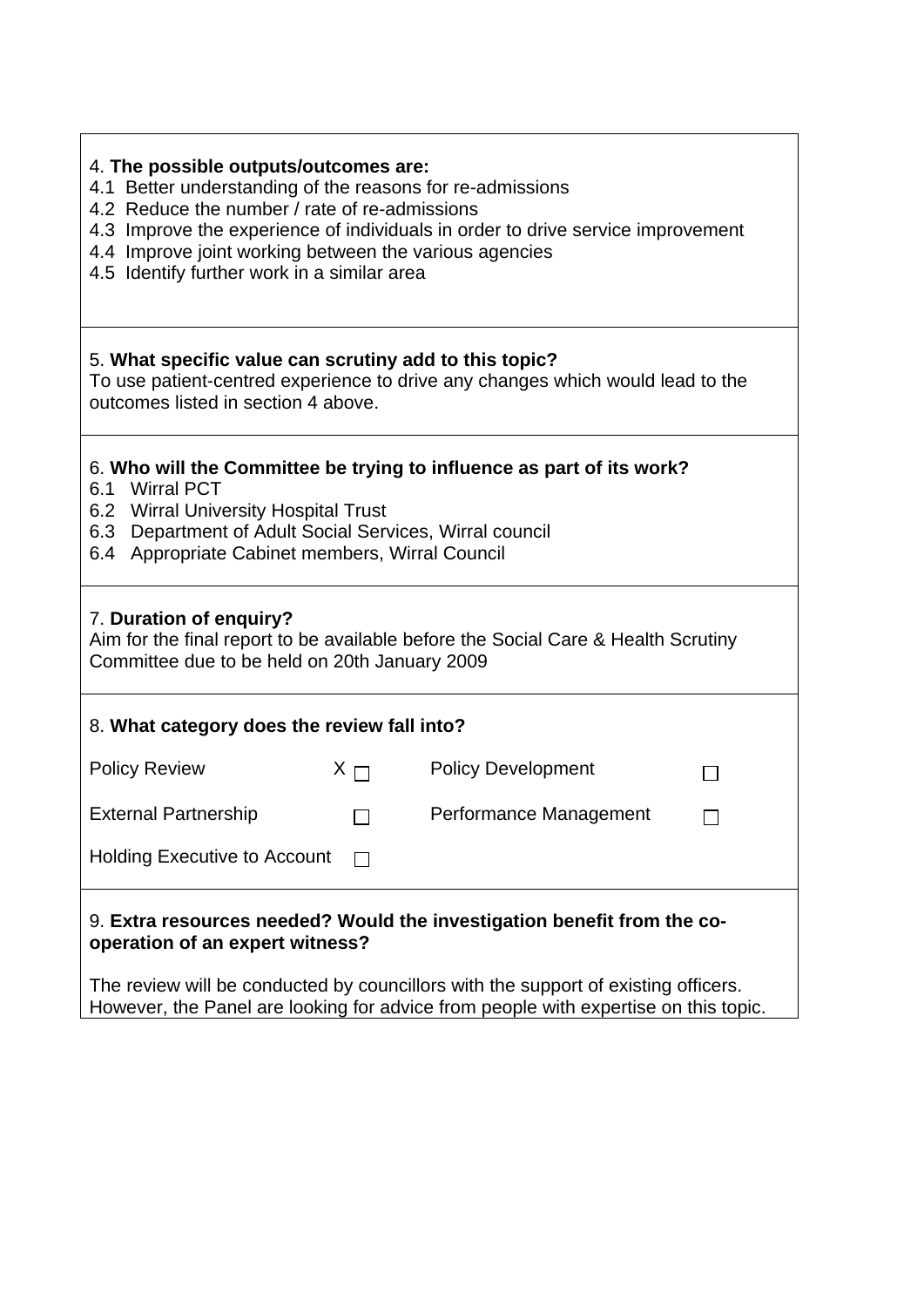4. **The possible outputs/outcomes are:**

4.1 Better understanding of the reasons for re-admissions
4.2 Reduce the number / rate of re-admissions
4.3 Improve the experience of individuals in order to drive service improvement
4.4 Improve joint working between the various agencies
4.5 Identify further work in a similar area

5. **What specific value can scrutiny add to this topic?**

To use patient-centred experience to drive any changes which would lead to the outcomes listed in section 4 above.

6. **Who will the Committee be trying to influence as part of its work?**

6.1 Wirral PCT
6.2 Wirral University Hospital Trust
6.3 Department of Adult Social Services, Wirral council
6.4 Appropriate Cabinet members, Wirral Council

7. **Duration of enquiry?**

Aim for the final report to be available before the Social Care & Health Scrutiny Committee due to be held on 20th January 2009

8. **What category does the review fall into?**

| | | | |
|---|---|---|---|
| Policy Review | X ☐ | Policy Development | ☐ |
| External Partnership | ☐ | Performance Management | ☐ |
| Holding Executive to Account | ☐ | | |

9. **Extra resources needed? Would the investigation benefit from the co-operation of an expert witness?**

The review will be conducted by councillors with the support of existing officers. However, the Panel are looking for advice from people with expertise on this topic.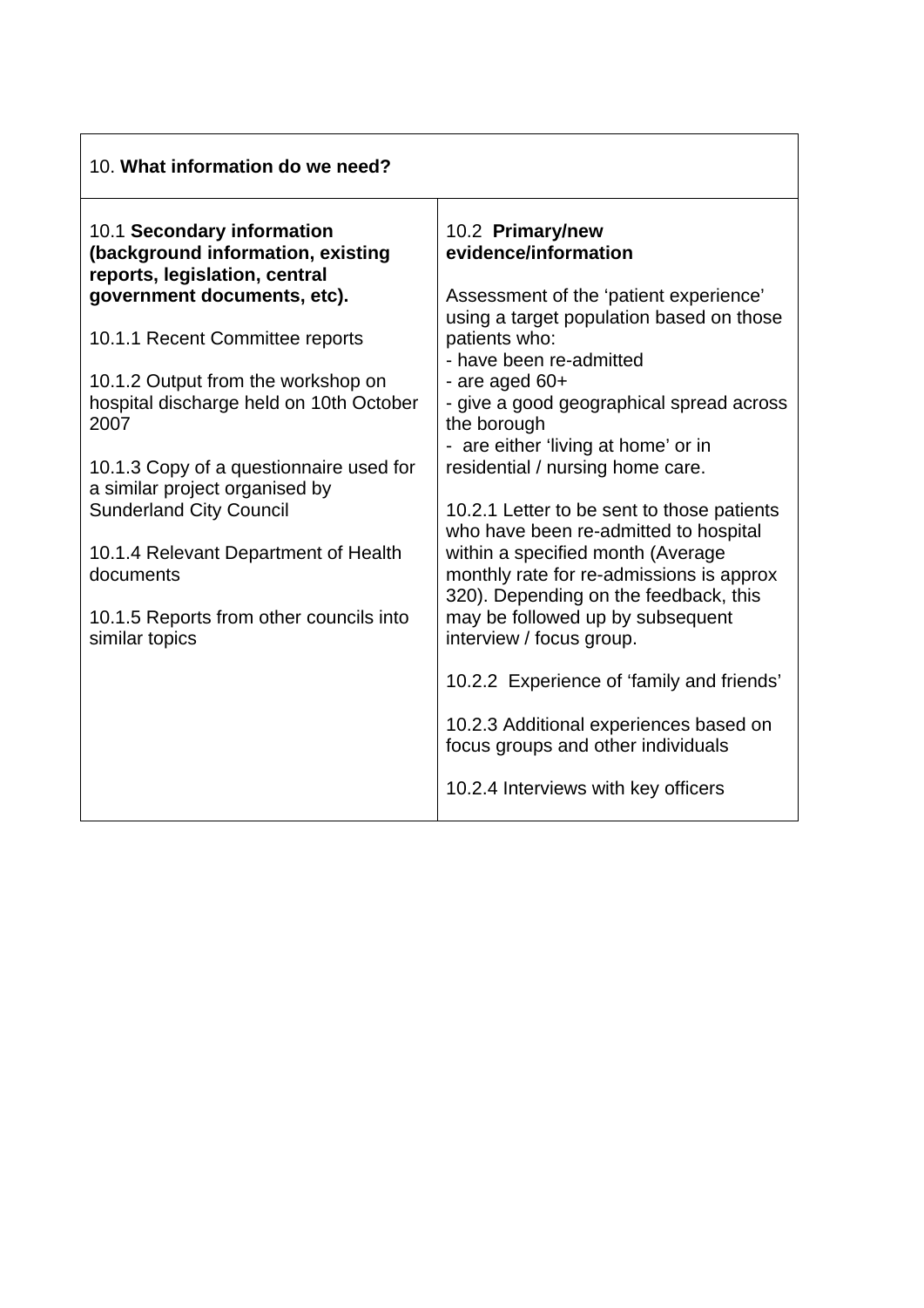| 10. **What information do we need?** | |
|---|---|
| 10.1 **Secondary information (background information, existing reports, legislation, central government documents, etc).**<br><br>10.1.1 Recent Committee reports<br><br>10.1.2 Output from the workshop on hospital discharge held on 10th October 2007<br><br>10.1.3 Copy of a questionnaire used for a similar project organised by Sunderland City Council<br><br>10.1.4 Relevant Department of Health documents<br><br>10.1.5 Reports from other councils into similar topics | 10.2 **Primary/new evidence/information**<br><br>Assessment of the 'patient experience' using a target population based on those patients who:<br>- have been re-admitted<br>- are aged 60+<br>- give a good geographical spread across the borough<br>- are either 'living at home' or in residential / nursing home care.<br><br>10.2.1 Letter to be sent to those patients who have been re-admitted to hospital within a specified month (Average monthly rate for re-admissions is approx 320). Depending on the feedback, this may be followed up by subsequent interview / focus group.<br><br>10.2.2 Experience of 'family and friends'<br><br>10.2.3 Additional experiences based on focus groups and other individuals<br><br>10.2.4 Interviews with key officers |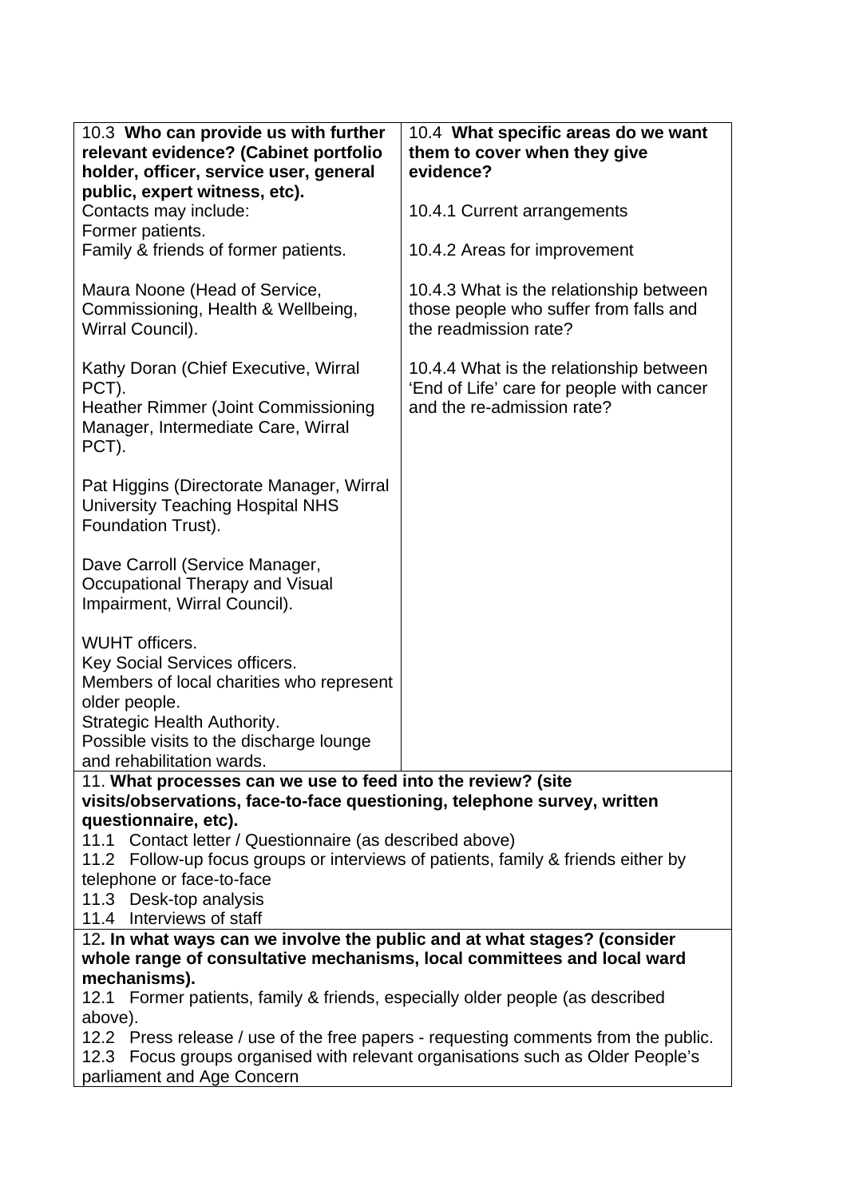| **10.3 Who can provide us with further relevant evidence? (Cabinet portfolio holder, officer, service user, general public, expert witness, etc).** | **10.4 What specific areas do we want them to cover when they give evidence?** |
| --- | --- |
| Contacts may include:<br>Former patients.<br>Family & friends of former patients.<br><br>Maura Noone (Head of Service, Commissioning, Health & Wellbeing, Wirral Council).<br><br>Kathy Doran (Chief Executive, Wirral PCT).<br>Heather Rimmer (Joint Commissioning Manager, Intermediate Care, Wirral PCT).<br><br>Pat Higgins (Directorate Manager, Wirral University Teaching Hospital NHS Foundation Trust).<br><br>Dave Carroll (Service Manager, Occupational Therapy and Visual Impairment, Wirral Council).<br><br>WUHT officers.<br>Key Social Services officers.<br>Members of local charities who represent older people.<br>Strategic Health Authority.<br>Possible visits to the discharge lounge and rehabilitation wards. | 10.4.1 Current arrangements<br><br>10.4.2 Areas for improvement<br><br>10.4.3 What is the relationship between those people who suffer from falls and the readmission rate?<br><br>10.4.4 What is the relationship between 'End of Life' care for people with cancer and the re-admission rate? |

11. **What processes can we use to feed into the review? (site visits/observations, face-to-face questioning, telephone survey, written questionnaire, etc).**

11.1 Contact letter / Questionnaire (as described above)
11.2 Follow-up focus groups or interviews of patients, family & friends either by telephone or face-to-face
11.3 Desk-top analysis
11.4 Interviews of staff

12**. In what ways can we involve the public and at what stages? (consider whole range of consultative mechanisms, local committees and local ward mechanisms).**

12.1 Former patients, family & friends, especially older people (as described above).
12.2 Press release / use of the free papers - requesting comments from the public.
12.3 Focus groups organised with relevant organisations such as Older People's parliament and Age Concern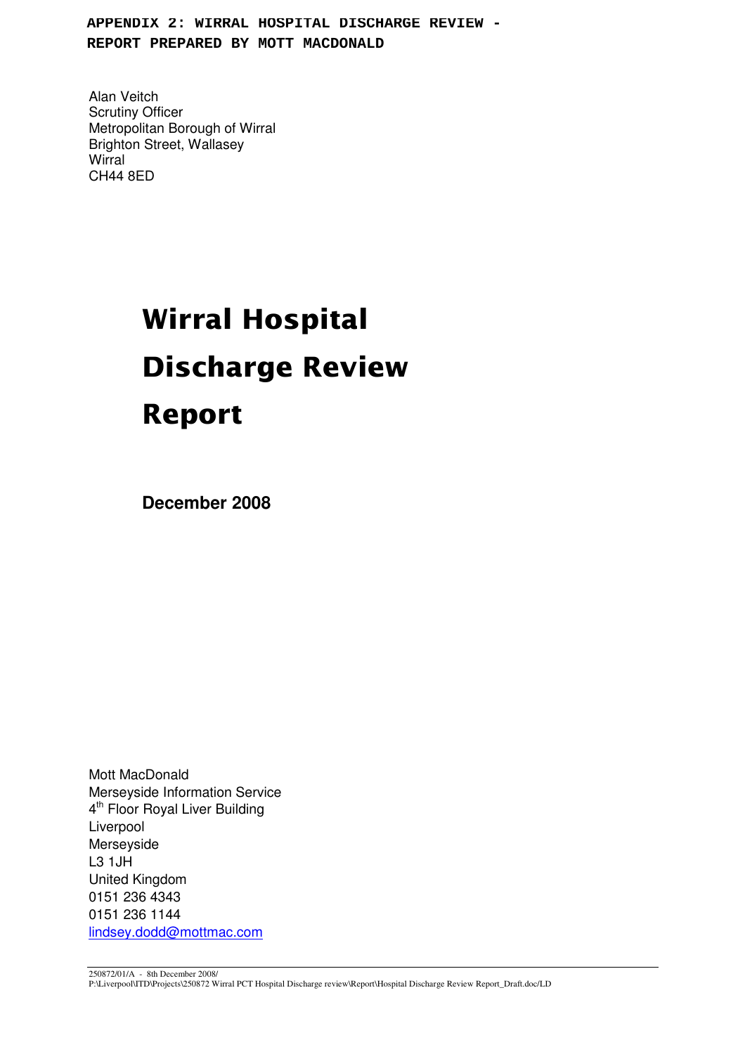**APPENDIX 2: WIRRAL HOSPITAL DISCHARGE REVIEW - REPORT PREPARED BY MOTT MACDONALD**

Alan Veitch
Scrutiny Officer
Metropolitan Borough of Wirral
Brighton Street, Wallasey
Wirral
CH44 8ED

# Wirral Hospital Discharge Review Report

**December 2008**

Mott MacDonald
Merseyside Information Service
4th Floor Royal Liver Building
Liverpool
Merseyside
L3 1JH
United Kingdom
0151 236 4343
0151 236 1144
lindsey.dodd@mottmac.com

250872/01/A - 8th December 2008/
P:\Liverpool\ITD\Projects\250872 Wirral PCT Hospital Discharge review\Report\Hospital Discharge Review Report_Draft.doc/LD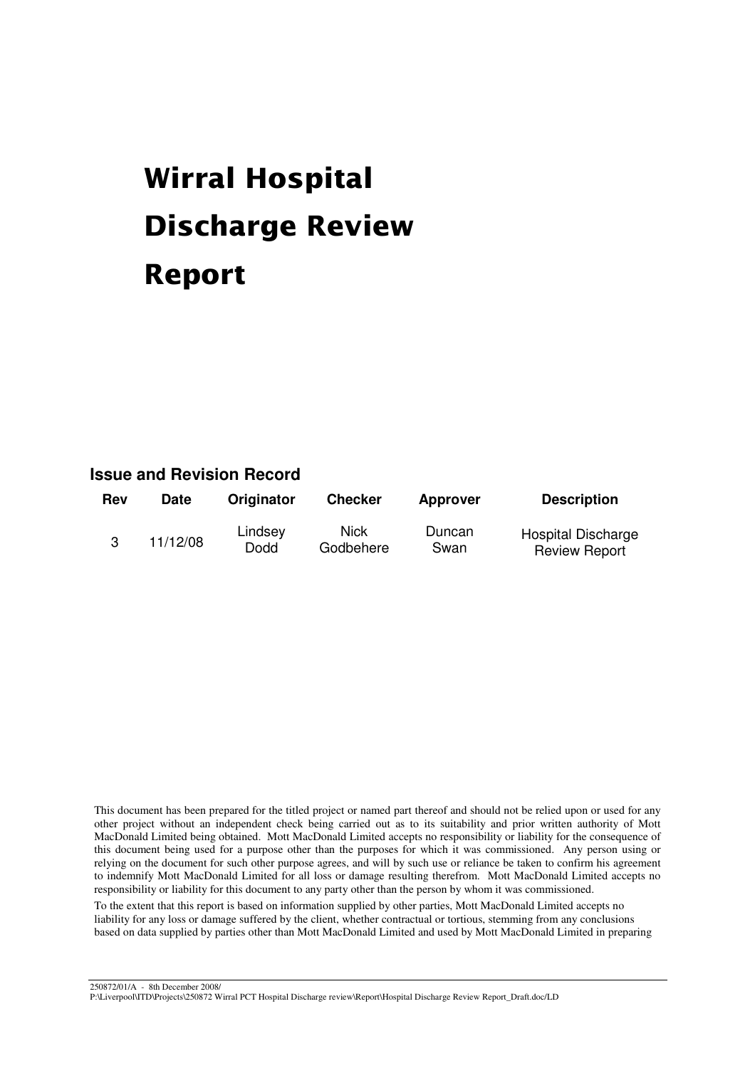# Wirral Hospital Discharge Review Report

## Issue and Revision Record

| Rev | Date | Originator | Checker | Approver | Description |
|---|---|---|---|---|---|
| 3 | 11/12/08 | Lindsey Dodd | Nick Godbehere | Duncan Swan | Hospital Discharge Review Report |

This document has been prepared for the titled project or named part thereof and should not be relied upon or used for any other project without an independent check being carried out as to its suitability and prior written authority of Mott MacDonald Limited being obtained. Mott MacDonald Limited accepts no responsibility or liability for the consequence of this document being used for a purpose other than the purposes for which it was commissioned. Any person using or relying on the document for such other purpose agrees, and will by such use or reliance be taken to confirm his agreement to indemnify Mott MacDonald Limited for all loss or damage resulting therefrom. Mott MacDonald Limited accepts no responsibility or liability for this document to any party other than the person by whom it was commissioned.

To the extent that this report is based on information supplied by other parties, Mott MacDonald Limited accepts no liability for any loss or damage suffered by the client, whether contractual or tortious, stemming from any conclusions based on data supplied by parties other than Mott MacDonald Limited and used by Mott MacDonald Limited in preparing

250872/01/A - 8th December 2008/
P:\Liverpool\ITD\Projects\250872 Wirral PCT Hospital Discharge review\Report\Hospital Discharge Review Report_Draft.doc/LD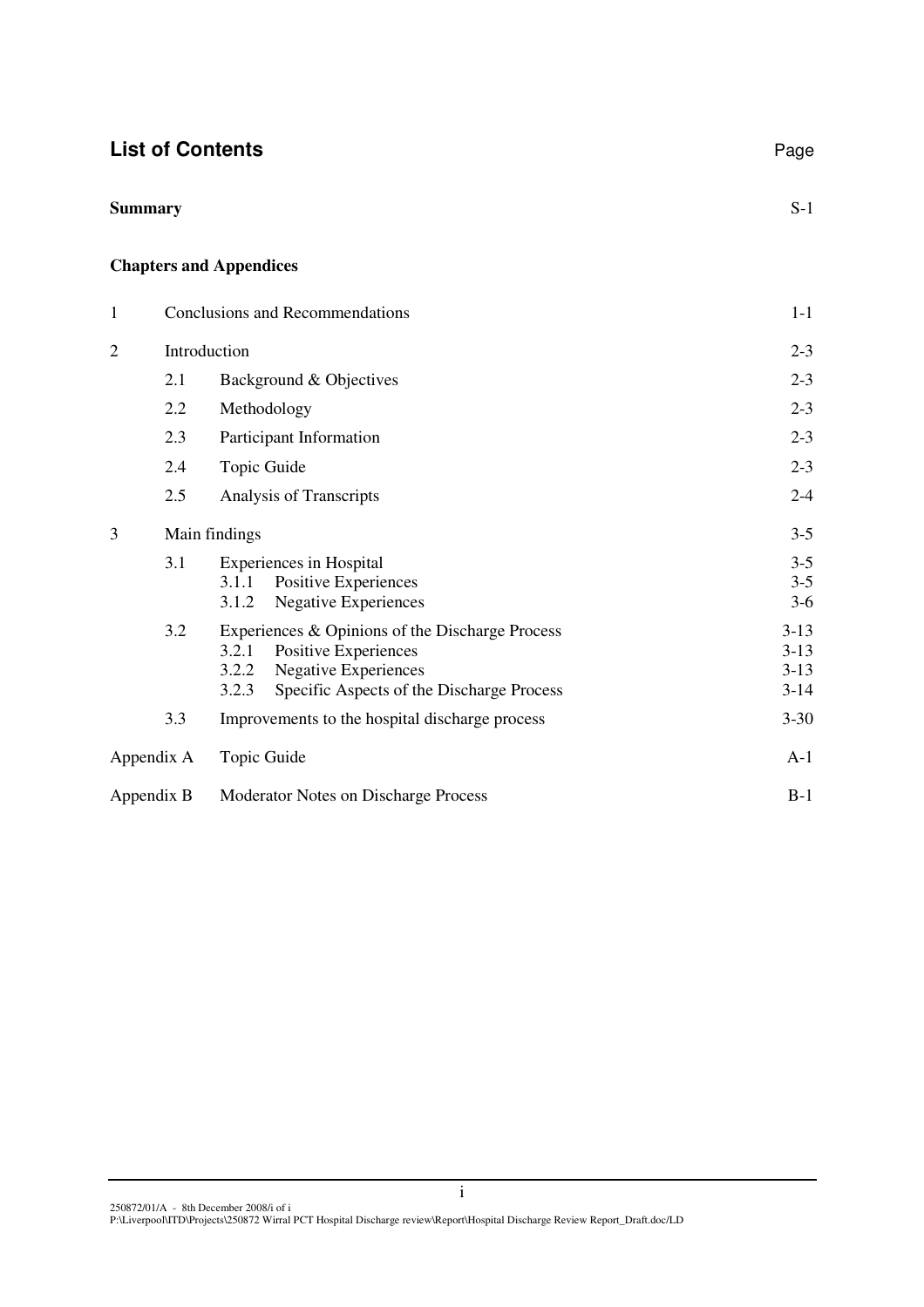## List of Contents

| | | Page |
|---|---|---|
| **Summary** | | S-1 |
| **Chapters and Appendices** | | |
| 1 | Conclusions and Recommendations | 1-1 |
| 2 | Introduction | 2-3 |
| | 2.1 Background & Objectives | 2-3 |
| | 2.2 Methodology | 2-3 |
| | 2.3 Participant Information | 2-3 |
| | 2.4 Topic Guide | 2-3 |
| | 2.5 Analysis of Transcripts | 2-4 |
| 3 | Main findings | 3-5 |
| | 3.1 Experiences in Hospital | 3-5 |
| | 3.1.1 Positive Experiences | 3-5 |
| | 3.1.2 Negative Experiences | 3-6 |
| | 3.2 Experiences & Opinions of the Discharge Process | 3-13 |
| | 3.2.1 Positive Experiences | 3-13 |
| | 3.2.2 Negative Experiences | 3-13 |
| | 3.2.3 Specific Aspects of the Discharge Process | 3-14 |
| | 3.3 Improvements to the hospital discharge process | 3-30 |
| Appendix A | Topic Guide | A-1 |
| Appendix B | Moderator Notes on Discharge Process | B-1 |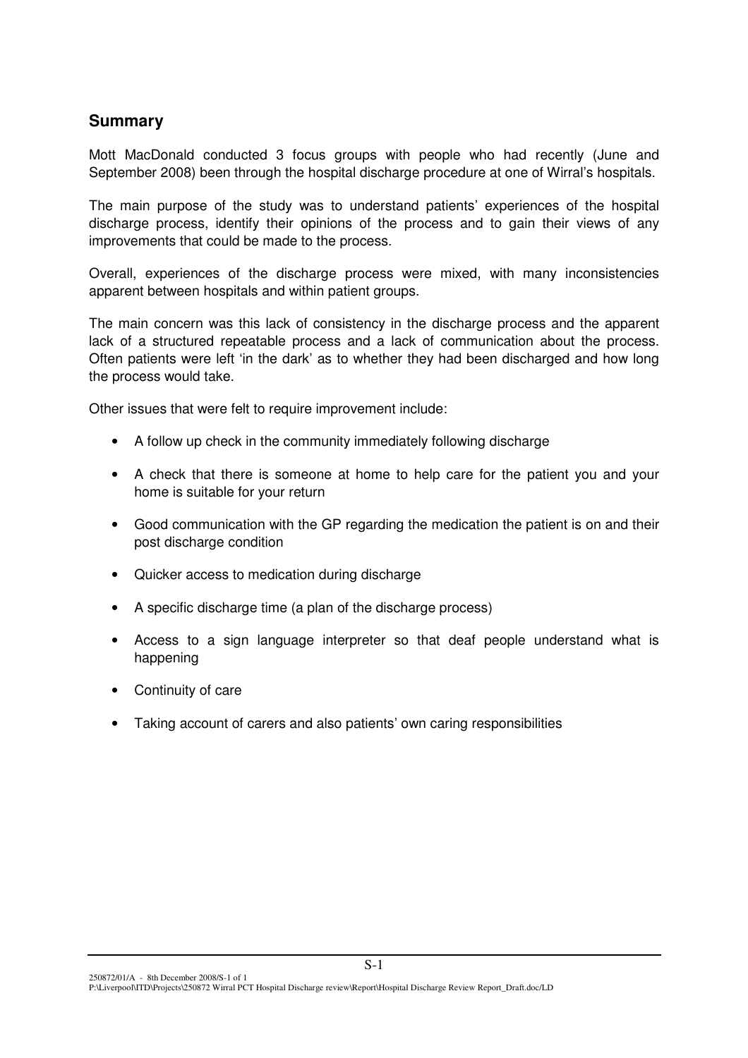## Summary

Mott MacDonald conducted 3 focus groups with people who had recently (June and September 2008) been through the hospital discharge procedure at one of Wirral's hospitals.

The main purpose of the study was to understand patients' experiences of the hospital discharge process, identify their opinions of the process and to gain their views of any improvements that could be made to the process.

Overall, experiences of the discharge process were mixed, with many inconsistencies apparent between hospitals and within patient groups.

The main concern was this lack of consistency in the discharge process and the apparent lack of a structured repeatable process and a lack of communication about the process. Often patients were left 'in the dark' as to whether they had been discharged and how long the process would take.

Other issues that were felt to require improvement include:

- A follow up check in the community immediately following discharge
- A check that there is someone at home to help care for the patient you and your home is suitable for your return
- Good communication with the GP regarding the medication the patient is on and their post discharge condition
- Quicker access to medication during discharge
- A specific discharge time (a plan of the discharge process)
- Access to a sign language interpreter so that deaf people understand what is happening
- Continuity of care
- Taking account of carers and also patients' own caring responsibilities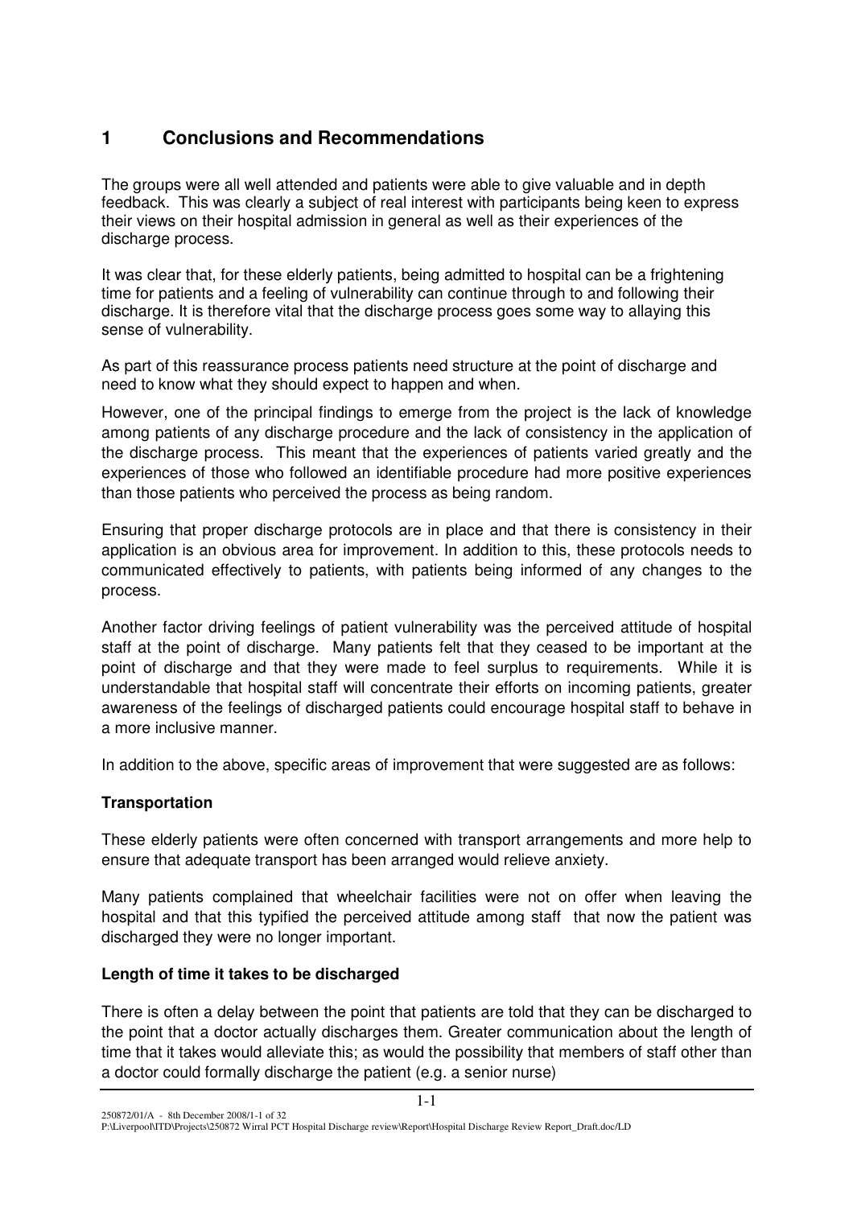# 1 Conclusions and Recommendations

The groups were all well attended and patients were able to give valuable and in depth feedback. This was clearly a subject of real interest with participants being keen to express their views on their hospital admission in general as well as their experiences of the discharge process.

It was clear that, for these elderly patients, being admitted to hospital can be a frightening time for patients and a feeling of vulnerability can continue through to and following their discharge. It is therefore vital that the discharge process goes some way to allaying this sense of vulnerability.

As part of this reassurance process patients need structure at the point of discharge and need to know what they should expect to happen and when.

However, one of the principal findings to emerge from the project is the lack of knowledge among patients of any discharge procedure and the lack of consistency in the application of the discharge process. This meant that the experiences of patients varied greatly and the experiences of those who followed an identifiable procedure had more positive experiences than those patients who perceived the process as being random.

Ensuring that proper discharge protocols are in place and that there is consistency in their application is an obvious area for improvement. In addition to this, these protocols needs to communicated effectively to patients, with patients being informed of any changes to the process.

Another factor driving feelings of patient vulnerability was the perceived attitude of hospital staff at the point of discharge. Many patients felt that they ceased to be important at the point of discharge and that they were made to feel surplus to requirements. While it is understandable that hospital staff will concentrate their efforts on incoming patients, greater awareness of the feelings of discharged patients could encourage hospital staff to behave in a more inclusive manner.

In addition to the above, specific areas of improvement that were suggested are as follows:

**Transportation**

These elderly patients were often concerned with transport arrangements and more help to ensure that adequate transport has been arranged would relieve anxiety.

Many patients complained that wheelchair facilities were not on offer when leaving the hospital and that this typified the perceived attitude among staff that now the patient was discharged they were no longer important.

**Length of time it takes to be discharged**

There is often a delay between the point that patients are told that they can be discharged to the point that a doctor actually discharges them. Greater communication about the length of time that it takes would alleviate this; as would the possibility that members of staff other than a doctor could formally discharge the patient (e.g. a senior nurse)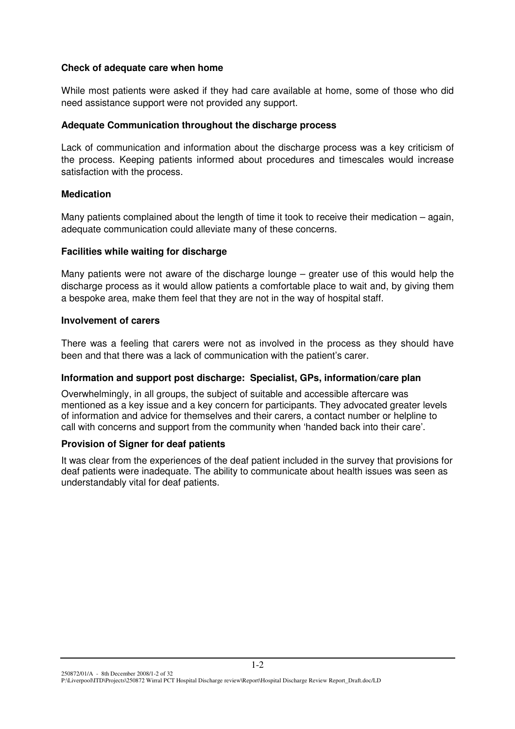**Check of adequate care when home**

While most patients were asked if they had care available at home, some of those who did need assistance support were not provided any support.

**Adequate Communication throughout the discharge process**

Lack of communication and information about the discharge process was a key criticism of the process. Keeping patients informed about procedures and timescales would increase satisfaction with the process.

**Medication**

Many patients complained about the length of time it took to receive their medication – again, adequate communication could alleviate many of these concerns.

**Facilities while waiting for discharge**

Many patients were not aware of the discharge lounge – greater use of this would help the discharge process as it would allow patients a comfortable place to wait and, by giving them a bespoke area, make them feel that they are not in the way of hospital staff.

**Involvement of carers**

There was a feeling that carers were not as involved in the process as they should have been and that there was a lack of communication with the patient's carer.

**Information and support post discharge: Specialist, GPs, information/care plan**

Overwhelmingly, in all groups, the subject of suitable and accessible aftercare was mentioned as a key issue and a key concern for participants. They advocated greater levels of information and advice for themselves and their carers, a contact number or helpline to call with concerns and support from the community when 'handed back into their care'.

**Provision of Signer for deaf patients**

It was clear from the experiences of the deaf patient included in the survey that provisions for deaf patients were inadequate. The ability to communicate about health issues was seen as understandably vital for deaf patients.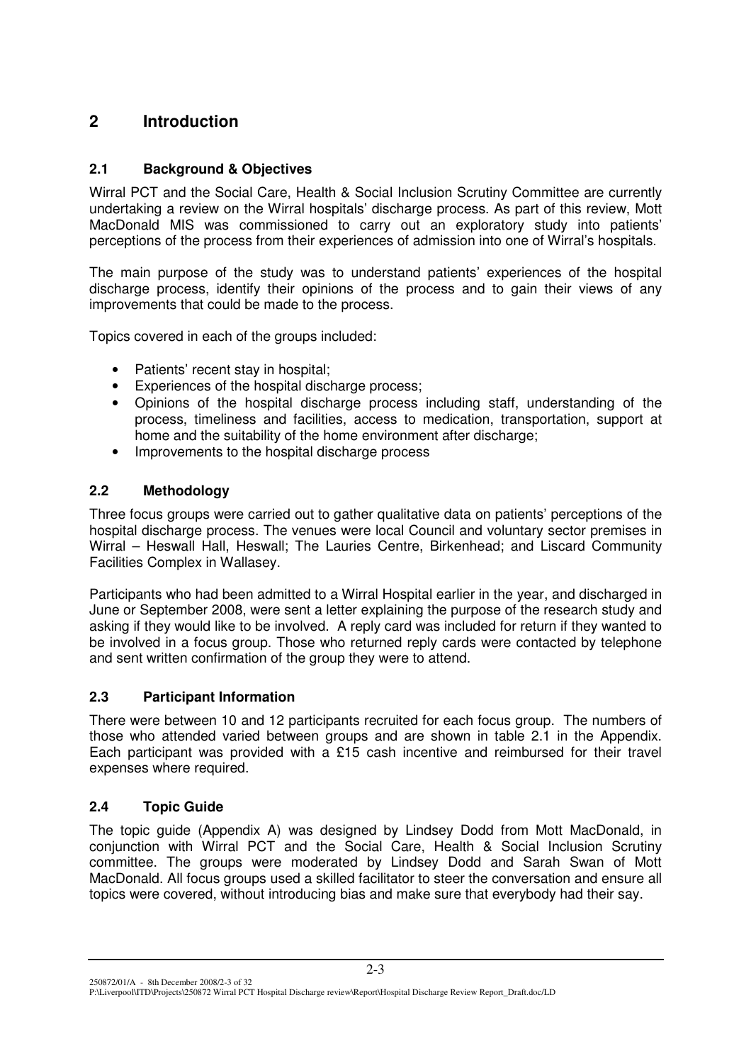# 2 Introduction

## 2.1 Background & Objectives

Wirral PCT and the Social Care, Health & Social Inclusion Scrutiny Committee are currently undertaking a review on the Wirral hospitals' discharge process. As part of this review, Mott MacDonald MIS was commissioned to carry out an exploratory study into patients' perceptions of the process from their experiences of admission into one of Wirral's hospitals.

The main purpose of the study was to understand patients' experiences of the hospital discharge process, identify their opinions of the process and to gain their views of any improvements that could be made to the process.

Topics covered in each of the groups included:

- Patients' recent stay in hospital;
- Experiences of the hospital discharge process;
- Opinions of the hospital discharge process including staff, understanding of the process, timeliness and facilities, access to medication, transportation, support at home and the suitability of the home environment after discharge;
- Improvements to the hospital discharge process

## 2.2 Methodology

Three focus groups were carried out to gather qualitative data on patients' perceptions of the hospital discharge process. The venues were local Council and voluntary sector premises in Wirral – Heswall Hall, Heswall; The Lauries Centre, Birkenhead; and Liscard Community Facilities Complex in Wallasey.

Participants who had been admitted to a Wirral Hospital earlier in the year, and discharged in June or September 2008, were sent a letter explaining the purpose of the research study and asking if they would like to be involved. A reply card was included for return if they wanted to be involved in a focus group. Those who returned reply cards were contacted by telephone and sent written confirmation of the group they were to attend.

## 2.3 Participant Information

There were between 10 and 12 participants recruited for each focus group. The numbers of those who attended varied between groups and are shown in table 2.1 in the Appendix. Each participant was provided with a £15 cash incentive and reimbursed for their travel expenses where required.

## 2.4 Topic Guide

The topic guide (Appendix A) was designed by Lindsey Dodd from Mott MacDonald, in conjunction with Wirral PCT and the Social Care, Health & Social Inclusion Scrutiny committee. The groups were moderated by Lindsey Dodd and Sarah Swan of Mott MacDonald. All focus groups used a skilled facilitator to steer the conversation and ensure all topics were covered, without introducing bias and make sure that everybody had their say.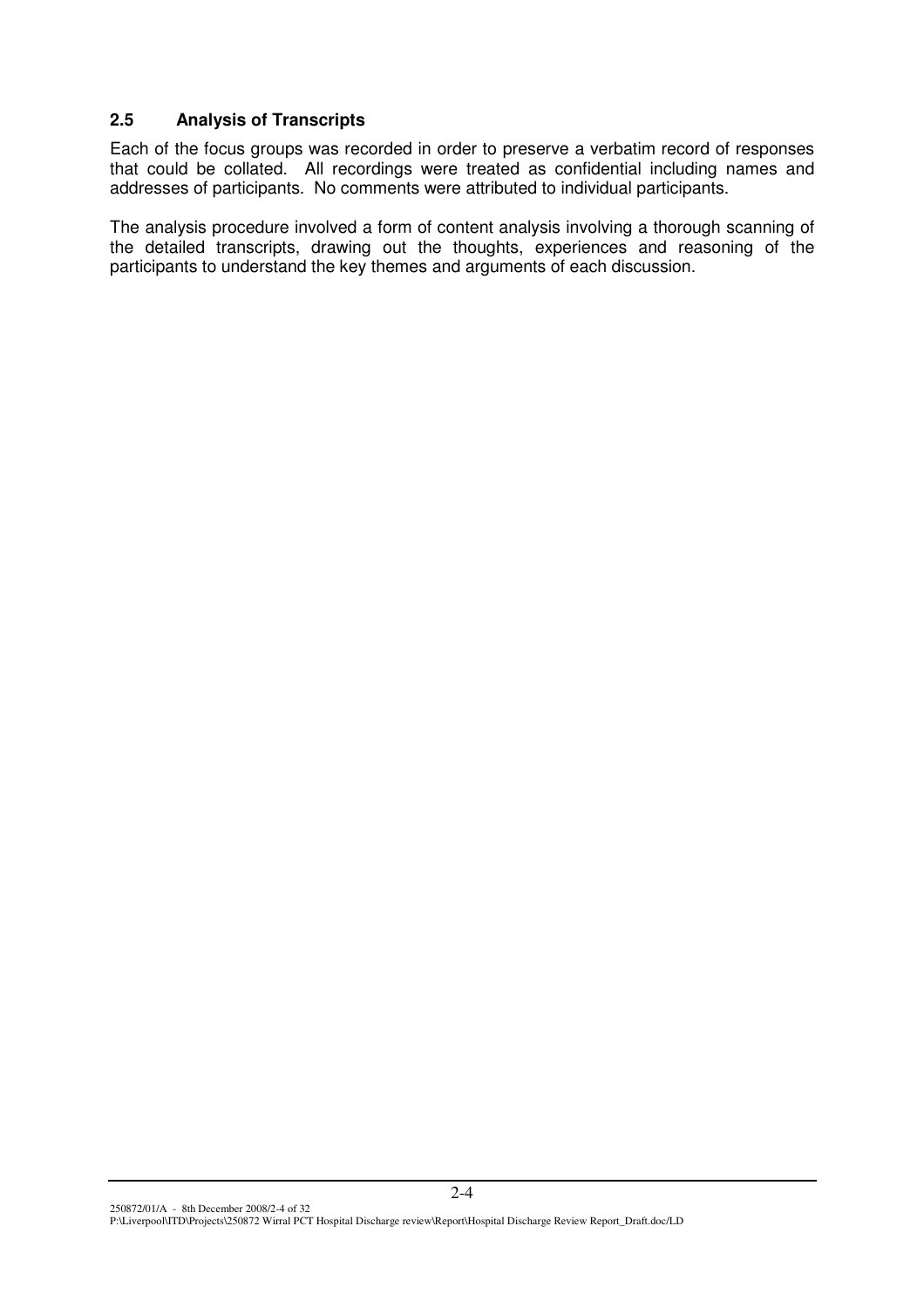### 2.5 Analysis of Transcripts

Each of the focus groups was recorded in order to preserve a verbatim record of responses that could be collated. All recordings were treated as confidential including names and addresses of participants. No comments were attributed to individual participants.

The analysis procedure involved a form of content analysis involving a thorough scanning of the detailed transcripts, drawing out the thoughts, experiences and reasoning of the participants to understand the key themes and arguments of each discussion.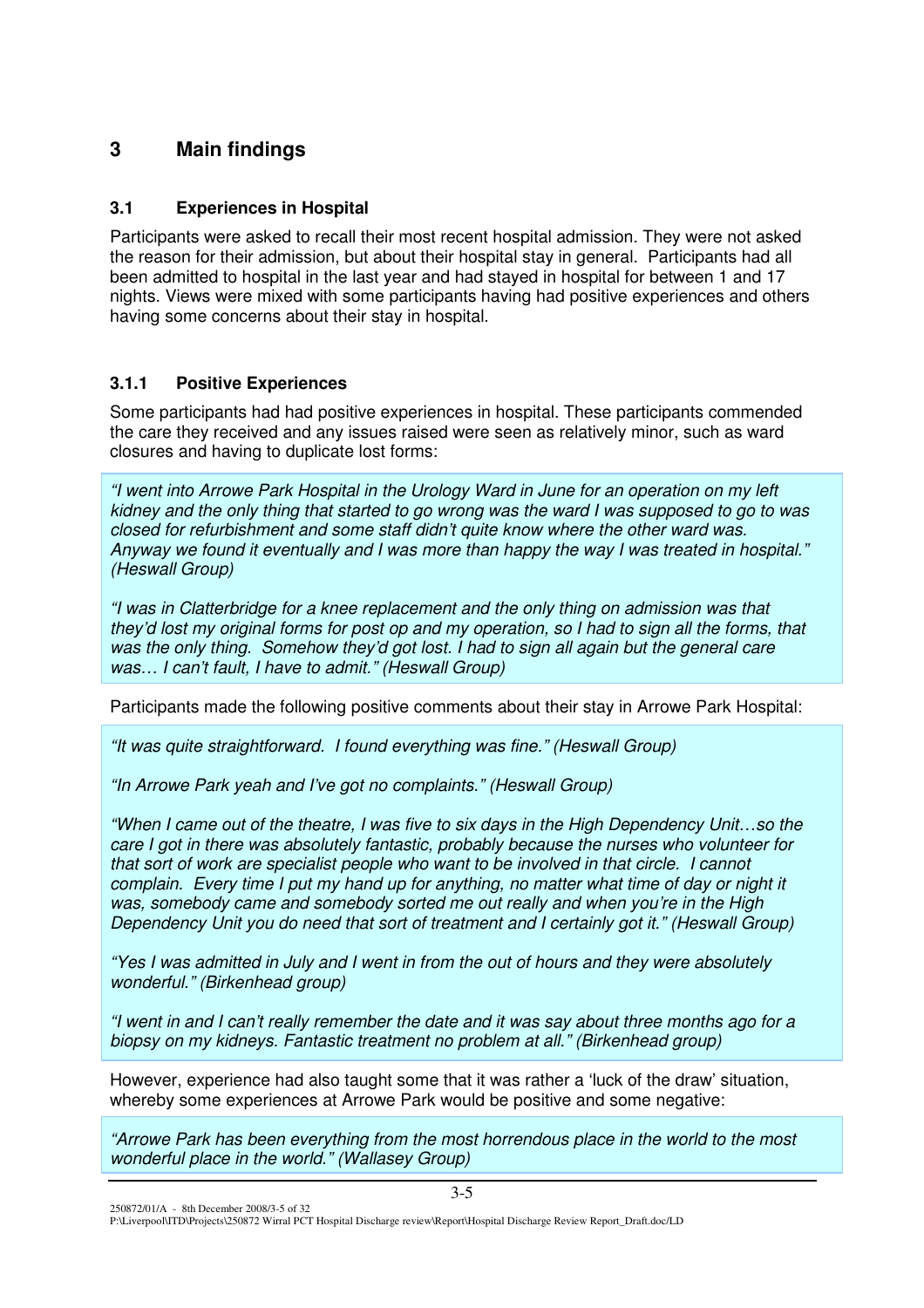# 3 Main findings

## 3.1 Experiences in Hospital

Participants were asked to recall their most recent hospital admission. They were not asked the reason for their admission, but about their hospital stay in general. Participants had all been admitted to hospital in the last year and had stayed in hospital for between 1 and 17 nights. Views were mixed with some participants having had positive experiences and others having some concerns about their stay in hospital.

### 3.1.1 Positive Experiences

Some participants had had positive experiences in hospital. These participants commended the care they received and any issues raised were seen as relatively minor, such as ward closures and having to duplicate lost forms:

> *"I went into Arrowe Park Hospital in the Urology Ward in June for an operation on my left kidney and the only thing that started to go wrong was the ward I was supposed to go to was closed for refurbishment and some staff didn't quite know where the other ward was. Anyway we found it eventually and I was more than happy the way I was treated in hospital." (Heswall Group)*
>
> *"I was in Clatterbridge for a knee replacement and the only thing on admission was that they'd lost my original forms for post op and my operation, so I had to sign all the forms, that was the only thing. Somehow they'd got lost. I had to sign all again but the general care was… I can't fault, I have to admit." (Heswall Group)*

Participants made the following positive comments about their stay in Arrowe Park Hospital:

> *"It was quite straightforward. I found everything was fine." (Heswall Group)*
>
> *"In Arrowe Park yeah and I've got no complaints." (Heswall Group)*
>
> *"When I came out of the theatre, I was five to six days in the High Dependency Unit…so the care I got in there was absolutely fantastic, probably because the nurses who volunteer for that sort of work are specialist people who want to be involved in that circle. I cannot complain. Every time I put my hand up for anything, no matter what time of day or night it was, somebody came and somebody sorted me out really and when you're in the High Dependency Unit you do need that sort of treatment and I certainly got it." (Heswall Group)*
>
> *"Yes I was admitted in July and I went in from the out of hours and they were absolutely wonderful." (Birkenhead group)*
>
> *"I went in and I can't really remember the date and it was say about three months ago for a biopsy on my kidneys. Fantastic treatment no problem at all." (Birkenhead group)*

However, experience had also taught some that it was rather a 'luck of the draw' situation, whereby some experiences at Arrowe Park would be positive and some negative:

> *"Arrowe Park has been everything from the most horrendous place in the world to the most wonderful place in the world." (Wallasey Group)*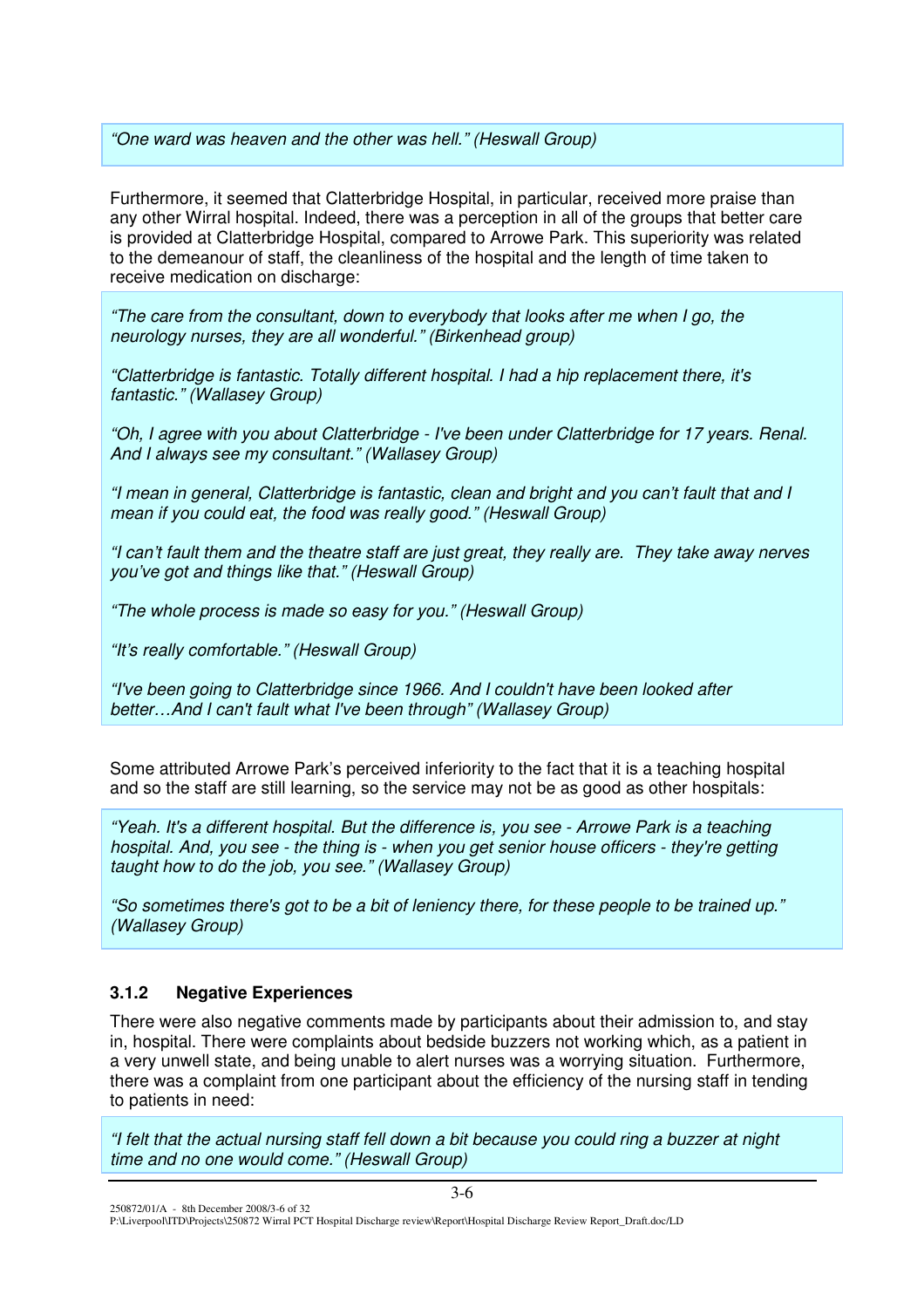*“One ward was heaven and the other was hell.” (Heswall Group)*

Furthermore, it seemed that Clatterbridge Hospital, in particular, received more praise than any other Wirral hospital. Indeed, there was a perception in all of the groups that better care is provided at Clatterbridge Hospital, compared to Arrowe Park. This superiority was related to the demeanour of staff, the cleanliness of the hospital and the length of time taken to receive medication on discharge:

*“The care from the consultant, down to everybody that looks after me when I go, the neurology nurses, they are all wonderful.” (Birkenhead group)*

*“Clatterbridge is fantastic. Totally different hospital. I had a hip replacement there, it's fantastic.” (Wallasey Group)*

*“Oh, I agree with you about Clatterbridge - I've been under Clatterbridge for 17 years. Renal. And I always see my consultant.” (Wallasey Group)*

*“I mean in general, Clatterbridge is fantastic, clean and bright and you can’t fault that and I mean if you could eat, the food was really good.” (Heswall Group)*

*“I can’t fault them and the theatre staff are just great, they really are. They take away nerves you’ve got and things like that.” (Heswall Group)*

*“The whole process is made so easy for you.” (Heswall Group)*

*“It’s really comfortable.” (Heswall Group)*

*“I've been going to Clatterbridge since 1966. And I couldn't have been looked after better…And I can't fault what I've been through” (Wallasey Group)*

Some attributed Arrowe Park’s perceived inferiority to the fact that it is a teaching hospital and so the staff are still learning, so the service may not be as good as other hospitals:

*“Yeah. It's a different hospital. But the difference is, you see - Arrowe Park is a teaching hospital. And, you see - the thing is - when you get senior house officers - they're getting taught how to do the job, you see.” (Wallasey Group)*

*“So sometimes there's got to be a bit of leniency there, for these people to be trained up.” (Wallasey Group)*

### 3.1.2 Negative Experiences

There were also negative comments made by participants about their admission to, and stay in, hospital. There were complaints about bedside buzzers not working which, as a patient in a very unwell state, and being unable to alert nurses was a worrying situation. Furthermore, there was a complaint from one participant about the efficiency of the nursing staff in tending to patients in need:

*“I felt that the actual nursing staff fell down a bit because you could ring a buzzer at night time and no one would come.” (Heswall Group)*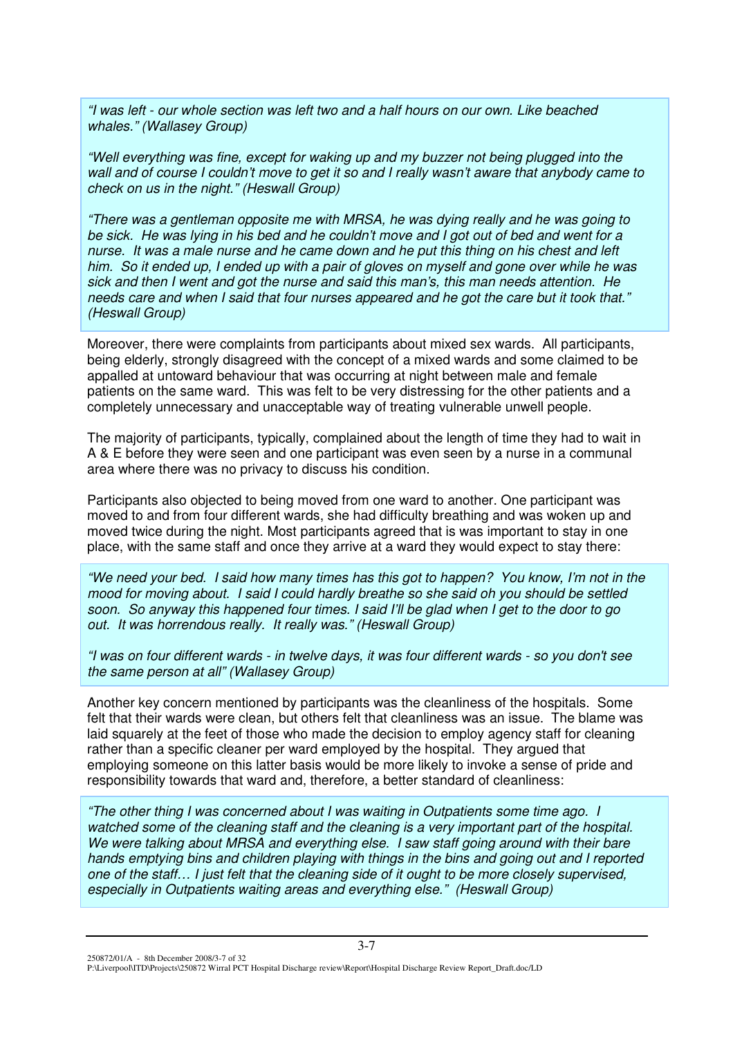*"I was left - our whole section was left two and a half hours on our own. Like beached whales." (Wallasey Group)*

*"Well everything was fine, except for waking up and my buzzer not being plugged into the wall and of course I couldn't move to get it so and I really wasn't aware that anybody came to check on us in the night." (Heswall Group)*

*"There was a gentleman opposite me with MRSA, he was dying really and he was going to be sick. He was lying in his bed and he couldn't move and I got out of bed and went for a nurse. It was a male nurse and he came down and he put this thing on his chest and left him. So it ended up, I ended up with a pair of gloves on myself and gone over while he was sick and then I went and got the nurse and said this man's, this man needs attention. He needs care and when I said that four nurses appeared and he got the care but it took that." (Heswall Group)*

Moreover, there were complaints from participants about mixed sex wards. All participants, being elderly, strongly disagreed with the concept of a mixed wards and some claimed to be appalled at untoward behaviour that was occurring at night between male and female patients on the same ward. This was felt to be very distressing for the other patients and a completely unnecessary and unacceptable way of treating vulnerable unwell people.

The majority of participants, typically, complained about the length of time they had to wait in A & E before they were seen and one participant was even seen by a nurse in a communal area where there was no privacy to discuss his condition.

Participants also objected to being moved from one ward to another. One participant was moved to and from four different wards, she had difficulty breathing and was woken up and moved twice during the night. Most participants agreed that is was important to stay in one place, with the same staff and once they arrive at a ward they would expect to stay there:

*"We need your bed. I said how many times has this got to happen? You know, I'm not in the mood for moving about. I said I could hardly breathe so she said oh you should be settled soon. So anyway this happened four times. I said I'll be glad when I get to the door to go out. It was horrendous really. It really was." (Heswall Group)*

*"I was on four different wards - in twelve days, it was four different wards - so you don't see the same person at all" (Wallasey Group)*

Another key concern mentioned by participants was the cleanliness of the hospitals. Some felt that their wards were clean, but others felt that cleanliness was an issue. The blame was laid squarely at the feet of those who made the decision to employ agency staff for cleaning rather than a specific cleaner per ward employed by the hospital. They argued that employing someone on this latter basis would be more likely to invoke a sense of pride and responsibility towards that ward and, therefore, a better standard of cleanliness:

*"The other thing I was concerned about I was waiting in Outpatients some time ago. I watched some of the cleaning staff and the cleaning is a very important part of the hospital. We were talking about MRSA and everything else. I saw staff going around with their bare hands emptying bins and children playing with things in the bins and going out and I reported one of the staff… I just felt that the cleaning side of it ought to be more closely supervised, especially in Outpatients waiting areas and everything else." (Heswall Group)*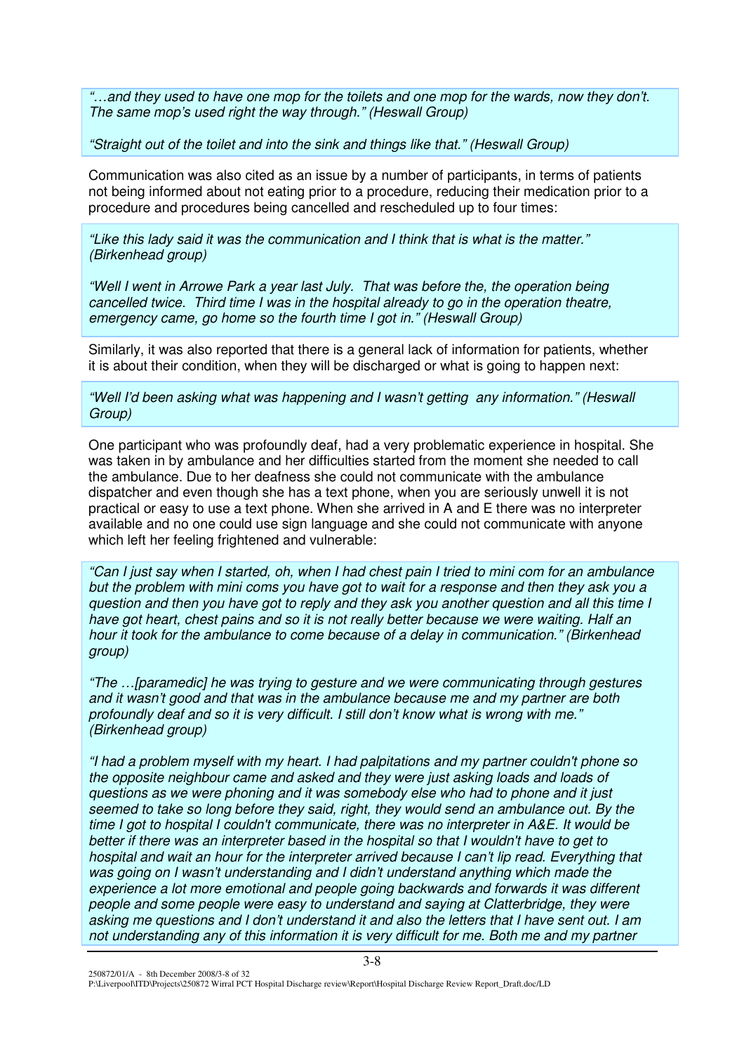*"…and they used to have one mop for the toilets and one mop for the wards, now they don't. The same mop's used right the way through." (Heswall Group)*

*"Straight out of the toilet and into the sink and things like that." (Heswall Group)*

Communication was also cited as an issue by a number of participants, in terms of patients not being informed about not eating prior to a procedure, reducing their medication prior to a procedure and procedures being cancelled and rescheduled up to four times:

*"Like this lady said it was the communication and I think that is what is the matter." (Birkenhead group)*

*"Well I went in Arrowe Park a year last July. That was before the, the operation being cancelled twice. Third time I was in the hospital already to go in the operation theatre, emergency came, go home so the fourth time I got in." (Heswall Group)*

Similarly, it was also reported that there is a general lack of information for patients, whether it is about their condition, when they will be discharged or what is going to happen next:

*"Well I'd been asking what was happening and I wasn't getting any information." (Heswall Group)*

One participant who was profoundly deaf, had a very problematic experience in hospital. She was taken in by ambulance and her difficulties started from the moment she needed to call the ambulance. Due to her deafness she could not communicate with the ambulance dispatcher and even though she has a text phone, when you are seriously unwell it is not practical or easy to use a text phone. When she arrived in A and E there was no interpreter available and no one could use sign language and she could not communicate with anyone which left her feeling frightened and vulnerable:

*"Can I just say when I started, oh, when I had chest pain I tried to mini com for an ambulance but the problem with mini coms you have got to wait for a response and then they ask you a question and then you have got to reply and they ask you another question and all this time I have got heart, chest pains and so it is not really better because we were waiting. Half an hour it took for the ambulance to come because of a delay in communication." (Birkenhead group)*

*"The …[paramedic] he was trying to gesture and we were communicating through gestures and it wasn't good and that was in the ambulance because me and my partner are both profoundly deaf and so it is very difficult. I still don't know what is wrong with me." (Birkenhead group)*

*"I had a problem myself with my heart. I had palpitations and my partner couldn't phone so the opposite neighbour came and asked and they were just asking loads and loads of questions as we were phoning and it was somebody else who had to phone and it just seemed to take so long before they said, right, they would send an ambulance out. By the time I got to hospital I couldn't communicate, there was no interpreter in A&E. It would be better if there was an interpreter based in the hospital so that I wouldn't have to get to hospital and wait an hour for the interpreter arrived because I can't lip read. Everything that was going on I wasn't understanding and I didn't understand anything which made the experience a lot more emotional and people going backwards and forwards it was different people and some people were easy to understand and saying at Clatterbridge, they were asking me questions and I don't understand it and also the letters that I have sent out. I am not understanding any of this information it is very difficult for me. Both me and my partner*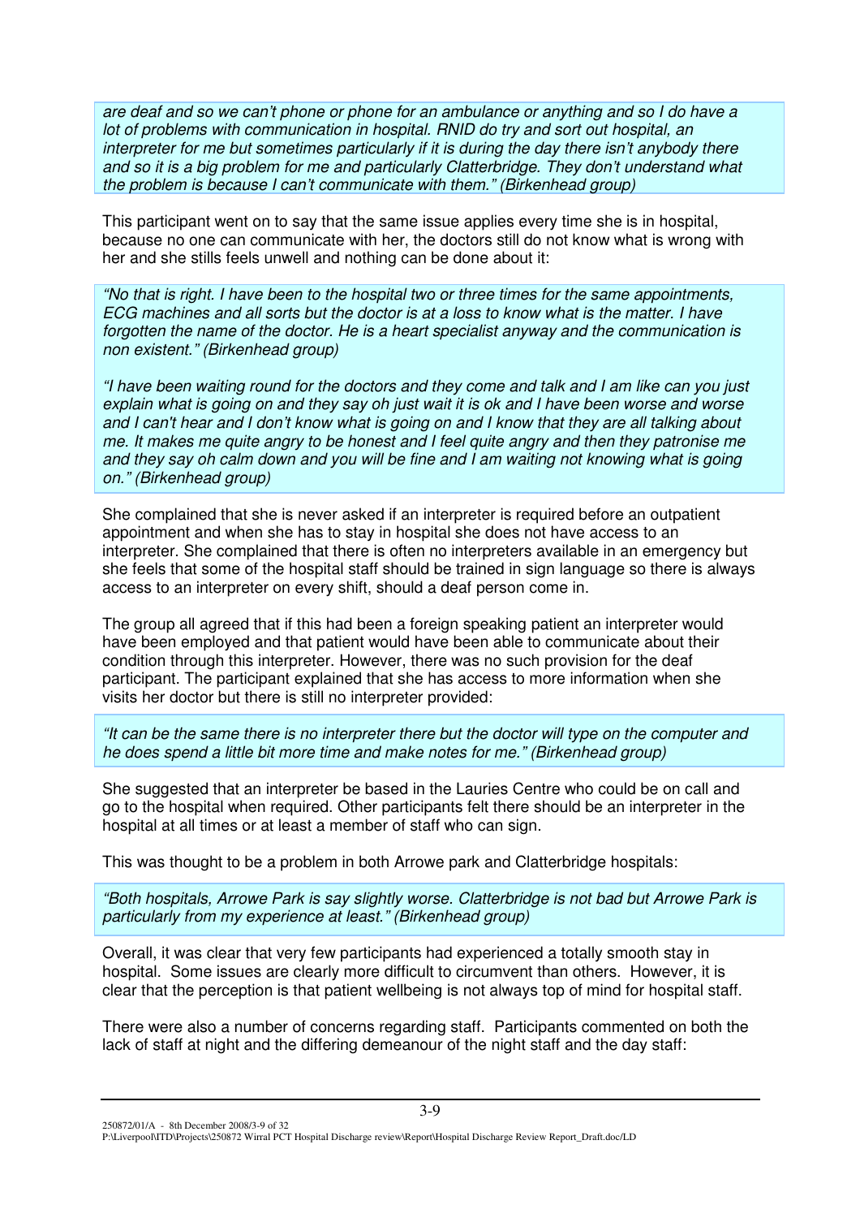*are deaf and so we can't phone or phone for an ambulance or anything and so I do have a lot of problems with communication in hospital. RNID do try and sort out hospital, an interpreter for me but sometimes particularly if it is during the day there isn't anybody there and so it is a big problem for me and particularly Clatterbridge. They don't understand what the problem is because I can't communicate with them." (Birkenhead group)*

This participant went on to say that the same issue applies every time she is in hospital, because no one can communicate with her, the doctors still do not know what is wrong with her and she stills feels unwell and nothing can be done about it:

*"No that is right. I have been to the hospital two or three times for the same appointments, ECG machines and all sorts but the doctor is at a loss to know what is the matter. I have forgotten the name of the doctor. He is a heart specialist anyway and the communication is non existent." (Birkenhead group)*

*"I have been waiting round for the doctors and they come and talk and I am like can you just explain what is going on and they say oh just wait it is ok and I have been worse and worse and I can't hear and I don't know what is going on and I know that they are all talking about me. It makes me quite angry to be honest and I feel quite angry and then they patronise me and they say oh calm down and you will be fine and I am waiting not knowing what is going on." (Birkenhead group)*

She complained that she is never asked if an interpreter is required before an outpatient appointment and when she has to stay in hospital she does not have access to an interpreter. She complained that there is often no interpreters available in an emergency but she feels that some of the hospital staff should be trained in sign language so there is always access to an interpreter on every shift, should a deaf person come in.

The group all agreed that if this had been a foreign speaking patient an interpreter would have been employed and that patient would have been able to communicate about their condition through this interpreter. However, there was no such provision for the deaf participant. The participant explained that she has access to more information when she visits her doctor but there is still no interpreter provided:

*"It can be the same there is no interpreter there but the doctor will type on the computer and he does spend a little bit more time and make notes for me." (Birkenhead group)*

She suggested that an interpreter be based in the Lauries Centre who could be on call and go to the hospital when required. Other participants felt there should be an interpreter in the hospital at all times or at least a member of staff who can sign.

This was thought to be a problem in both Arrowe park and Clatterbridge hospitals:

*"Both hospitals, Arrowe Park is say slightly worse. Clatterbridge is not bad but Arrowe Park is particularly from my experience at least." (Birkenhead group)*

Overall, it was clear that very few participants had experienced a totally smooth stay in hospital. Some issues are clearly more difficult to circumvent than others. However, it is clear that the perception is that patient wellbeing is not always top of mind for hospital staff.

There were also a number of concerns regarding staff. Participants commented on both the lack of staff at night and the differing demeanour of the night staff and the day staff: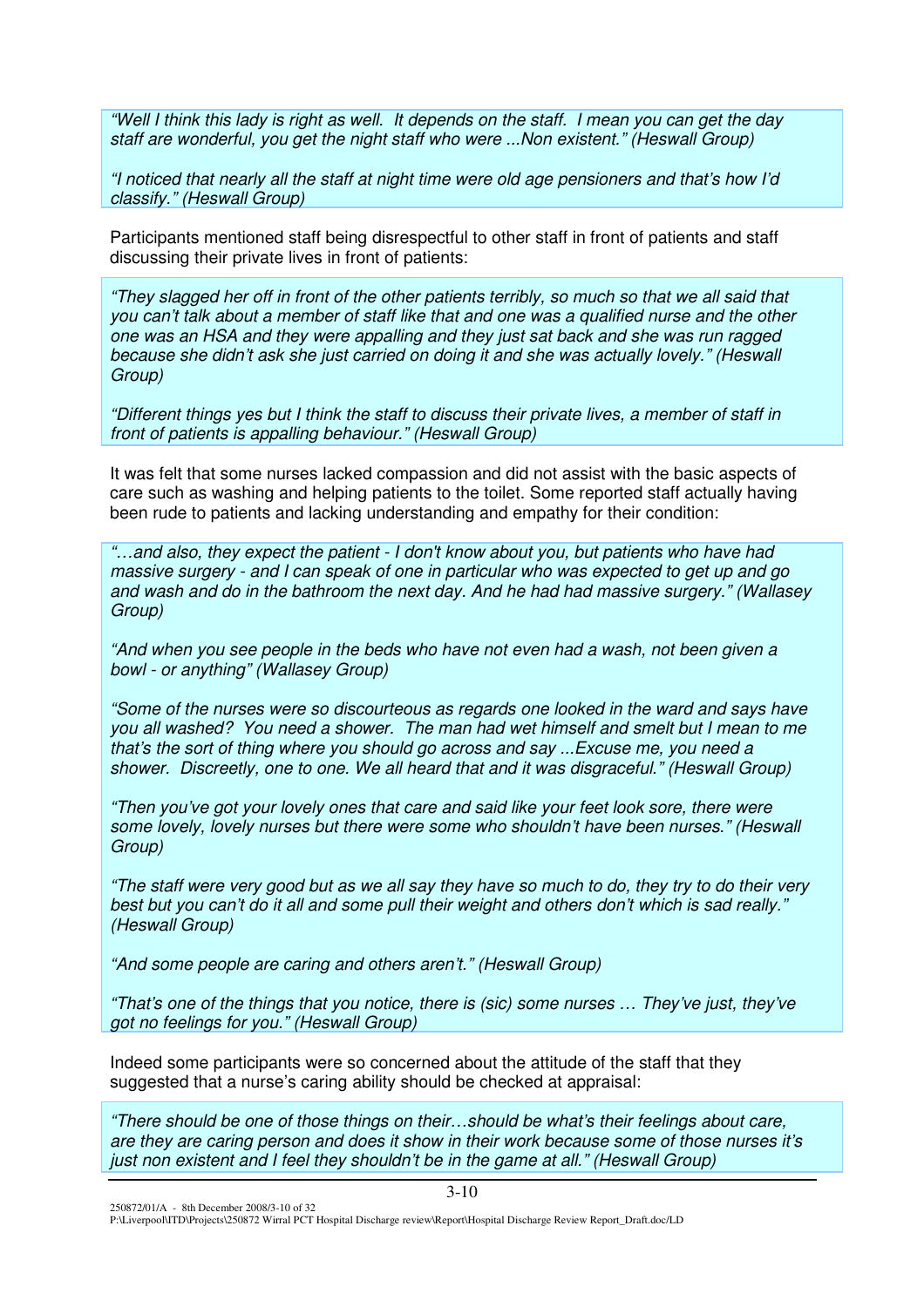*"Well I think this lady is right as well. It depends on the staff. I mean you can get the day staff are wonderful, you get the night staff who were ...Non existent." (Heswall Group)*

*"I noticed that nearly all the staff at night time were old age pensioners and that's how I'd classify." (Heswall Group)*

Participants mentioned staff being disrespectful to other staff in front of patients and staff discussing their private lives in front of patients:

*"They slagged her off in front of the other patients terribly, so much so that we all said that you can't talk about a member of staff like that and one was a qualified nurse and the other one was an HSA and they were appalling and they just sat back and she was run ragged because she didn't ask she just carried on doing it and she was actually lovely." (Heswall Group)*

*"Different things yes but I think the staff to discuss their private lives, a member of staff in front of patients is appalling behaviour." (Heswall Group)*

It was felt that some nurses lacked compassion and did not assist with the basic aspects of care such as washing and helping patients to the toilet. Some reported staff actually having been rude to patients and lacking understanding and empathy for their condition:

*"…and also, they expect the patient - I don't know about you, but patients who have had massive surgery - and I can speak of one in particular who was expected to get up and go and wash and do in the bathroom the next day. And he had had massive surgery." (Wallasey Group)*

*"And when you see people in the beds who have not even had a wash, not been given a bowl - or anything" (Wallasey Group)*

*"Some of the nurses were so discourteous as regards one looked in the ward and says have you all washed? You need a shower. The man had wet himself and smelt but I mean to me that's the sort of thing where you should go across and say ...Excuse me, you need a shower. Discreetly, one to one. We all heard that and it was disgraceful." (Heswall Group)*

*"Then you've got your lovely ones that care and said like your feet look sore, there were some lovely, lovely nurses but there were some who shouldn't have been nurses." (Heswall Group)*

*"The staff were very good but as we all say they have so much to do, they try to do their very best but you can't do it all and some pull their weight and others don't which is sad really." (Heswall Group)*

*"And some people are caring and others aren't." (Heswall Group)*

*"That's one of the things that you notice, there is (sic) some nurses … They've just, they've got no feelings for you." (Heswall Group)*

Indeed some participants were so concerned about the attitude of the staff that they suggested that a nurse's caring ability should be checked at appraisal:

*"There should be one of those things on their…should be what's their feelings about care, are they are caring person and does it show in their work because some of those nurses it's just non existent and I feel they shouldn't be in the game at all." (Heswall Group)*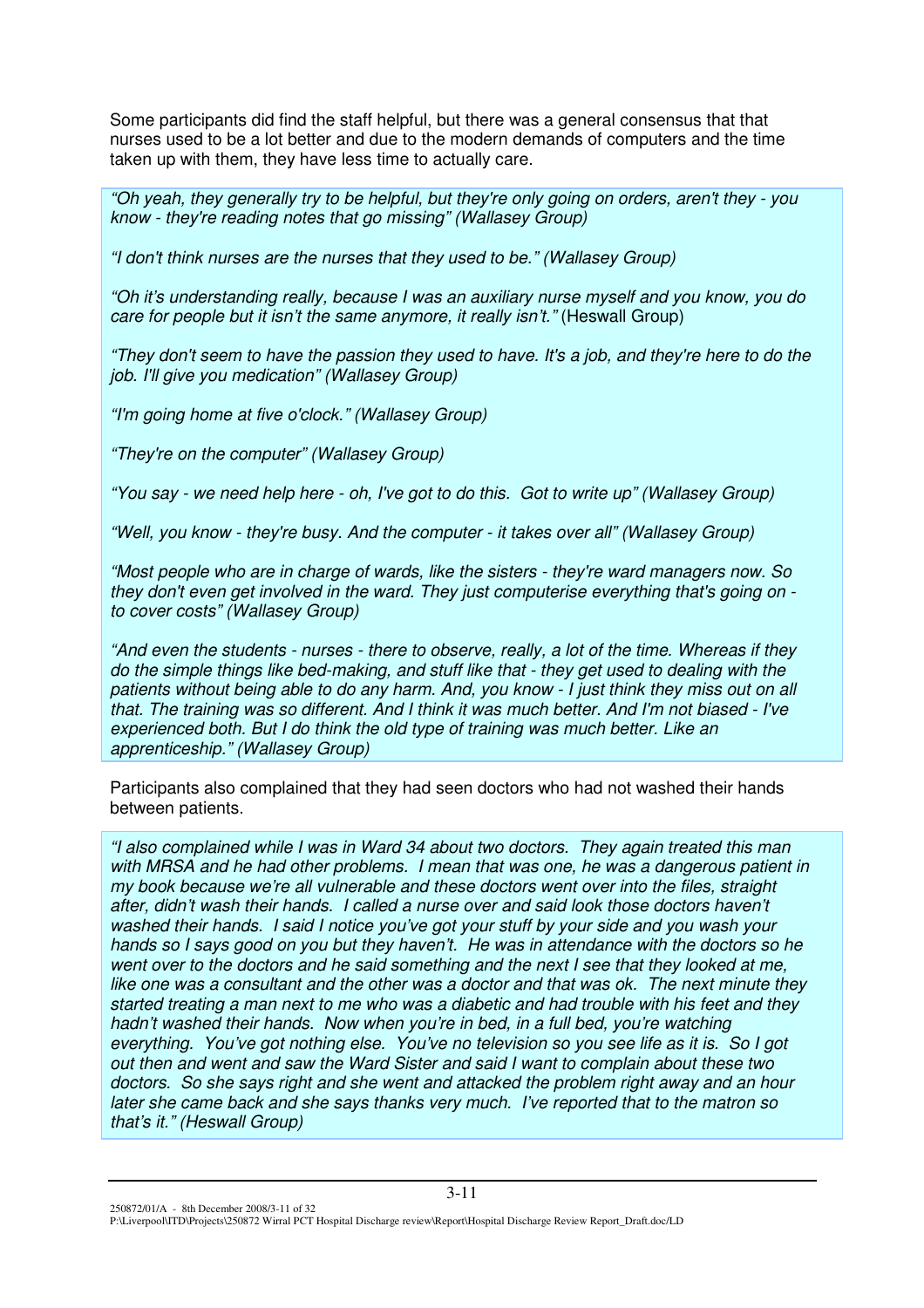Some participants did find the staff helpful, but there was a general consensus that that nurses used to be a lot better and due to the modern demands of computers and the time taken up with them, they have less time to actually care.

*"Oh yeah, they generally try to be helpful, but they're only going on orders, aren't they - you know - they're reading notes that go missing" (Wallasey Group)*

*"I don't think nurses are the nurses that they used to be." (Wallasey Group)*

*"Oh it's understanding really, because I was an auxiliary nurse myself and you know, you do care for people but it isn't the same anymore, it really isn't."* (Heswall Group)

*"They don't seem to have the passion they used to have. It's a job, and they're here to do the job. I'll give you medication" (Wallasey Group)*

*"I'm going home at five o'clock." (Wallasey Group)*

*"They're on the computer" (Wallasey Group)*

*"You say - we need help here - oh, I've got to do this. Got to write up" (Wallasey Group)*

*"Well, you know - they're busy. And the computer - it takes over all" (Wallasey Group)*

*"Most people who are in charge of wards, like the sisters - they're ward managers now. So they don't even get involved in the ward. They just computerise everything that's going on - to cover costs" (Wallasey Group)*

*"And even the students - nurses - there to observe, really, a lot of the time. Whereas if they do the simple things like bed-making, and stuff like that - they get used to dealing with the patients without being able to do any harm. And, you know - I just think they miss out on all that. The training was so different. And I think it was much better. And I'm not biased - I've experienced both. But I do think the old type of training was much better. Like an apprenticeship." (Wallasey Group)*

Participants also complained that they had seen doctors who had not washed their hands between patients.

*"I also complained while I was in Ward 34 about two doctors. They again treated this man with MRSA and he had other problems. I mean that was one, he was a dangerous patient in my book because we're all vulnerable and these doctors went over into the files, straight after, didn't wash their hands. I called a nurse over and said look those doctors haven't washed their hands. I said I notice you've got your stuff by your side and you wash your hands so I says good on you but they haven't. He was in attendance with the doctors so he went over to the doctors and he said something and the next I see that they looked at me, like one was a consultant and the other was a doctor and that was ok. The next minute they started treating a man next to me who was a diabetic and had trouble with his feet and they hadn't washed their hands. Now when you're in bed, in a full bed, you're watching everything. You've got nothing else. You've no television so you see life as it is. So I got out then and went and saw the Ward Sister and said I want to complain about these two doctors. So she says right and she went and attacked the problem right away and an hour later she came back and she says thanks very much. I've reported that to the matron so that's it." (Heswall Group)*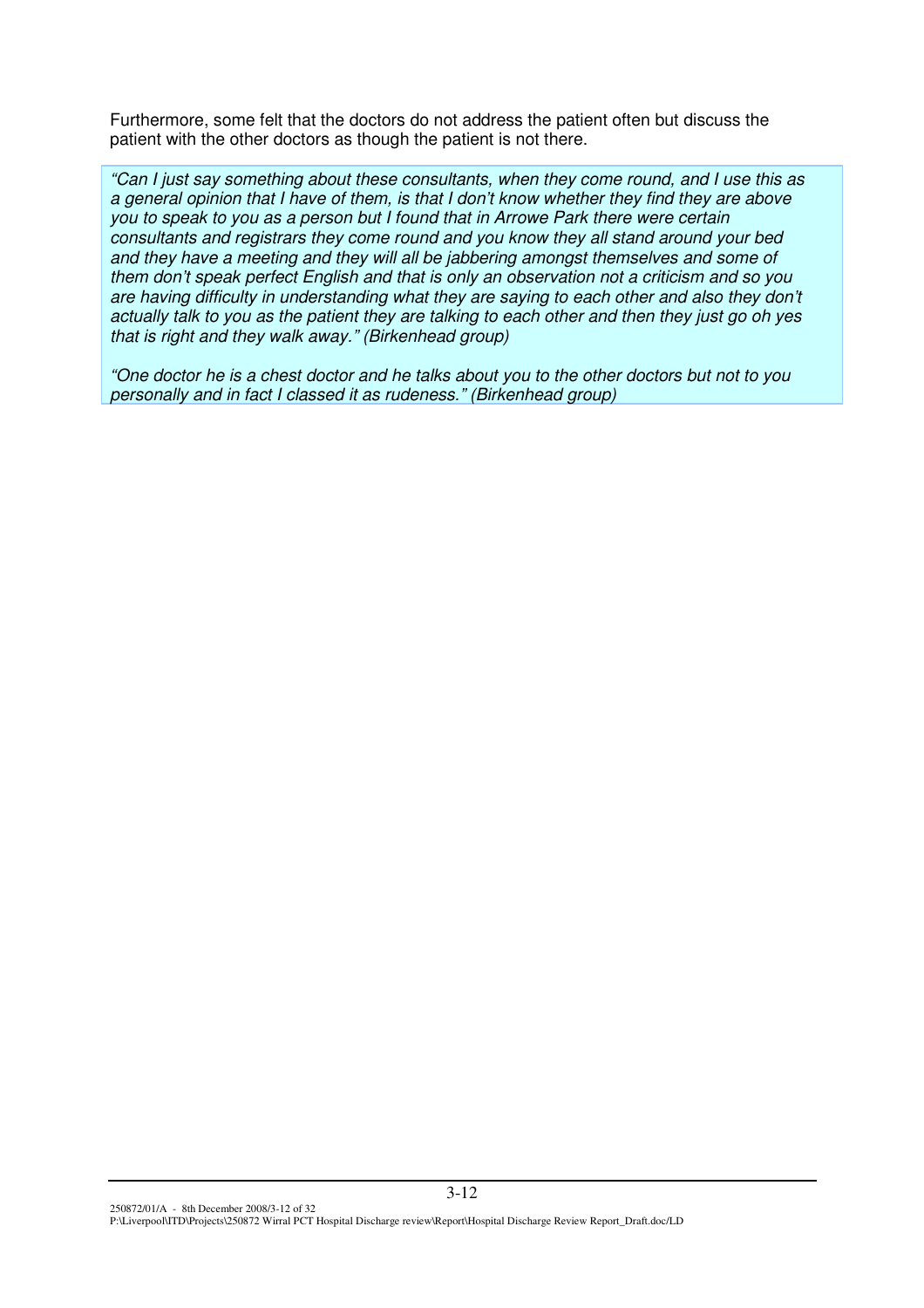Furthermore, some felt that the doctors do not address the patient often but discuss the patient with the other doctors as though the patient is not there.

> *"Can I just say something about these consultants, when they come round, and I use this as a general opinion that I have of them, is that I don't know whether they find they are above you to speak to you as a person but I found that in Arrowe Park there were certain consultants and registrars they come round and you know they all stand around your bed and they have a meeting and they will all be jabbering amongst themselves and some of them don't speak perfect English and that is only an observation not a criticism and so you are having difficulty in understanding what they are saying to each other and also they don't actually talk to you as the patient they are talking to each other and then they just go oh yes that is right and they walk away." (Birkenhead group)*
>
> *"One doctor he is a chest doctor and he talks about you to the other doctors but not to you personally and in fact I classed it as rudeness." (Birkenhead group)*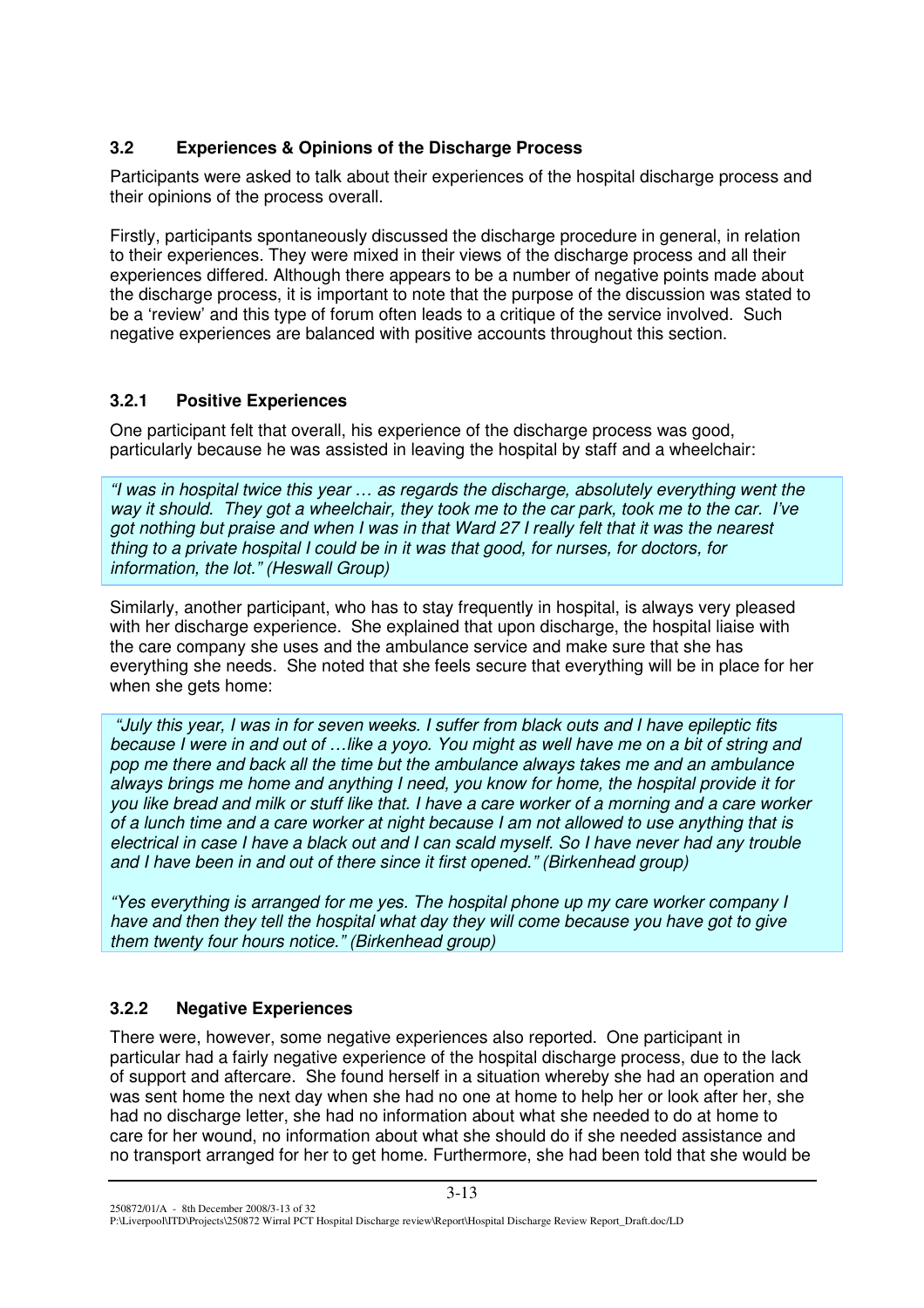## 3.2 Experiences & Opinions of the Discharge Process

Participants were asked to talk about their experiences of the hospital discharge process and their opinions of the process overall.

Firstly, participants spontaneously discussed the discharge procedure in general, in relation to their experiences. They were mixed in their views of the discharge process and all their experiences differed. Although there appears to be a number of negative points made about the discharge process, it is important to note that the purpose of the discussion was stated to be a 'review' and this type of forum often leads to a critique of the service involved. Such negative experiences are balanced with positive accounts throughout this section.

### 3.2.1 Positive Experiences

One participant felt that overall, his experience of the discharge process was good, particularly because he was assisted in leaving the hospital by staff and a wheelchair:

> *"I was in hospital twice this year … as regards the discharge, absolutely everything went the way it should. They got a wheelchair, they took me to the car park, took me to the car. I've got nothing but praise and when I was in that Ward 27 I really felt that it was the nearest thing to a private hospital I could be in it was that good, for nurses, for doctors, for information, the lot." (Heswall Group)*

Similarly, another participant, who has to stay frequently in hospital, is always very pleased with her discharge experience. She explained that upon discharge, the hospital liaise with the care company she uses and the ambulance service and make sure that she has everything she needs. She noted that she feels secure that everything will be in place for her when she gets home:

> *"July this year, I was in for seven weeks. I suffer from black outs and I have epileptic fits because I were in and out of …like a yoyo. You might as well have me on a bit of string and pop me there and back all the time but the ambulance always takes me and an ambulance always brings me home and anything I need, you know for home, the hospital provide it for you like bread and milk or stuff like that. I have a care worker of a morning and a care worker of a lunch time and a care worker at night because I am not allowed to use anything that is electrical in case I have a black out and I can scald myself. So I have never had any trouble and I have been in and out of there since it first opened." (Birkenhead group)*
>
> *"Yes everything is arranged for me yes. The hospital phone up my care worker company I have and then they tell the hospital what day they will come because you have got to give them twenty four hours notice." (Birkenhead group)*

### 3.2.2 Negative Experiences

There were, however, some negative experiences also reported. One participant in particular had a fairly negative experience of the hospital discharge process, due to the lack of support and aftercare. She found herself in a situation whereby she had an operation and was sent home the next day when she had no one at home to help her or look after her, she had no discharge letter, she had no information about what she needed to do at home to care for her wound, no information about what she should do if she needed assistance and no transport arranged for her to get home. Furthermore, she had been told that she would be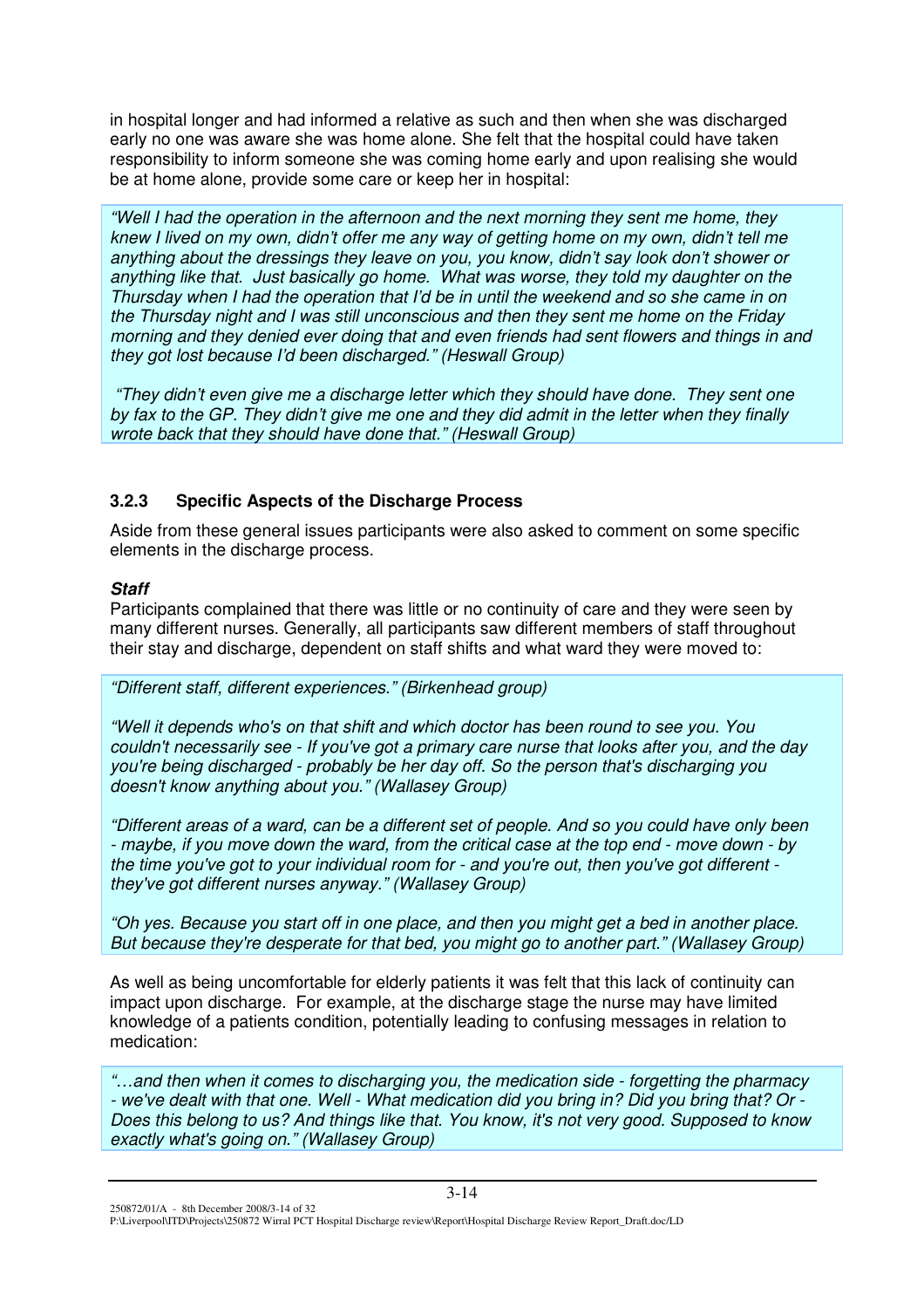in hospital longer and had informed a relative as such and then when she was discharged early no one was aware she was home alone. She felt that the hospital could have taken responsibility to inform someone she was coming home early and upon realising she would be at home alone, provide some care or keep her in hospital:

> *"Well I had the operation in the afternoon and the next morning they sent me home, they knew I lived on my own, didn't offer me any way of getting home on my own, didn't tell me anything about the dressings they leave on you, you know, didn't say look don't shower or anything like that. Just basically go home. What was worse, they told my daughter on the Thursday when I had the operation that I'd be in until the weekend and so she came in on the Thursday night and I was still unconscious and then they sent me home on the Friday morning and they denied ever doing that and even friends had sent flowers and things in and they got lost because I'd been discharged." (Heswall Group)*
>
> *"They didn't even give me a discharge letter which they should have done. They sent one by fax to the GP. They didn't give me one and they did admit in the letter when they finally wrote back that they should have done that." (Heswall Group)*

### 3.2.3 Specific Aspects of the Discharge Process

Aside from these general issues participants were also asked to comment on some specific elements in the discharge process.

***Staff***

Participants complained that there was little or no continuity of care and they were seen by many different nurses. Generally, all participants saw different members of staff throughout their stay and discharge, dependent on staff shifts and what ward they were moved to:

> *"Different staff, different experiences." (Birkenhead group)*
>
> *"Well it depends who's on that shift and which doctor has been round to see you. You couldn't necessarily see - If you've got a primary care nurse that looks after you, and the day you're being discharged - probably be her day off. So the person that's discharging you doesn't know anything about you." (Wallasey Group)*
>
> *"Different areas of a ward, can be a different set of people. And so you could have only been - maybe, if you move down the ward, from the critical case at the top end - move down - by the time you've got to your individual room for - and you're out, then you've got different - they've got different nurses anyway." (Wallasey Group)*
>
> *"Oh yes. Because you start off in one place, and then you might get a bed in another place. But because they're desperate for that bed, you might go to another part." (Wallasey Group)*

As well as being uncomfortable for elderly patients it was felt that this lack of continuity can impact upon discharge. For example, at the discharge stage the nurse may have limited knowledge of a patients condition, potentially leading to confusing messages in relation to medication:

> *"…and then when it comes to discharging you, the medication side - forgetting the pharmacy - we've dealt with that one. Well - What medication did you bring in? Did you bring that? Or - Does this belong to us? And things like that. You know, it's not very good. Supposed to know exactly what's going on." (Wallasey Group)*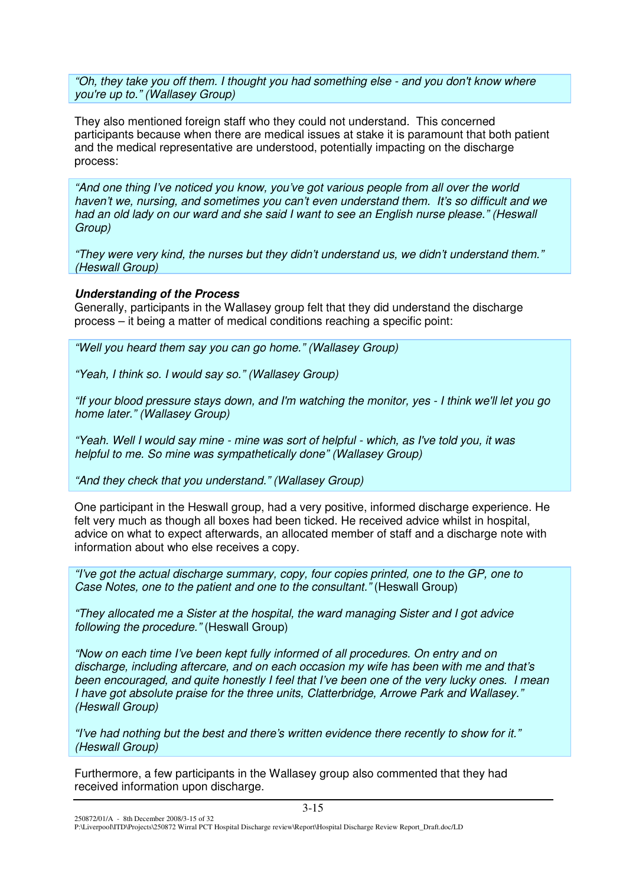*"Oh, they take you off them. I thought you had something else - and you don't know where you're up to." (Wallasey Group)*

They also mentioned foreign staff who they could not understand. This concerned participants because when there are medical issues at stake it is paramount that both patient and the medical representative are understood, potentially impacting on the discharge process:

*"And one thing I've noticed you know, you've got various people from all over the world haven't we, nursing, and sometimes you can't even understand them. It's so difficult and we had an old lady on our ward and she said I want to see an English nurse please." (Heswall Group)*

*"They were very kind, the nurses but they didn't understand us, we didn't understand them." (Heswall Group)*

***Understanding of the Process***

Generally, participants in the Wallasey group felt that they did understand the discharge process – it being a matter of medical conditions reaching a specific point:

*"Well you heard them say you can go home." (Wallasey Group)*

*"Yeah, I think so. I would say so." (Wallasey Group)*

*"If your blood pressure stays down, and I'm watching the monitor, yes - I think we'll let you go home later." (Wallasey Group)*

*"Yeah. Well I would say mine - mine was sort of helpful - which, as I've told you, it was helpful to me. So mine was sympathetically done" (Wallasey Group)*

*"And they check that you understand." (Wallasey Group)*

One participant in the Heswall group, had a very positive, informed discharge experience. He felt very much as though all boxes had been ticked. He received advice whilst in hospital, advice on what to expect afterwards, an allocated member of staff and a discharge note with information about who else receives a copy.

*"I've got the actual discharge summary, copy, four copies printed, one to the GP, one to Case Notes, one to the patient and one to the consultant."* (Heswall Group)

*"They allocated me a Sister at the hospital, the ward managing Sister and I got advice following the procedure."* (Heswall Group)

*"Now on each time I've been kept fully informed of all procedures. On entry and on discharge, including aftercare, and on each occasion my wife has been with me and that's been encouraged, and quite honestly I feel that I've been one of the very lucky ones. I mean I have got absolute praise for the three units, Clatterbridge, Arrowe Park and Wallasey." (Heswall Group)*

*"I've had nothing but the best and there's written evidence there recently to show for it." (Heswall Group)*

Furthermore, a few participants in the Wallasey group also commented that they had received information upon discharge.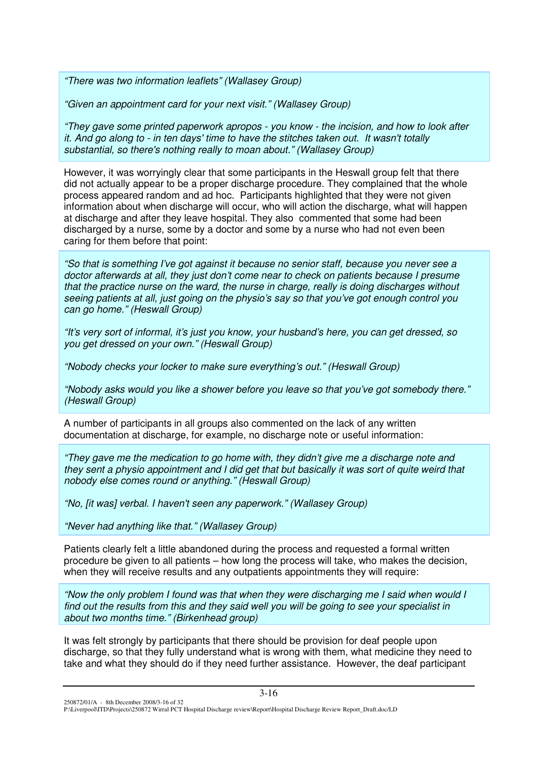*"There was two information leaflets" (Wallasey Group)*

*"Given an appointment card for your next visit." (Wallasey Group)*

*"They gave some printed paperwork apropos - you know - the incision, and how to look after it. And go along to - in ten days' time to have the stitches taken out. It wasn't totally substantial, so there's nothing really to moan about." (Wallasey Group)*

However, it was worryingly clear that some participants in the Heswall group felt that there did not actually appear to be a proper discharge procedure. They complained that the whole process appeared random and ad hoc. Participants highlighted that they were not given information about when discharge will occur, who will action the discharge, what will happen at discharge and after they leave hospital. They also commented that some had been discharged by a nurse, some by a doctor and some by a nurse who had not even been caring for them before that point:

*"So that is something I've got against it because no senior staff, because you never see a doctor afterwards at all, they just don't come near to check on patients because I presume that the practice nurse on the ward, the nurse in charge, really is doing discharges without seeing patients at all, just going on the physio's say so that you've got enough control you can go home." (Heswall Group)*

*"It's very sort of informal, it's just you know, your husband's here, you can get dressed, so you get dressed on your own." (Heswall Group)*

*"Nobody checks your locker to make sure everything's out." (Heswall Group)*

*"Nobody asks would you like a shower before you leave so that you've got somebody there." (Heswall Group)*

A number of participants in all groups also commented on the lack of any written documentation at discharge, for example, no discharge note or useful information:

*"They gave me the medication to go home with, they didn't give me a discharge note and they sent a physio appointment and I did get that but basically it was sort of quite weird that nobody else comes round or anything." (Heswall Group)*

*"No, [it was] verbal. I haven't seen any paperwork." (Wallasey Group)*

*"Never had anything like that." (Wallasey Group)*

Patients clearly felt a little abandoned during the process and requested a formal written procedure be given to all patients – how long the process will take, who makes the decision, when they will receive results and any outpatients appointments they will require:

*"Now the only problem I found was that when they were discharging me I said when would I find out the results from this and they said well you will be going to see your specialist in about two months time." (Birkenhead group)*

It was felt strongly by participants that there should be provision for deaf people upon discharge, so that they fully understand what is wrong with them, what medicine they need to take and what they should do if they need further assistance. However, the deaf participant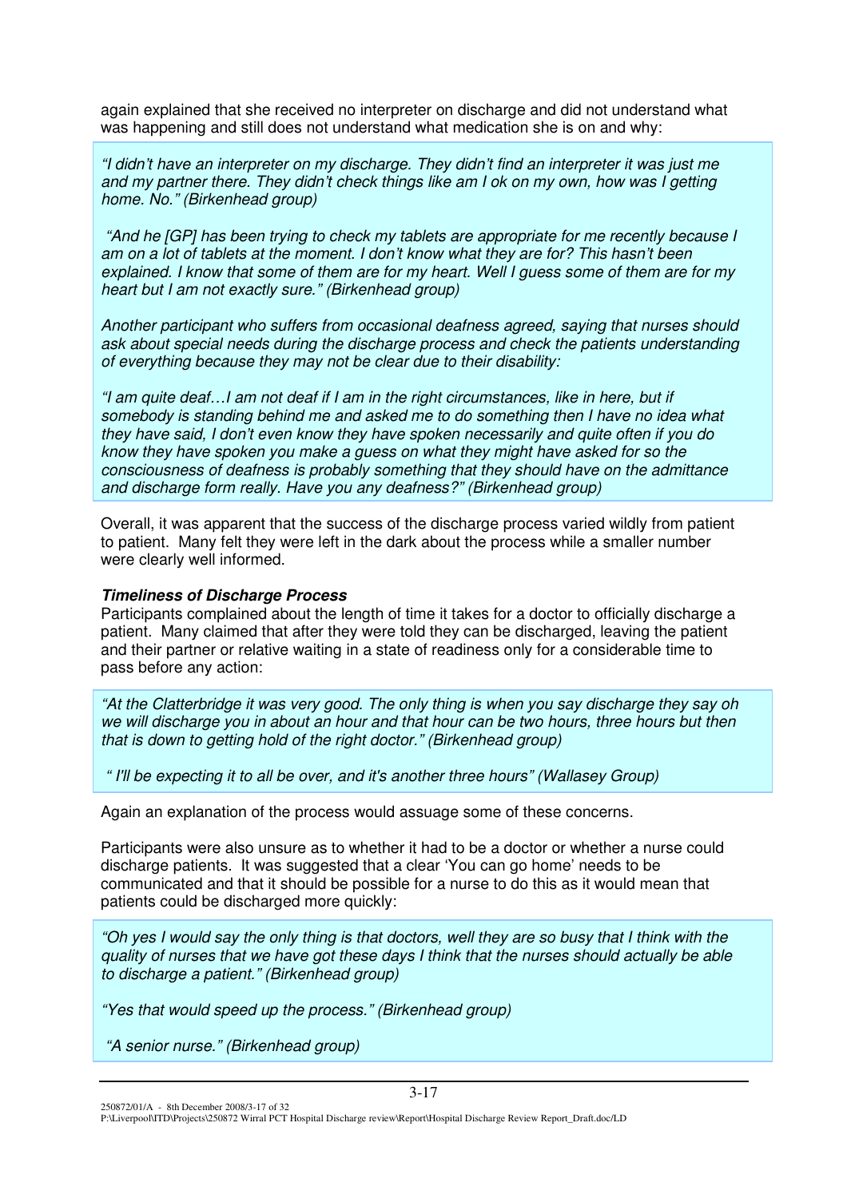again explained that she received no interpreter on discharge and did not understand what was happening and still does not understand what medication she is on and why:

> *"I didn't have an interpreter on my discharge. They didn't find an interpreter it was just me and my partner there. They didn't check things like am I ok on my own, how was I getting home. No." (Birkenhead group)*
>
> *"And he [GP] has been trying to check my tablets are appropriate for me recently because I am on a lot of tablets at the moment. I don't know what they are for? This hasn't been explained. I know that some of them are for my heart. Well I guess some of them are for my heart but I am not exactly sure." (Birkenhead group)*
>
> *Another participant who suffers from occasional deafness agreed, saying that nurses should ask about special needs during the discharge process and check the patients understanding of everything because they may not be clear due to their disability:*
>
> *"I am quite deaf…I am not deaf if I am in the right circumstances, like in here, but if somebody is standing behind me and asked me to do something then I have no idea what they have said, I don't even know they have spoken necessarily and quite often if you do know they have spoken you make a guess on what they might have asked for so the consciousness of deafness is probably something that they should have on the admittance and discharge form really. Have you any deafness?" (Birkenhead group)*

Overall, it was apparent that the success of the discharge process varied wildly from patient to patient. Many felt they were left in the dark about the process while a smaller number were clearly well informed.

***Timeliness of Discharge Process***

Participants complained about the length of time it takes for a doctor to officially discharge a patient. Many claimed that after they were told they can be discharged, leaving the patient and their partner or relative waiting in a state of readiness only for a considerable time to pass before any action:

> *"At the Clatterbridge it was very good. The only thing is when you say discharge they say oh we will discharge you in about an hour and that hour can be two hours, three hours but then that is down to getting hold of the right doctor." (Birkenhead group)*
>
> *" I'll be expecting it to all be over, and it's another three hours" (Wallasey Group)*

Again an explanation of the process would assuage some of these concerns.

Participants were also unsure as to whether it had to be a doctor or whether a nurse could discharge patients. It was suggested that a clear 'You can go home' needs to be communicated and that it should be possible for a nurse to do this as it would mean that patients could be discharged more quickly:

> *"Oh yes I would say the only thing is that doctors, well they are so busy that I think with the quality of nurses that we have got these days I think that the nurses should actually be able to discharge a patient." (Birkenhead group)*
>
> *"Yes that would speed up the process." (Birkenhead group)*
>
> *"A senior nurse." (Birkenhead group)*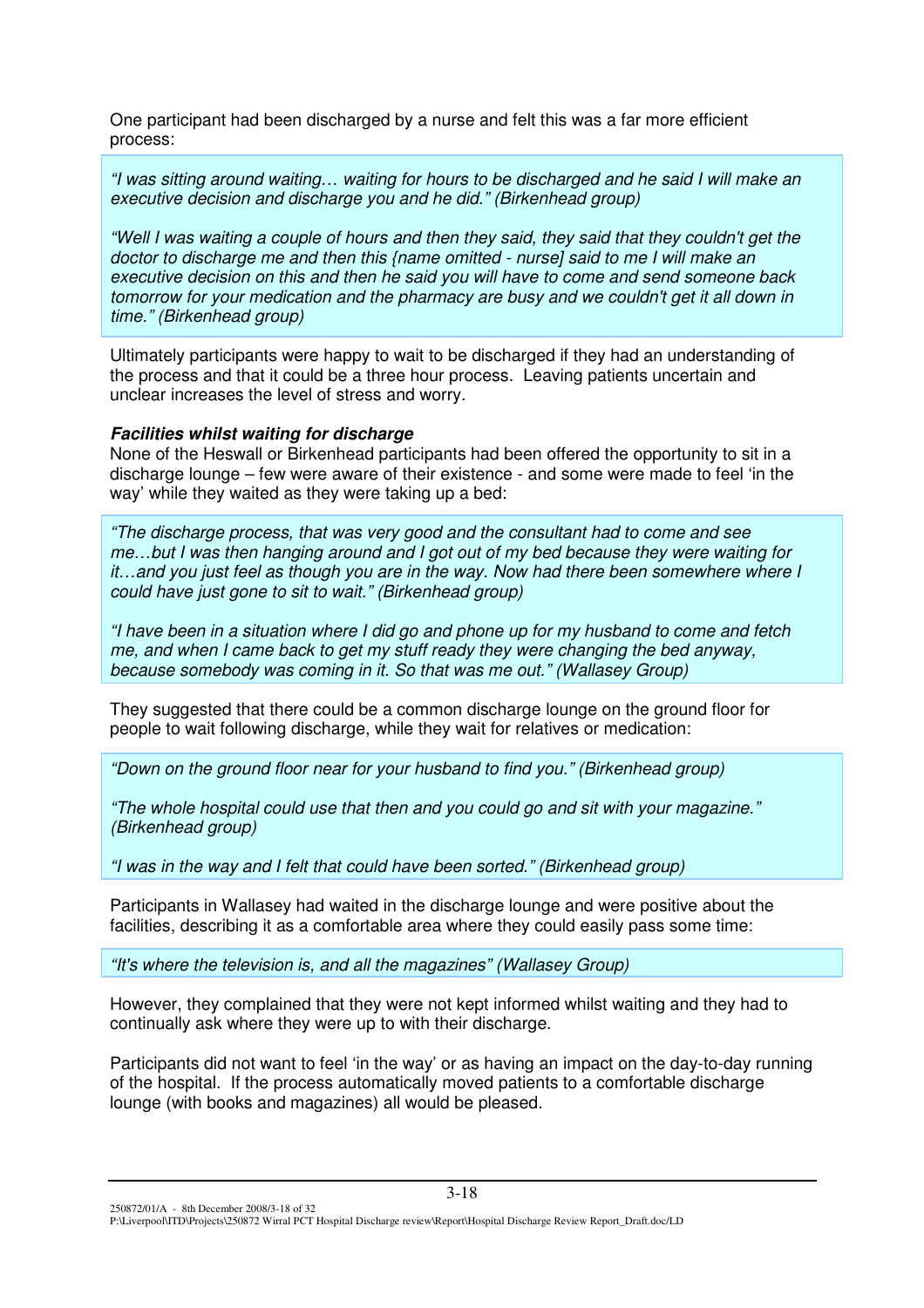One participant had been discharged by a nurse and felt this was a far more efficient process:

> *"I was sitting around waiting… waiting for hours to be discharged and he said I will make an executive decision and discharge you and he did." (Birkenhead group)*
>
> *"Well I was waiting a couple of hours and then they said, they said that they couldn't get the doctor to discharge me and then this {name omitted - nurse] said to me I will make an executive decision on this and then he said you will have to come and send someone back tomorrow for your medication and the pharmacy are busy and we couldn't get it all down in time." (Birkenhead group)*

Ultimately participants were happy to wait to be discharged if they had an understanding of the process and that it could be a three hour process. Leaving patients uncertain and unclear increases the level of stress and worry.

***Facilities whilst waiting for discharge***

None of the Heswall or Birkenhead participants had been offered the opportunity to sit in a discharge lounge – few were aware of their existence - and some were made to feel 'in the way' while they waited as they were taking up a bed:

> *"The discharge process, that was very good and the consultant had to come and see me…but I was then hanging around and I got out of my bed because they were waiting for it…and you just feel as though you are in the way. Now had there been somewhere where I could have just gone to sit to wait." (Birkenhead group)*
>
> *"I have been in a situation where I did go and phone up for my husband to come and fetch me, and when I came back to get my stuff ready they were changing the bed anyway, because somebody was coming in it. So that was me out." (Wallasey Group)*

They suggested that there could be a common discharge lounge on the ground floor for people to wait following discharge, while they wait for relatives or medication:

> *"Down on the ground floor near for your husband to find you." (Birkenhead group)*
>
> *"The whole hospital could use that then and you could go and sit with your magazine." (Birkenhead group)*
>
> *"I was in the way and I felt that could have been sorted." (Birkenhead group)*

Participants in Wallasey had waited in the discharge lounge and were positive about the facilities, describing it as a comfortable area where they could easily pass some time:

> *"It's where the television is, and all the magazines" (Wallasey Group)*

However, they complained that they were not kept informed whilst waiting and they had to continually ask where they were up to with their discharge.

Participants did not want to feel 'in the way' or as having an impact on the day-to-day running of the hospital. If the process automatically moved patients to a comfortable discharge lounge (with books and magazines) all would be pleased.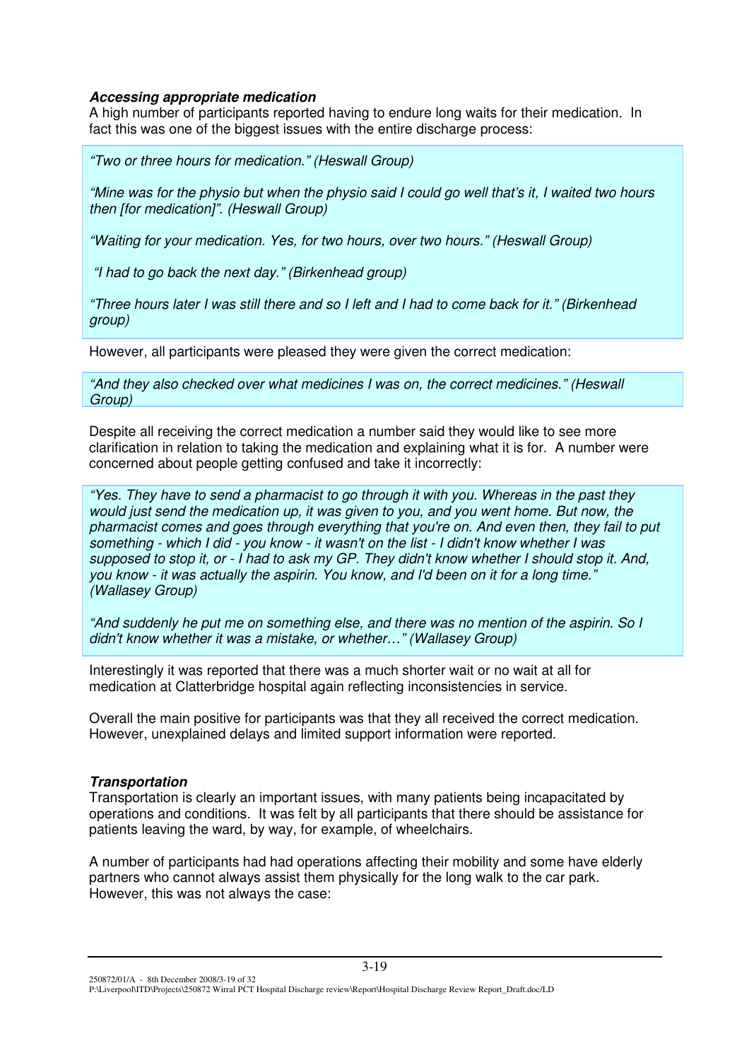***Accessing appropriate medication***

A high number of participants reported having to endure long waits for their medication. In fact this was one of the biggest issues with the entire discharge process:

> *"Two or three hours for medication." (Heswall Group)*
>
> *"Mine was for the physio but when the physio said I could go well that's it, I waited two hours then [for medication]". (Heswall Group)*
>
> *"Waiting for your medication. Yes, for two hours, over two hours." (Heswall Group)*
>
> *"I had to go back the next day." (Birkenhead group)*
>
> *"Three hours later I was still there and so I left and I had to come back for it." (Birkenhead group)*

However, all participants were pleased they were given the correct medication:

> *"And they also checked over what medicines I was on, the correct medicines." (Heswall Group)*

Despite all receiving the correct medication a number said they would like to see more clarification in relation to taking the medication and explaining what it is for. A number were concerned about people getting confused and take it incorrectly:

> *"Yes. They have to send a pharmacist to go through it with you. Whereas in the past they would just send the medication up, it was given to you, and you went home. But now, the pharmacist comes and goes through everything that you're on. And even then, they fail to put something - which I did - you know - it wasn't on the list - I didn't know whether I was supposed to stop it, or - I had to ask my GP. They didn't know whether I should stop it. And, you know - it was actually the aspirin. You know, and I'd been on it for a long time." (Wallasey Group)*
>
> *"And suddenly he put me on something else, and there was no mention of the aspirin. So I didn't know whether it was a mistake, or whether…" (Wallasey Group)*

Interestingly it was reported that there was a much shorter wait or no wait at all for medication at Clatterbridge hospital again reflecting inconsistencies in service.

Overall the main positive for participants was that they all received the correct medication. However, unexplained delays and limited support information were reported.

***Transportation***

Transportation is clearly an important issues, with many patients being incapacitated by operations and conditions. It was felt by all participants that there should be assistance for patients leaving the ward, by way, for example, of wheelchairs.

A number of participants had had operations affecting their mobility and some have elderly partners who cannot always assist them physically for the long walk to the car park. However, this was not always the case: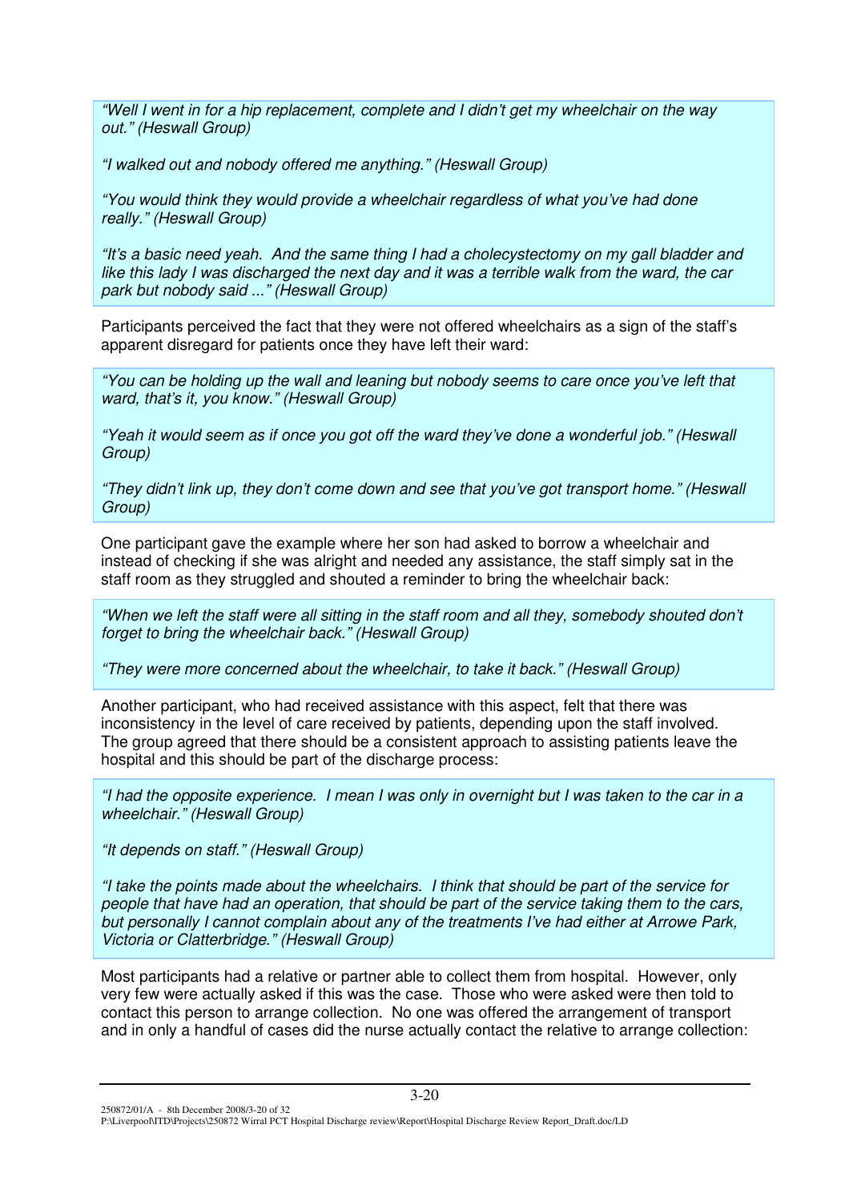*"Well I went in for a hip replacement, complete and I didn't get my wheelchair on the way out." (Heswall Group)*

*"I walked out and nobody offered me anything." (Heswall Group)*

*"You would think they would provide a wheelchair regardless of what you've had done really." (Heswall Group)*

*"It's a basic need yeah. And the same thing I had a cholecystectomy on my gall bladder and like this lady I was discharged the next day and it was a terrible walk from the ward, the car park but nobody said ..." (Heswall Group)*

Participants perceived the fact that they were not offered wheelchairs as a sign of the staff's apparent disregard for patients once they have left their ward:

*"You can be holding up the wall and leaning but nobody seems to care once you've left that ward, that's it, you know." (Heswall Group)*

*"Yeah it would seem as if once you got off the ward they've done a wonderful job." (Heswall Group)*

*"They didn't link up, they don't come down and see that you've got transport home." (Heswall Group)*

One participant gave the example where her son had asked to borrow a wheelchair and instead of checking if she was alright and needed any assistance, the staff simply sat in the staff room as they struggled and shouted a reminder to bring the wheelchair back:

*"When we left the staff were all sitting in the staff room and all they, somebody shouted don't forget to bring the wheelchair back." (Heswall Group)*

*"They were more concerned about the wheelchair, to take it back." (Heswall Group)*

Another participant, who had received assistance with this aspect, felt that there was inconsistency in the level of care received by patients, depending upon the staff involved. The group agreed that there should be a consistent approach to assisting patients leave the hospital and this should be part of the discharge process:

*"I had the opposite experience. I mean I was only in overnight but I was taken to the car in a wheelchair." (Heswall Group)*

*"It depends on staff." (Heswall Group)*

*"I take the points made about the wheelchairs. I think that should be part of the service for people that have had an operation, that should be part of the service taking them to the cars, but personally I cannot complain about any of the treatments I've had either at Arrowe Park, Victoria or Clatterbridge." (Heswall Group)*

Most participants had a relative or partner able to collect them from hospital. However, only very few were actually asked if this was the case. Those who were asked were then told to contact this person to arrange collection. No one was offered the arrangement of transport and in only a handful of cases did the nurse actually contact the relative to arrange collection: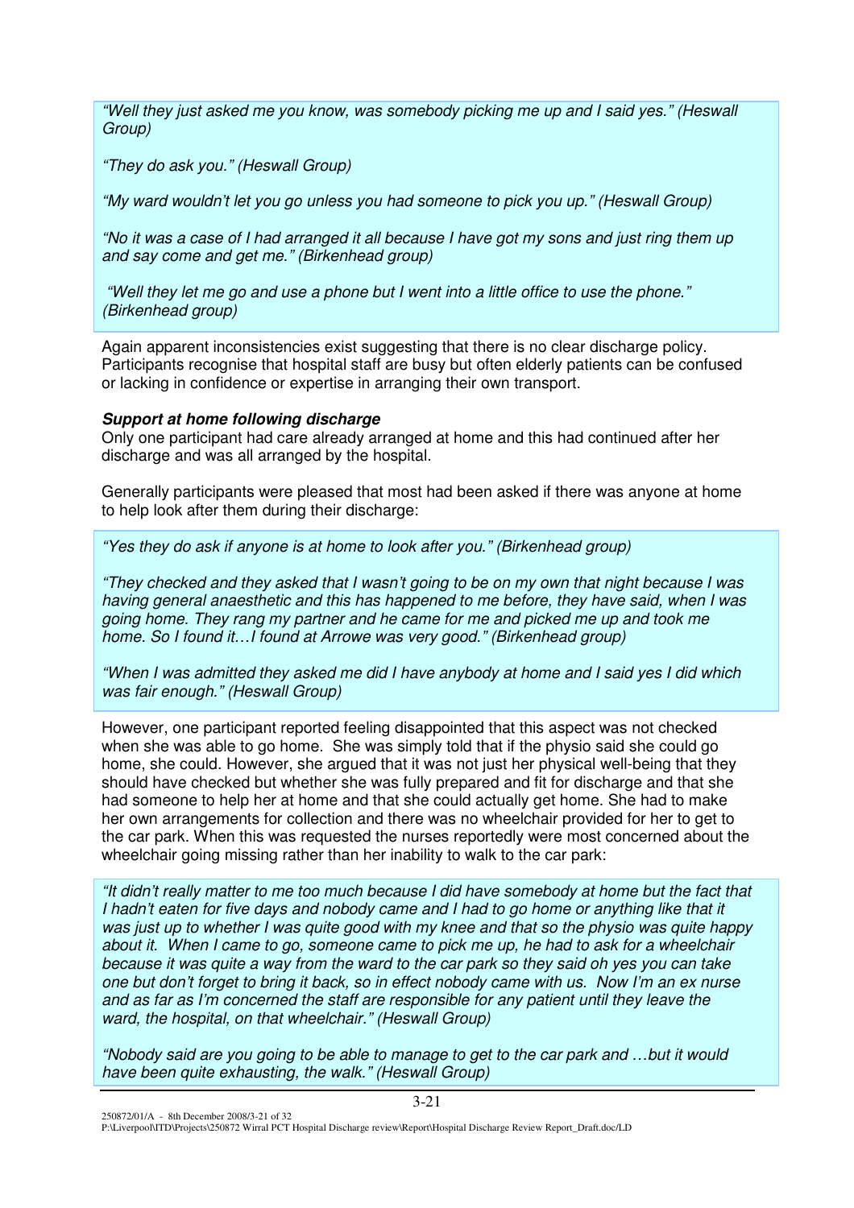*"Well they just asked me you know, was somebody picking me up and I said yes." (Heswall Group)*

*"They do ask you." (Heswall Group)*

*"My ward wouldn't let you go unless you had someone to pick you up." (Heswall Group)*

*"No it was a case of I had arranged it all because I have got my sons and just ring them up and say come and get me." (Birkenhead group)*

*"Well they let me go and use a phone but I went into a little office to use the phone." (Birkenhead group)*

Again apparent inconsistencies exist suggesting that there is no clear discharge policy. Participants recognise that hospital staff are busy but often elderly patients can be confused or lacking in confidence or expertise in arranging their own transport.

***Support at home following discharge***

Only one participant had care already arranged at home and this had continued after her discharge and was all arranged by the hospital.

Generally participants were pleased that most had been asked if there was anyone at home to help look after them during their discharge:

*"Yes they do ask if anyone is at home to look after you." (Birkenhead group)*

*"They checked and they asked that I wasn't going to be on my own that night because I was having general anaesthetic and this has happened to me before, they have said, when I was going home. They rang my partner and he came for me and picked me up and took me home. So I found it…I found at Arrowe was very good." (Birkenhead group)*

*"When I was admitted they asked me did I have anybody at home and I said yes I did which was fair enough." (Heswall Group)*

However, one participant reported feeling disappointed that this aspect was not checked when she was able to go home. She was simply told that if the physio said she could go home, she could. However, she argued that it was not just her physical well-being that they should have checked but whether she was fully prepared and fit for discharge and that she had someone to help her at home and that she could actually get home. She had to make her own arrangements for collection and there was no wheelchair provided for her to get to the car park. When this was requested the nurses reportedly were most concerned about the wheelchair going missing rather than her inability to walk to the car park:

*"It didn't really matter to me too much because I did have somebody at home but the fact that I hadn't eaten for five days and nobody came and I had to go home or anything like that it was just up to whether I was quite good with my knee and that so the physio was quite happy about it. When I came to go, someone came to pick me up, he had to ask for a wheelchair because it was quite a way from the ward to the car park so they said oh yes you can take one but don't forget to bring it back, so in effect nobody came with us. Now I'm an ex nurse and as far as I'm concerned the staff are responsible for any patient until they leave the ward, the hospital, on that wheelchair." (Heswall Group)*

*"Nobody said are you going to be able to manage to get to the car park and …but it would have been quite exhausting, the walk." (Heswall Group)*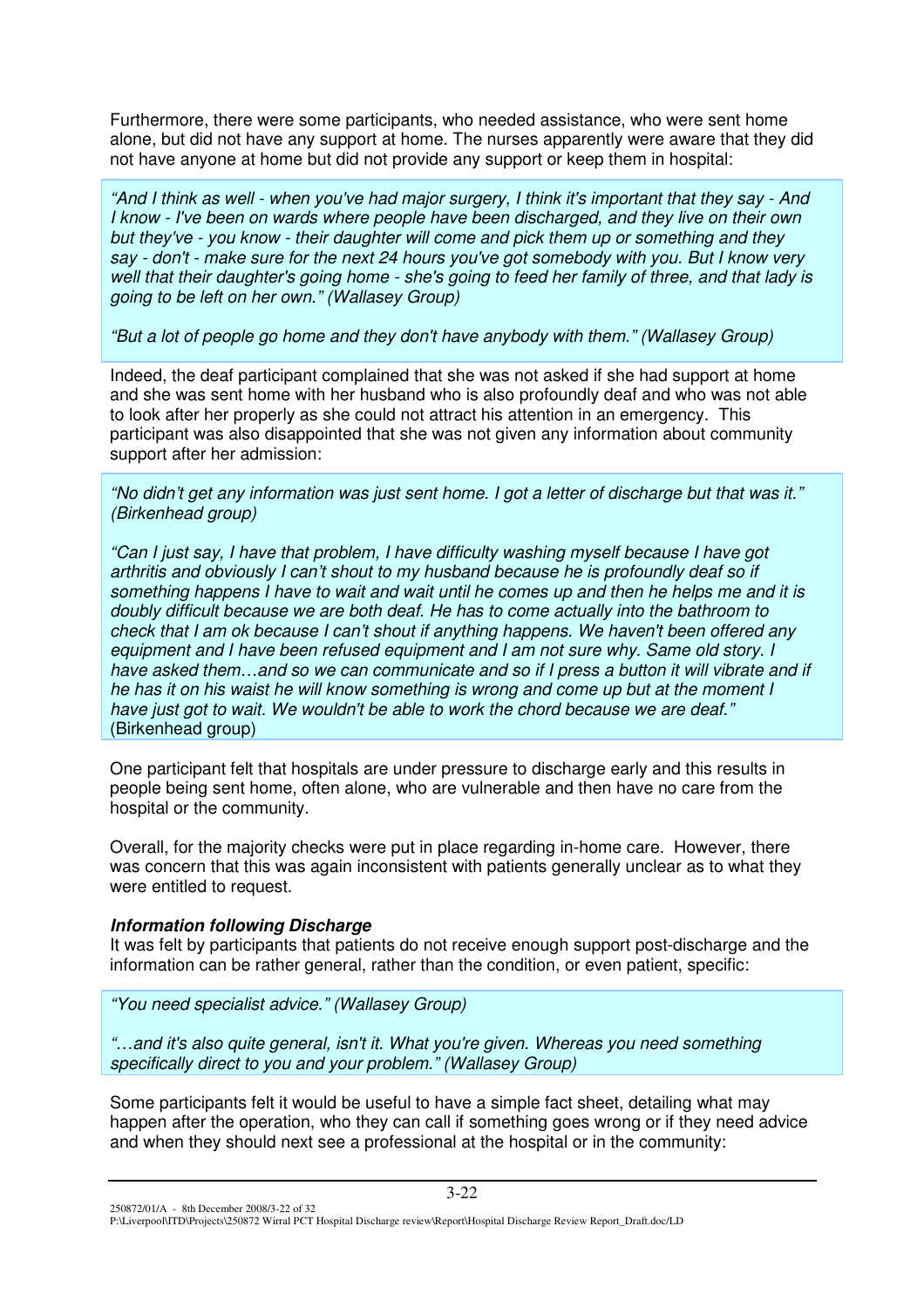Furthermore, there were some participants, who needed assistance, who were sent home alone, but did not have any support at home. The nurses apparently were aware that they did not have anyone at home but did not provide any support or keep them in hospital:

*"And I think as well - when you've had major surgery, I think it's important that they say - And I know - I've been on wards where people have been discharged, and they live on their own but they've - you know - their daughter will come and pick them up or something and they say - don't - make sure for the next 24 hours you've got somebody with you. But I know very well that their daughter's going home - she's going to feed her family of three, and that lady is going to be left on her own." (Wallasey Group)*

*"But a lot of people go home and they don't have anybody with them." (Wallasey Group)*

Indeed, the deaf participant complained that she was not asked if she had support at home and she was sent home with her husband who is also profoundly deaf and who was not able to look after her properly as she could not attract his attention in an emergency. This participant was also disappointed that she was not given any information about community support after her admission:

*"No didn't get any information was just sent home. I got a letter of discharge but that was it." (Birkenhead group)*

*"Can I just say, I have that problem, I have difficulty washing myself because I have got arthritis and obviously I can't shout to my husband because he is profoundly deaf so if something happens I have to wait and wait until he comes up and then he helps me and it is doubly difficult because we are both deaf. He has to come actually into the bathroom to check that I am ok because I can't shout if anything happens. We haven't been offered any equipment and I have been refused equipment and I am not sure why. Same old story. I have asked them…and so we can communicate and so if I press a button it will vibrate and if he has it on his waist he will know something is wrong and come up but at the moment I have just got to wait. We wouldn't be able to work the chord because we are deaf."* (Birkenhead group)

One participant felt that hospitals are under pressure to discharge early and this results in people being sent home, often alone, who are vulnerable and then have no care from the hospital or the community.

Overall, for the majority checks were put in place regarding in-home care. However, there was concern that this was again inconsistent with patients generally unclear as to what they were entitled to request.

***Information following Discharge***

It was felt by participants that patients do not receive enough support post-discharge and the information can be rather general, rather than the condition, or even patient, specific:

*"You need specialist advice." (Wallasey Group)*

*"…and it's also quite general, isn't it. What you're given. Whereas you need something specifically direct to you and your problem." (Wallasey Group)*

Some participants felt it would be useful to have a simple fact sheet, detailing what may happen after the operation, who they can call if something goes wrong or if they need advice and when they should next see a professional at the hospital or in the community: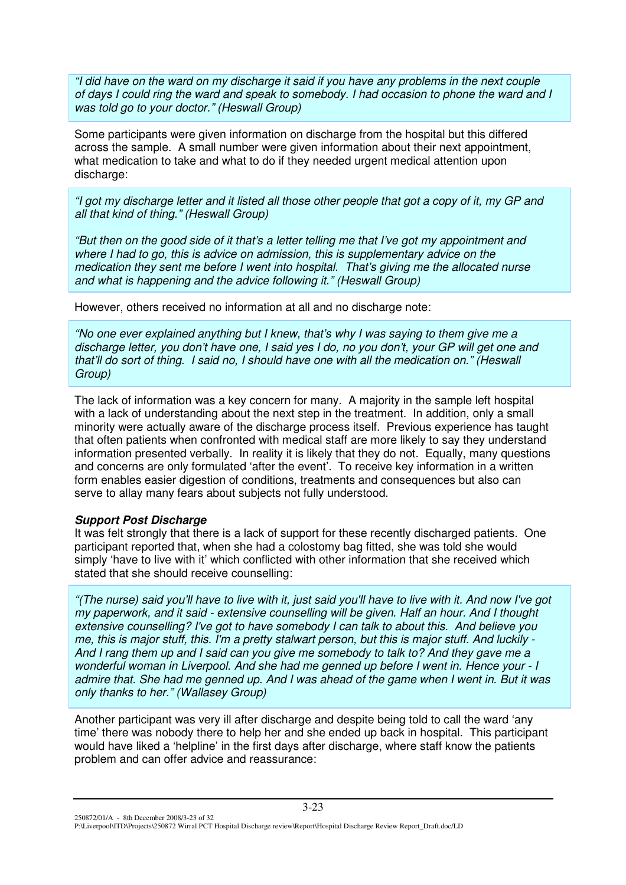*"I did have on the ward on my discharge it said if you have any problems in the next couple of days I could ring the ward and speak to somebody. I had occasion to phone the ward and I was told go to your doctor." (Heswall Group)*

Some participants were given information on discharge from the hospital but this differed across the sample. A small number were given information about their next appointment, what medication to take and what to do if they needed urgent medical attention upon discharge:

*"I got my discharge letter and it listed all those other people that got a copy of it, my GP and all that kind of thing." (Heswall Group)*

*"But then on the good side of it that's a letter telling me that I've got my appointment and where I had to go, this is advice on admission, this is supplementary advice on the medication they sent me before I went into hospital. That's giving me the allocated nurse and what is happening and the advice following it." (Heswall Group)*

However, others received no information at all and no discharge note:

*"No one ever explained anything but I knew, that's why I was saying to them give me a discharge letter, you don't have one, I said yes I do, no you don't, your GP will get one and that'll do sort of thing. I said no, I should have one with all the medication on." (Heswall Group)*

The lack of information was a key concern for many. A majority in the sample left hospital with a lack of understanding about the next step in the treatment. In addition, only a small minority were actually aware of the discharge process itself. Previous experience has taught that often patients when confronted with medical staff are more likely to say they understand information presented verbally. In reality it is likely that they do not. Equally, many questions and concerns are only formulated 'after the event'. To receive key information in a written form enables easier digestion of conditions, treatments and consequences but also can serve to allay many fears about subjects not fully understood.

***Support Post Discharge***

It was felt strongly that there is a lack of support for these recently discharged patients. One participant reported that, when she had a colostomy bag fitted, she was told she would simply 'have to live with it' which conflicted with other information that she received which stated that she should receive counselling:

*"(The nurse) said you'll have to live with it, just said you'll have to live with it. And now I've got my paperwork, and it said - extensive counselling will be given. Half an hour. And I thought extensive counselling? I've got to have somebody I can talk to about this. And believe you me, this is major stuff, this. I'm a pretty stalwart person, but this is major stuff. And luckily - And I rang them up and I said can you give me somebody to talk to? And they gave me a wonderful woman in Liverpool. And she had me genned up before I went in. Hence your - I admire that. She had me genned up. And I was ahead of the game when I went in. But it was only thanks to her." (Wallasey Group)*

Another participant was very ill after discharge and despite being told to call the ward 'any time' there was nobody there to help her and she ended up back in hospital. This participant would have liked a 'helpline' in the first days after discharge, where staff know the patients problem and can offer advice and reassurance: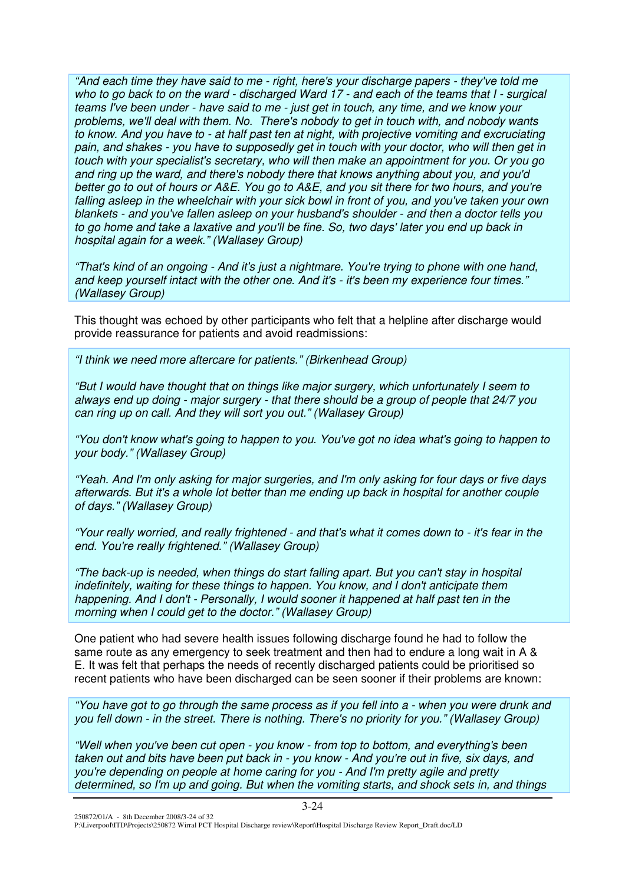*"And each time they have said to me - right, here's your discharge papers - they've told me who to go back to on the ward - discharged Ward 17 - and each of the teams that I - surgical teams I've been under - have said to me - just get in touch, any time, and we know your problems, we'll deal with them. No. There's nobody to get in touch with, and nobody wants to know. And you have to - at half past ten at night, with projective vomiting and excruciating pain, and shakes - you have to supposedly get in touch with your doctor, who will then get in touch with your specialist's secretary, who will then make an appointment for you. Or you go and ring up the ward, and there's nobody there that knows anything about you, and you'd better go to out of hours or A&E. You go to A&E, and you sit there for two hours, and you're falling asleep in the wheelchair with your sick bowl in front of you, and you've taken your own blankets - and you've fallen asleep on your husband's shoulder - and then a doctor tells you to go home and take a laxative and you'll be fine. So, two days' later you end up back in hospital again for a week." (Wallasey Group)*

*"That's kind of an ongoing - And it's just a nightmare. You're trying to phone with one hand, and keep yourself intact with the other one. And it's - it's been my experience four times." (Wallasey Group)*

This thought was echoed by other participants who felt that a helpline after discharge would provide reassurance for patients and avoid readmissions:

*"I think we need more aftercare for patients." (Birkenhead Group)*

*"But I would have thought that on things like major surgery, which unfortunately I seem to always end up doing - major surgery - that there should be a group of people that 24/7 you can ring up on call. And they will sort you out." (Wallasey Group)*

*"You don't know what's going to happen to you. You've got no idea what's going to happen to your body." (Wallasey Group)*

*"Yeah. And I'm only asking for major surgeries, and I'm only asking for four days or five days afterwards. But it's a whole lot better than me ending up back in hospital for another couple of days." (Wallasey Group)*

*"Your really worried, and really frightened - and that's what it comes down to - it's fear in the end. You're really frightened." (Wallasey Group)*

*"The back-up is needed, when things do start falling apart. But you can't stay in hospital indefinitely, waiting for these things to happen. You know, and I don't anticipate them happening. And I don't - Personally, I would sooner it happened at half past ten in the morning when I could get to the doctor." (Wallasey Group)*

One patient who had severe health issues following discharge found he had to follow the same route as any emergency to seek treatment and then had to endure a long wait in A & E. It was felt that perhaps the needs of recently discharged patients could be prioritised so recent patients who have been discharged can be seen sooner if their problems are known:

*"You have got to go through the same process as if you fell into a - when you were drunk and you fell down - in the street. There is nothing. There's no priority for you." (Wallasey Group)*

*"Well when you've been cut open - you know - from top to bottom, and everything's been taken out and bits have been put back in - you know - And you're out in five, six days, and you're depending on people at home caring for you - And I'm pretty agile and pretty determined, so I'm up and going. But when the vomiting starts, and shock sets in, and things*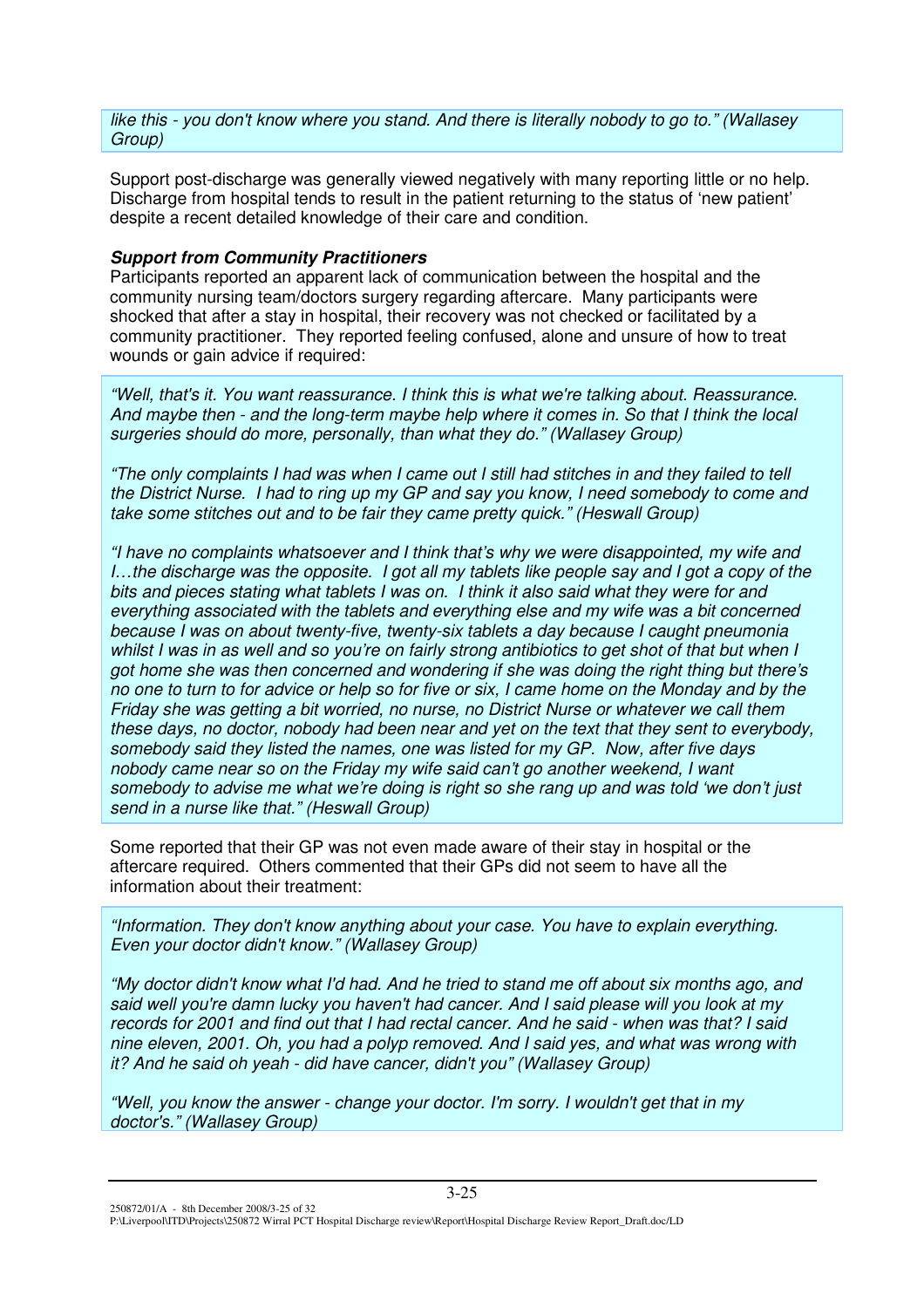*like this - you don't know where you stand. And there is literally nobody to go to." (Wallasey Group)*

Support post-discharge was generally viewed negatively with many reporting little or no help. Discharge from hospital tends to result in the patient returning to the status of 'new patient' despite a recent detailed knowledge of their care and condition.

***Support from Community Practitioners***

Participants reported an apparent lack of communication between the hospital and the community nursing team/doctors surgery regarding aftercare. Many participants were shocked that after a stay in hospital, their recovery was not checked or facilitated by a community practitioner. They reported feeling confused, alone and unsure of how to treat wounds or gain advice if required:

*"Well, that's it. You want reassurance. I think this is what we're talking about. Reassurance. And maybe then - and the long-term maybe help where it comes in. So that I think the local surgeries should do more, personally, than what they do." (Wallasey Group)*

*"The only complaints I had was when I came out I still had stitches in and they failed to tell the District Nurse. I had to ring up my GP and say you know, I need somebody to come and take some stitches out and to be fair they came pretty quick." (Heswall Group)*

*"I have no complaints whatsoever and I think that's why we were disappointed, my wife and I…the discharge was the opposite. I got all my tablets like people say and I got a copy of the bits and pieces stating what tablets I was on. I think it also said what they were for and everything associated with the tablets and everything else and my wife was a bit concerned because I was on about twenty-five, twenty-six tablets a day because I caught pneumonia whilst I was in as well and so you're on fairly strong antibiotics to get shot of that but when I got home she was then concerned and wondering if she was doing the right thing but there's no one to turn to for advice or help so for five or six, I came home on the Monday and by the Friday she was getting a bit worried, no nurse, no District Nurse or whatever we call them these days, no doctor, nobody had been near and yet on the text that they sent to everybody, somebody said they listed the names, one was listed for my GP. Now, after five days nobody came near so on the Friday my wife said can't go another weekend, I want somebody to advise me what we're doing is right so she rang up and was told 'we don't just send in a nurse like that." (Heswall Group)*

Some reported that their GP was not even made aware of their stay in hospital or the aftercare required. Others commented that their GPs did not seem to have all the information about their treatment:

*"Information. They don't know anything about your case. You have to explain everything. Even your doctor didn't know." (Wallasey Group)*

*"My doctor didn't know what I'd had. And he tried to stand me off about six months ago, and said well you're damn lucky you haven't had cancer. And I said please will you look at my records for 2001 and find out that I had rectal cancer. And he said - when was that? I said nine eleven, 2001. Oh, you had a polyp removed. And I said yes, and what was wrong with it? And he said oh yeah - did have cancer, didn't you" (Wallasey Group)*

*"Well, you know the answer - change your doctor. I'm sorry. I wouldn't get that in my doctor's." (Wallasey Group)*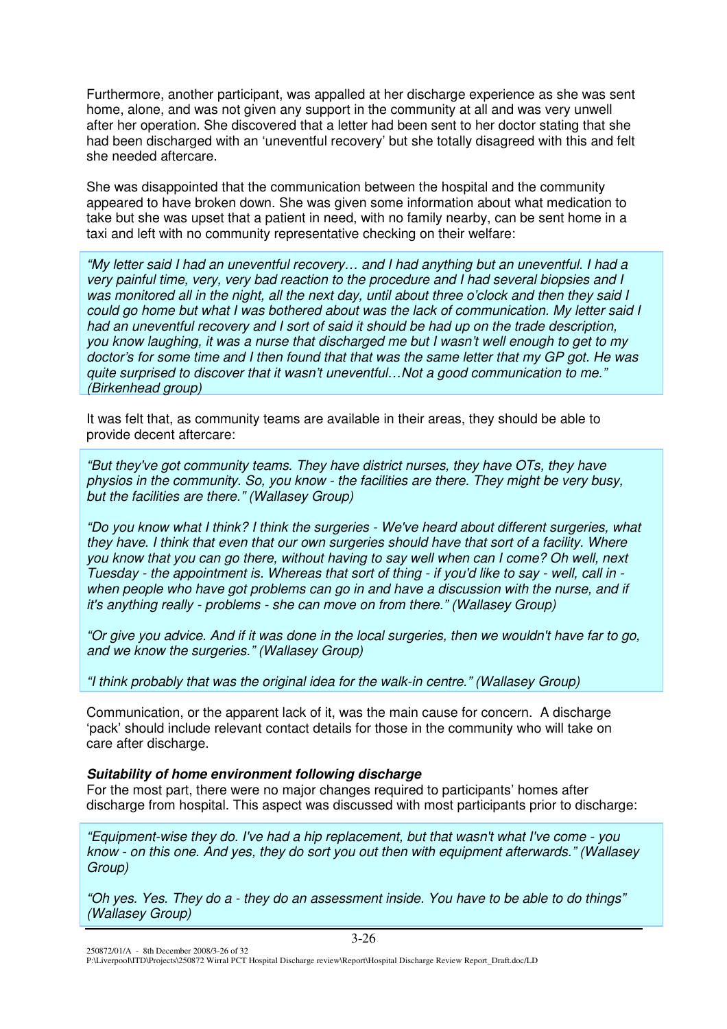Furthermore, another participant, was appalled at her discharge experience as she was sent home, alone, and was not given any support in the community at all and was very unwell after her operation. She discovered that a letter had been sent to her doctor stating that she had been discharged with an 'uneventful recovery' but she totally disagreed with this and felt she needed aftercare.

She was disappointed that the communication between the hospital and the community appeared to have broken down. She was given some information about what medication to take but she was upset that a patient in need, with no family nearby, can be sent home in a taxi and left with no community representative checking on their welfare:

> *"My letter said I had an uneventful recovery… and I had anything but an uneventful. I had a very painful time, very, very bad reaction to the procedure and I had several biopsies and I was monitored all in the night, all the next day, until about three o'clock and then they said I could go home but what I was bothered about was the lack of communication. My letter said I had an uneventful recovery and I sort of said it should be had up on the trade description, you know laughing, it was a nurse that discharged me but I wasn't well enough to get to my doctor's for some time and I then found that that was the same letter that my GP got. He was quite surprised to discover that it wasn't uneventful…Not a good communication to me." (Birkenhead group)*

It was felt that, as community teams are available in their areas, they should be able to provide decent aftercare:

> *"But they've got community teams. They have district nurses, they have OTs, they have physios in the community. So, you know - the facilities are there. They might be very busy, but the facilities are there." (Wallasey Group)*
>
> *"Do you know what I think? I think the surgeries - We've heard about different surgeries, what they have. I think that even that our own surgeries should have that sort of a facility. Where you know that you can go there, without having to say well when can I come? Oh well, next Tuesday - the appointment is. Whereas that sort of thing - if you'd like to say - well, call in - when people who have got problems can go in and have a discussion with the nurse, and if it's anything really - problems - she can move on from there." (Wallasey Group)*
>
> *"Or give you advice. And if it was done in the local surgeries, then we wouldn't have far to go, and we know the surgeries." (Wallasey Group)*
>
> *"I think probably that was the original idea for the walk-in centre." (Wallasey Group)*

Communication, or the apparent lack of it, was the main cause for concern. A discharge 'pack' should include relevant contact details for those in the community who will take on care after discharge.

***Suitability of home environment following discharge***

For the most part, there were no major changes required to participants' homes after discharge from hospital. This aspect was discussed with most participants prior to discharge:

> *"Equipment-wise they do. I've had a hip replacement, but that wasn't what I've come - you know - on this one. And yes, they do sort you out then with equipment afterwards." (Wallasey Group)*
>
> *"Oh yes. Yes. They do a - they do an assessment inside. You have to be able to do things" (Wallasey Group)*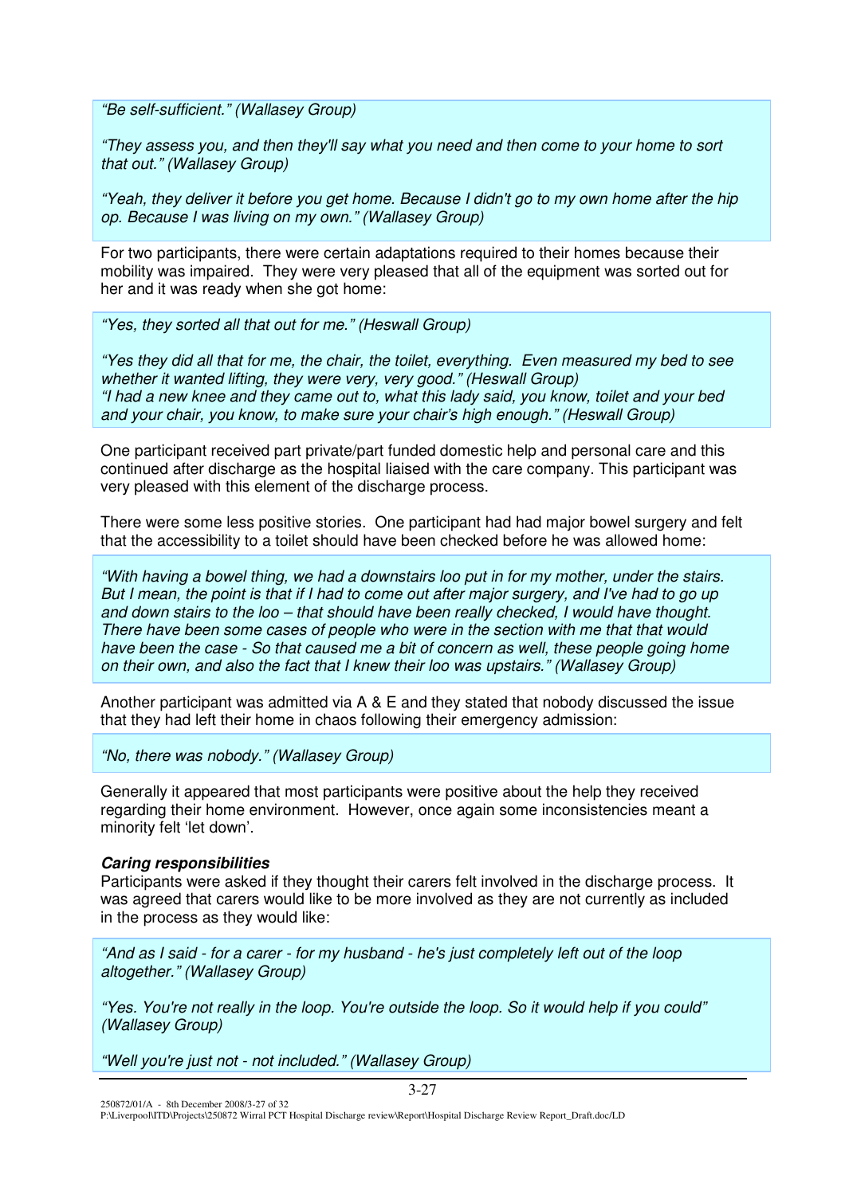*"Be self-sufficient." (Wallasey Group)*

*"They assess you, and then they'll say what you need and then come to your home to sort that out." (Wallasey Group)*

*"Yeah, they deliver it before you get home. Because I didn't go to my own home after the hip op. Because I was living on my own." (Wallasey Group)*

For two participants, there were certain adaptations required to their homes because their mobility was impaired. They were very pleased that all of the equipment was sorted out for her and it was ready when she got home:

*"Yes, they sorted all that out for me." (Heswall Group)*

*"Yes they did all that for me, the chair, the toilet, everything. Even measured my bed to see whether it wanted lifting, they were very, very good." (Heswall Group)*
*"I had a new knee and they came out to, what this lady said, you know, toilet and your bed and your chair, you know, to make sure your chair's high enough." (Heswall Group)*

One participant received part private/part funded domestic help and personal care and this continued after discharge as the hospital liaised with the care company. This participant was very pleased with this element of the discharge process.

There were some less positive stories. One participant had had major bowel surgery and felt that the accessibility to a toilet should have been checked before he was allowed home:

*"With having a bowel thing, we had a downstairs loo put in for my mother, under the stairs. But I mean, the point is that if I had to come out after major surgery, and I've had to go up and down stairs to the loo – that should have been really checked, I would have thought. There have been some cases of people who were in the section with me that that would have been the case - So that caused me a bit of concern as well, these people going home on their own, and also the fact that I knew their loo was upstairs." (Wallasey Group)*

Another participant was admitted via A & E and they stated that nobody discussed the issue that they had left their home in chaos following their emergency admission:

*"No, there was nobody." (Wallasey Group)*

Generally it appeared that most participants were positive about the help they received regarding their home environment. However, once again some inconsistencies meant a minority felt 'let down'.

***Caring responsibilities***

Participants were asked if they thought their carers felt involved in the discharge process. It was agreed that carers would like to be more involved as they are not currently as included in the process as they would like:

*"And as I said - for a carer - for my husband - he's just completely left out of the loop altogether." (Wallasey Group)*

*"Yes. You're not really in the loop. You're outside the loop. So it would help if you could" (Wallasey Group)*

*"Well you're just not - not included." (Wallasey Group)*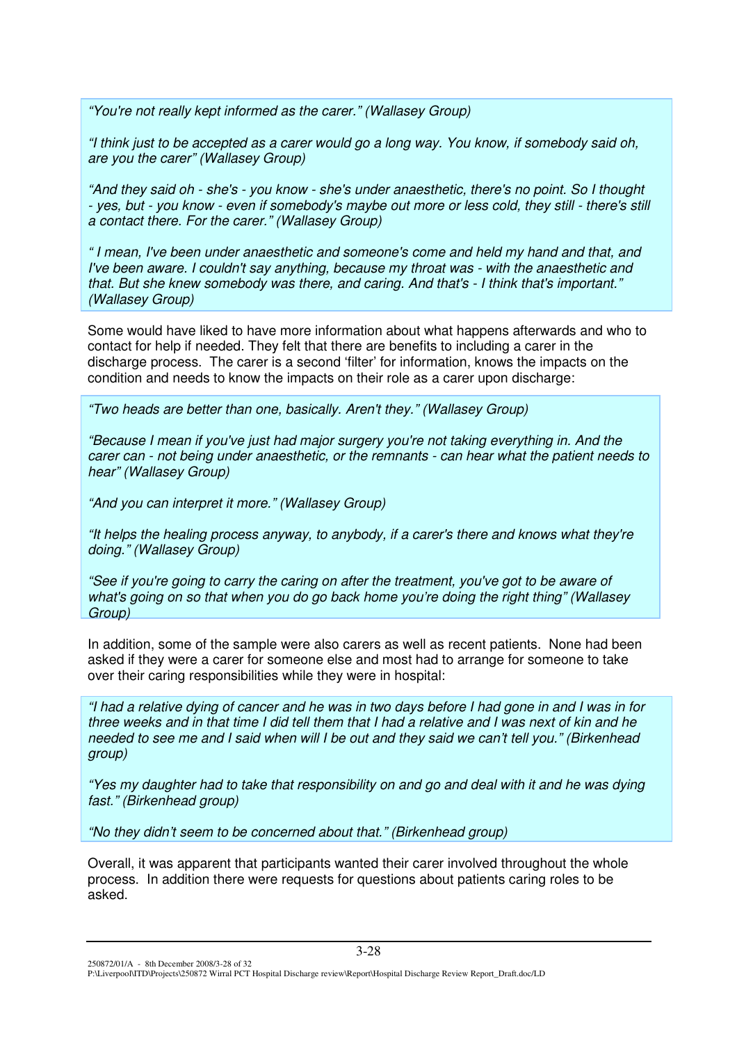*"You're not really kept informed as the carer." (Wallasey Group)*

*"I think just to be accepted as a carer would go a long way. You know, if somebody said oh, are you the carer" (Wallasey Group)*

*"And they said oh - she's - you know - she's under anaesthetic, there's no point. So I thought - yes, but - you know - even if somebody's maybe out more or less cold, they still - there's still a contact there. For the carer." (Wallasey Group)*

*" I mean, I've been under anaesthetic and someone's come and held my hand and that, and I've been aware. I couldn't say anything, because my throat was - with the anaesthetic and that. But she knew somebody was there, and caring. And that's - I think that's important." (Wallasey Group)*

Some would have liked to have more information about what happens afterwards and who to contact for help if needed. They felt that there are benefits to including a carer in the discharge process. The carer is a second 'filter' for information, knows the impacts on the condition and needs to know the impacts on their role as a carer upon discharge:

*"Two heads are better than one, basically. Aren't they." (Wallasey Group)*

*"Because I mean if you've just had major surgery you're not taking everything in. And the carer can - not being under anaesthetic, or the remnants - can hear what the patient needs to hear" (Wallasey Group)*

*"And you can interpret it more." (Wallasey Group)*

*"It helps the healing process anyway, to anybody, if a carer's there and knows what they're doing." (Wallasey Group)*

*"See if you're going to carry the caring on after the treatment, you've got to be aware of what's going on so that when you do go back home you're doing the right thing" (Wallasey Group)*

In addition, some of the sample were also carers as well as recent patients. None had been asked if they were a carer for someone else and most had to arrange for someone to take over their caring responsibilities while they were in hospital:

*"I had a relative dying of cancer and he was in two days before I had gone in and I was in for three weeks and in that time I did tell them that I had a relative and I was next of kin and he needed to see me and I said when will I be out and they said we can't tell you." (Birkenhead group)*

*"Yes my daughter had to take that responsibility on and go and deal with it and he was dying fast." (Birkenhead group)*

*"No they didn't seem to be concerned about that." (Birkenhead group)*

Overall, it was apparent that participants wanted their carer involved throughout the whole process. In addition there were requests for questions about patients caring roles to be asked.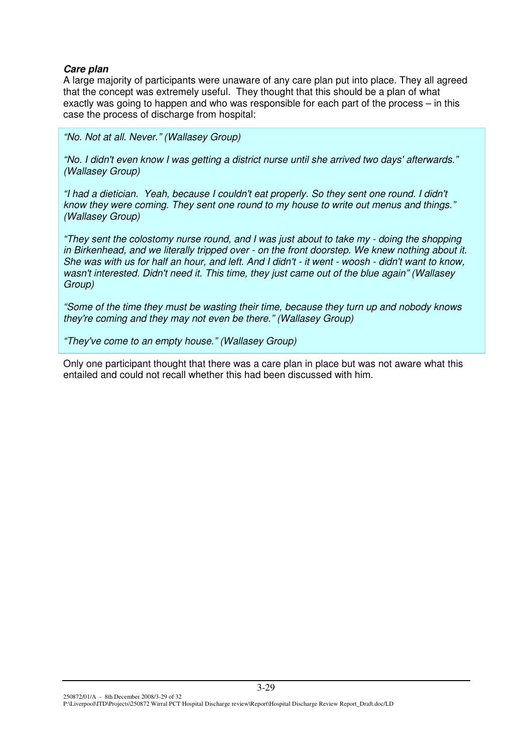***Care plan***

A large majority of participants were unaware of any care plan put into place. They all agreed that the concept was extremely useful. They thought that this should be a plan of what exactly was going to happen and who was responsible for each part of the process – in this case the process of discharge from hospital:

*"No. Not at all. Never." (Wallasey Group)*

*"No. I didn't even know I was getting a district nurse until she arrived two days' afterwards." (Wallasey Group)*

*"I had a dietician. Yeah, because I couldn't eat properly. So they sent one round. I didn't know they were coming. They sent one round to my house to write out menus and things." (Wallasey Group)*

*"They sent the colostomy nurse round, and I was just about to take my - doing the shopping in Birkenhead, and we literally tripped over - on the front doorstep. We knew nothing about it. She was with us for half an hour, and left. And I didn't - it went - woosh - didn't want to know, wasn't interested. Didn't need it. This time, they just came out of the blue again" (Wallasey Group)*

*"Some of the time they must be wasting their time, because they turn up and nobody knows they're coming and they may not even be there." (Wallasey Group)*

*"They've come to an empty house." (Wallasey Group)*

Only one participant thought that there was a care plan in place but was not aware what this entailed and could not recall whether this had been discussed with him.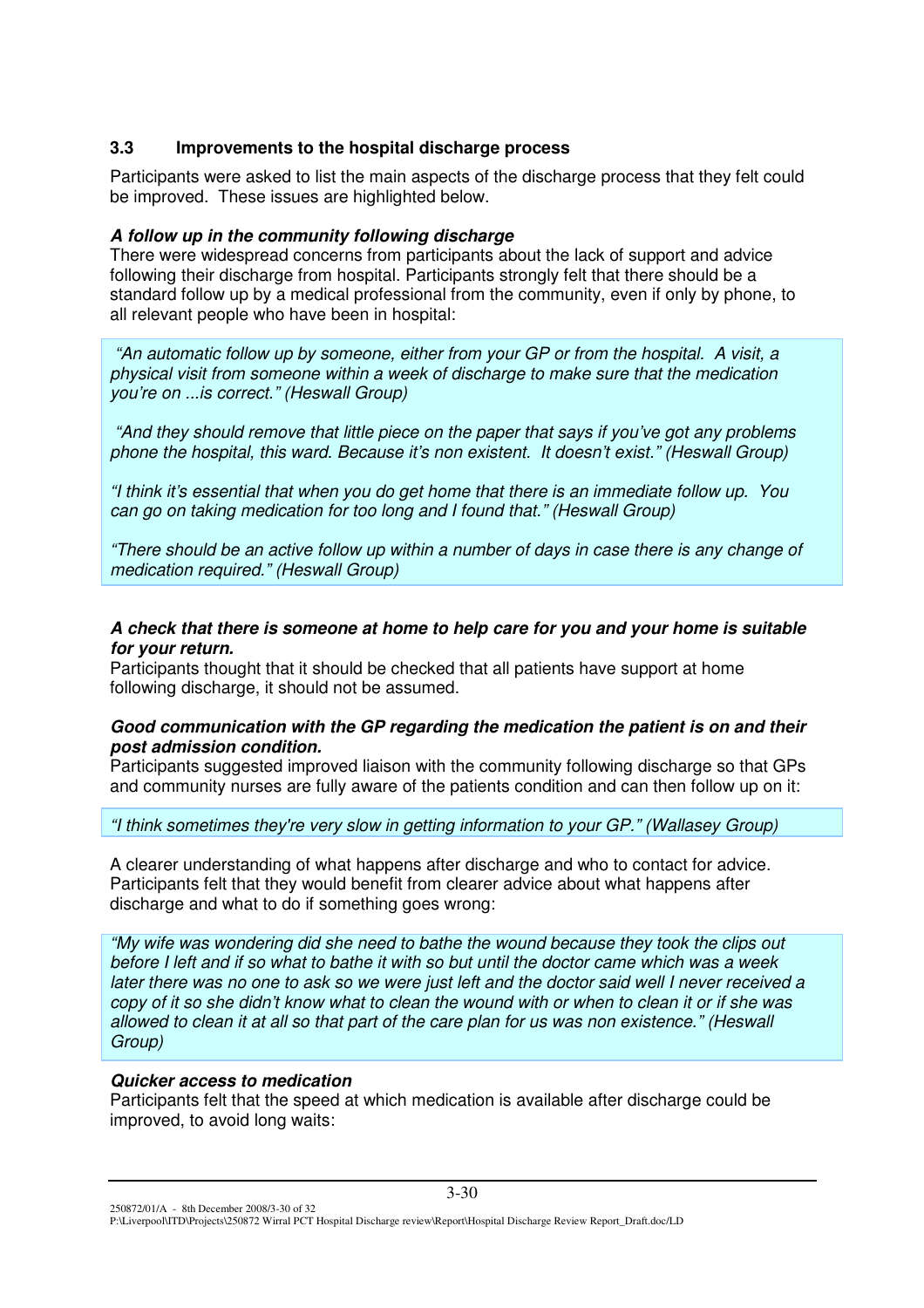### 3.3 Improvements to the hospital discharge process

Participants were asked to list the main aspects of the discharge process that they felt could be improved. These issues are highlighted below.

***A follow up in the community following discharge***

There were widespread concerns from participants about the lack of support and advice following their discharge from hospital. Participants strongly felt that there should be a standard follow up by a medical professional from the community, even if only by phone, to all relevant people who have been in hospital:

> *"An automatic follow up by someone, either from your GP or from the hospital. A visit, a physical visit from someone within a week of discharge to make sure that the medication you're on ...is correct." (Heswall Group)*
>
> *"And they should remove that little piece on the paper that says if you've got any problems phone the hospital, this ward. Because it's non existent. It doesn't exist." (Heswall Group)*
>
> *"I think it's essential that when you do get home that there is an immediate follow up. You can go on taking medication for too long and I found that." (Heswall Group)*
>
> *"There should be an active follow up within a number of days in case there is any change of medication required." (Heswall Group)*

***A check that there is someone at home to help care for you and your home is suitable for your return.***

Participants thought that it should be checked that all patients have support at home following discharge, it should not be assumed.

***Good communication with the GP regarding the medication the patient is on and their post admission condition.***

Participants suggested improved liaison with the community following discharge so that GPs and community nurses are fully aware of the patients condition and can then follow up on it:

> *"I think sometimes they're very slow in getting information to your GP." (Wallasey Group)*

A clearer understanding of what happens after discharge and who to contact for advice. Participants felt that they would benefit from clearer advice about what happens after discharge and what to do if something goes wrong:

> *"My wife was wondering did she need to bathe the wound because they took the clips out before I left and if so what to bathe it with so but until the doctor came which was a week later there was no one to ask so we were just left and the doctor said well I never received a copy of it so she didn't know what to clean the wound with or when to clean it or if she was allowed to clean it at all so that part of the care plan for us was non existence." (Heswall Group)*

***Quicker access to medication***

Participants felt that the speed at which medication is available after discharge could be improved, to avoid long waits: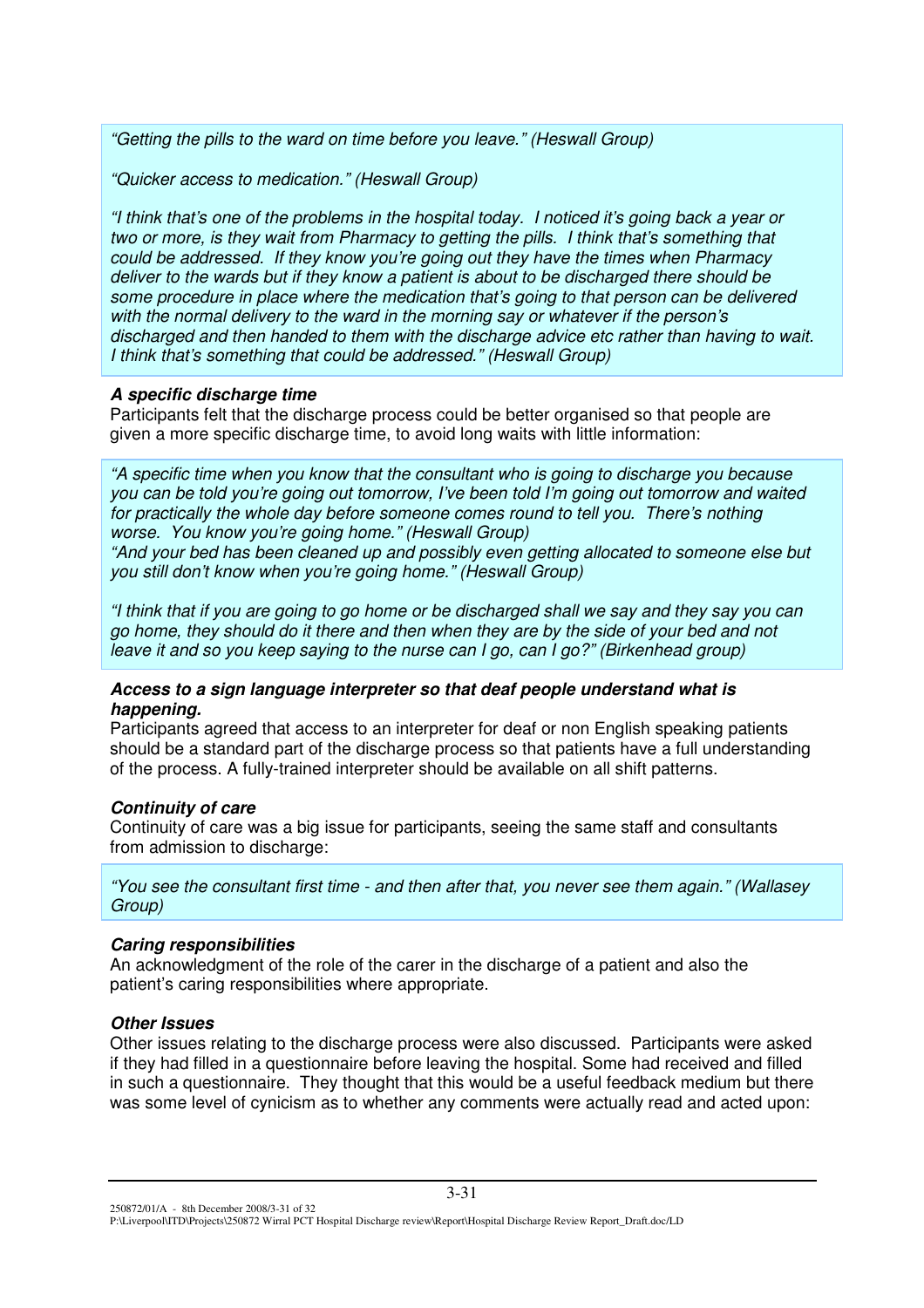*"Getting the pills to the ward on time before you leave." (Heswall Group)*

*"Quicker access to medication." (Heswall Group)*

*"I think that's one of the problems in the hospital today. I noticed it's going back a year or two or more, is they wait from Pharmacy to getting the pills. I think that's something that could be addressed. If they know you're going out they have the times when Pharmacy deliver to the wards but if they know a patient is about to be discharged there should be some procedure in place where the medication that's going to that person can be delivered with the normal delivery to the ward in the morning say or whatever if the person's discharged and then handed to them with the discharge advice etc rather than having to wait. I think that's something that could be addressed." (Heswall Group)*

***A specific discharge time***

Participants felt that the discharge process could be better organised so that people are given a more specific discharge time, to avoid long waits with little information:

*"A specific time when you know that the consultant who is going to discharge you because you can be told you're going out tomorrow, I've been told I'm going out tomorrow and waited for practically the whole day before someone comes round to tell you. There's nothing worse. You know you're going home." (Heswall Group)*
*"And your bed has been cleaned up and possibly even getting allocated to someone else but you still don't know when you're going home." (Heswall Group)*

*"I think that if you are going to go home or be discharged shall we say and they say you can go home, they should do it there and then when they are by the side of your bed and not leave it and so you keep saying to the nurse can I go, can I go?" (Birkenhead group)*

***Access to a sign language interpreter so that deaf people understand what is happening.***

Participants agreed that access to an interpreter for deaf or non English speaking patients should be a standard part of the discharge process so that patients have a full understanding of the process. A fully-trained interpreter should be available on all shift patterns.

***Continuity of care***

Continuity of care was a big issue for participants, seeing the same staff and consultants from admission to discharge:

*"You see the consultant first time - and then after that, you never see them again." (Wallasey Group)*

***Caring responsibilities***

An acknowledgment of the role of the carer in the discharge of a patient and also the patient's caring responsibilities where appropriate.

***Other Issues***

Other issues relating to the discharge process were also discussed. Participants were asked if they had filled in a questionnaire before leaving the hospital. Some had received and filled in such a questionnaire. They thought that this would be a useful feedback medium but there was some level of cynicism as to whether any comments were actually read and acted upon: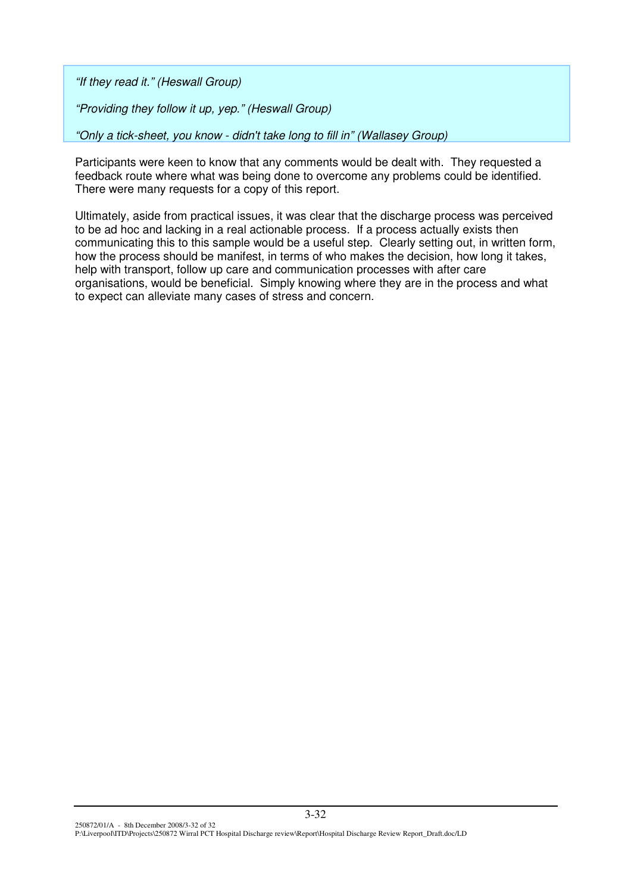*"If they read it." (Heswall Group)*

*"Providing they follow it up, yep." (Heswall Group)*

*"Only a tick-sheet, you know - didn't take long to fill in" (Wallasey Group)*

Participants were keen to know that any comments would be dealt with. They requested a feedback route where what was being done to overcome any problems could be identified. There were many requests for a copy of this report.

Ultimately, aside from practical issues, it was clear that the discharge process was perceived to be ad hoc and lacking in a real actionable process. If a process actually exists then communicating this to this sample would be a useful step. Clearly setting out, in written form, how the process should be manifest, in terms of who makes the decision, how long it takes, help with transport, follow up care and communication processes with after care organisations, would be beneficial. Simply knowing where they are in the process and what to expect can alleviate many cases of stress and concern.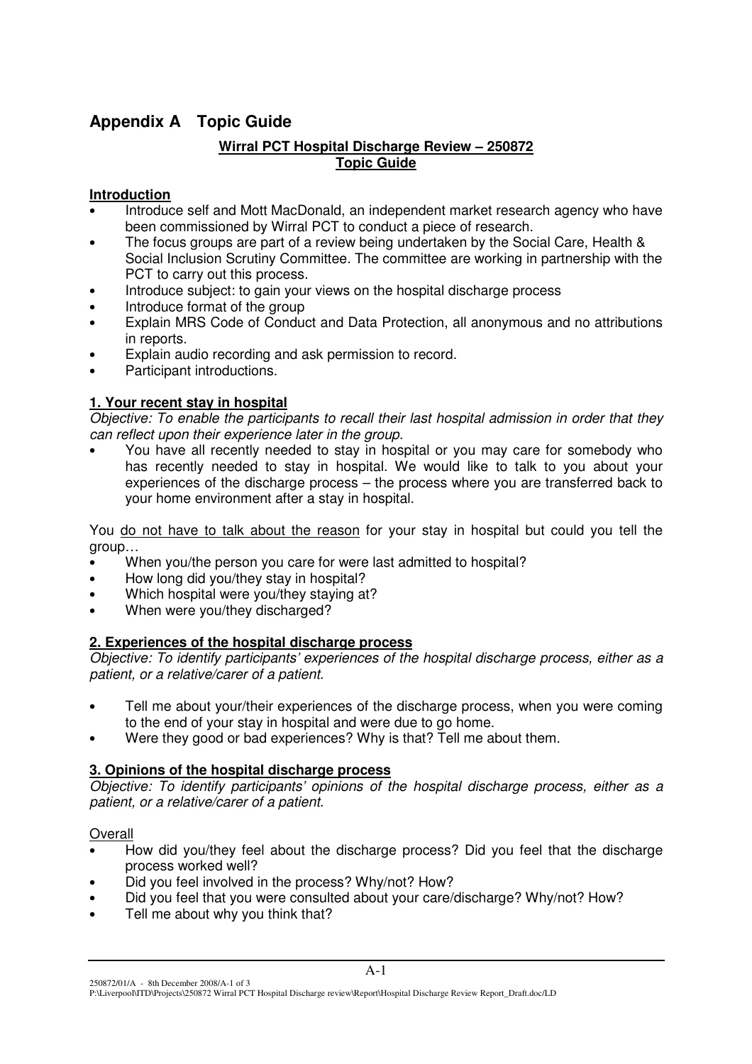# Appendix A Topic Guide

**Wirral PCT Hospital Discharge Review – 250872**
**Topic Guide**

**Introduction**

- Introduce self and Mott MacDonald, an independent market research agency who have been commissioned by Wirral PCT to conduct a piece of research.
- The focus groups are part of a review being undertaken by the Social Care, Health & Social Inclusion Scrutiny Committee. The committee are working in partnership with the PCT to carry out this process.
- Introduce subject: to gain your views on the hospital discharge process
- Introduce format of the group
- Explain MRS Code of Conduct and Data Protection, all anonymous and no attributions in reports.
- Explain audio recording and ask permission to record.
- Participant introductions.

**1. Your recent stay in hospital**

*Objective: To enable the participants to recall their last hospital admission in order that they can reflect upon their experience later in the group.*

- You have all recently needed to stay in hospital or you may care for somebody who has recently needed to stay in hospital. We would like to talk to you about your experiences of the discharge process – the process where you are transferred back to your home environment after a stay in hospital.

You do not have to talk about the reason for your stay in hospital but could you tell the group…

- When you/the person you care for were last admitted to hospital?
- How long did you/they stay in hospital?
- Which hospital were you/they staying at?
- When were you/they discharged?

**2. Experiences of the hospital discharge process**

*Objective: To identify participants' experiences of the hospital discharge process, either as a patient, or a relative/carer of a patient.*

- Tell me about your/their experiences of the discharge process, when you were coming to the end of your stay in hospital and were due to go home.
- Were they good or bad experiences? Why is that? Tell me about them.

**3. Opinions of the hospital discharge process**

*Objective: To identify participants' opinions of the hospital discharge process, either as a patient, or a relative/carer of a patient.*

Overall

- How did you/they feel about the discharge process? Did you feel that the discharge process worked well?
- Did you feel involved in the process? Why/not? How?
- Did you feel that you were consulted about your care/discharge? Why/not? How?
- Tell me about why you think that?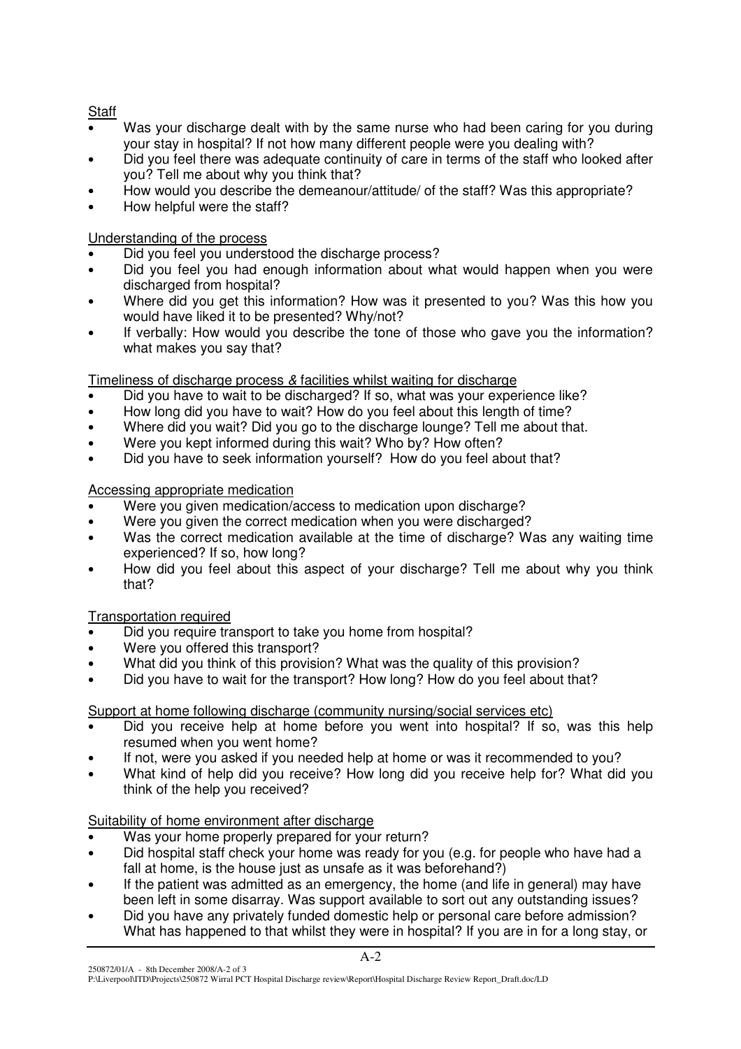Staff

- Was your discharge dealt with by the same nurse who had been caring for you during your stay in hospital? If not how many different people were you dealing with?
- Did you feel there was adequate continuity of care in terms of the staff who looked after you? Tell me about why you think that?
- How would you describe the demeanour/attitude/ of the staff? Was this appropriate?
- How helpful were the staff?

Understanding of the process

- Did you feel you understood the discharge process?
- Did you feel you had enough information about what would happen when you were discharged from hospital?
- Where did you get this information? How was it presented to you? Was this how you would have liked it to be presented? Why/not?
- If verbally: How would you describe the tone of those who gave you the information? what makes you say that?

Timeliness of discharge process & facilities whilst waiting for discharge

- Did you have to wait to be discharged? If so, what was your experience like?
- How long did you have to wait? How do you feel about this length of time?
- Where did you wait? Did you go to the discharge lounge? Tell me about that.
- Were you kept informed during this wait? Who by? How often?
- Did you have to seek information yourself? How do you feel about that?

Accessing appropriate medication

- Were you given medication/access to medication upon discharge?
- Were you given the correct medication when you were discharged?
- Was the correct medication available at the time of discharge? Was any waiting time experienced? If so, how long?
- How did you feel about this aspect of your discharge? Tell me about why you think that?

Transportation required

- Did you require transport to take you home from hospital?
- Were you offered this transport?
- What did you think of this provision? What was the quality of this provision?
- Did you have to wait for the transport? How long? How do you feel about that?

Support at home following discharge (community nursing/social services etc)

- Did you receive help at home before you went into hospital? If so, was this help resumed when you went home?
- If not, were you asked if you needed help at home or was it recommended to you?
- What kind of help did you receive? How long did you receive help for? What did you think of the help you received?

Suitability of home environment after discharge

- Was your home properly prepared for your return?
- Did hospital staff check your home was ready for you (e.g. for people who have had a fall at home, is the house just as unsafe as it was beforehand?)
- If the patient was admitted as an emergency, the home (and life in general) may have been left in some disarray. Was support available to sort out any outstanding issues?
- Did you have any privately funded domestic help or personal care before admission? What has happened to that whilst they were in hospital? If you are in for a long stay, or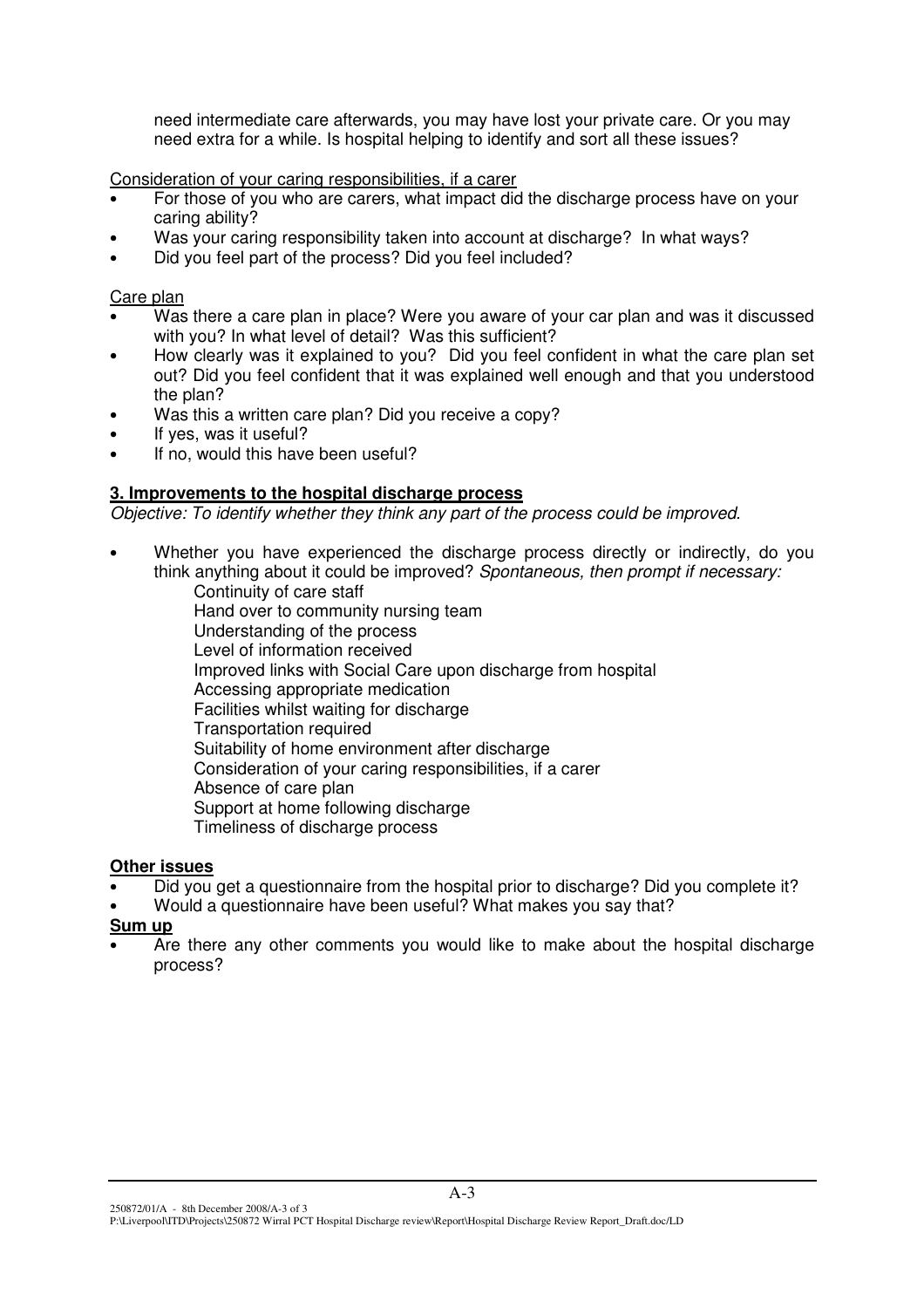need intermediate care afterwards, you may have lost your private care. Or you may need extra for a while. Is hospital helping to identify and sort all these issues?

Consideration of your caring responsibilities, if a carer

- For those of you who are carers, what impact did the discharge process have on your caring ability?
- Was your caring responsibility taken into account at discharge? In what ways?
- Did you feel part of the process? Did you feel included?

Care plan

- Was there a care plan in place? Were you aware of your car plan and was it discussed with you? In what level of detail? Was this sufficient?
- How clearly was it explained to you? Did you feel confident in what the care plan set out? Did you feel confident that it was explained well enough and that you understood the plan?
- Was this a written care plan? Did you receive a copy?
- If yes, was it useful?
- If no, would this have been useful?

**3. Improvements to the hospital discharge process**

*Objective: To identify whether they think any part of the process could be improved.*

- Whether you have experienced the discharge process directly or indirectly, do you think anything about it could be improved? *Spontaneous, then prompt if necessary:*
  - Continuity of care staff
  - Hand over to community nursing team
  - Understanding of the process
  - Level of information received
  - Improved links with Social Care upon discharge from hospital
  - Accessing appropriate medication
  - Facilities whilst waiting for discharge
  - Transportation required
  - Suitability of home environment after discharge
  - Consideration of your caring responsibilities, if a carer
  - Absence of care plan
  - Support at home following discharge
  - Timeliness of discharge process

**Other issues**

- Did you get a questionnaire from the hospital prior to discharge? Did you complete it?
- Would a questionnaire have been useful? What makes you say that?

**Sum up**

- Are there any other comments you would like to make about the hospital discharge process?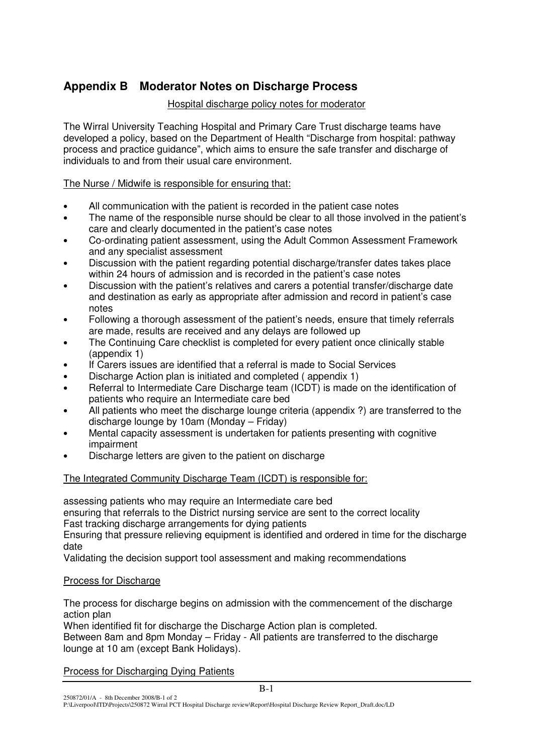## Appendix B Moderator Notes on Discharge Process

Hospital discharge policy notes for moderator

The Wirral University Teaching Hospital and Primary Care Trust discharge teams have developed a policy, based on the Department of Health "Discharge from hospital: pathway process and practice guidance", which aims to ensure the safe transfer and discharge of individuals to and from their usual care environment.

The Nurse / Midwife is responsible for ensuring that:

- All communication with the patient is recorded in the patient case notes
- The name of the responsible nurse should be clear to all those involved in the patient's care and clearly documented in the patient's case notes
- Co-ordinating patient assessment, using the Adult Common Assessment Framework and any specialist assessment
- Discussion with the patient regarding potential discharge/transfer dates takes place within 24 hours of admission and is recorded in the patient's case notes
- Discussion with the patient's relatives and carers a potential transfer/discharge date and destination as early as appropriate after admission and record in patient's case notes
- Following a thorough assessment of the patient's needs, ensure that timely referrals are made, results are received and any delays are followed up
- The Continuing Care checklist is completed for every patient once clinically stable (appendix 1)
- If Carers issues are identified that a referral is made to Social Services
- Discharge Action plan is initiated and completed ( appendix 1)
- Referral to Intermediate Care Discharge team (ICDT) is made on the identification of patients who require an Intermediate care bed
- All patients who meet the discharge lounge criteria (appendix ?) are transferred to the discharge lounge by 10am (Monday – Friday)
- Mental capacity assessment is undertaken for patients presenting with cognitive impairment
- Discharge letters are given to the patient on discharge

The Integrated Community Discharge Team (ICDT) is responsible for:

assessing patients who may require an Intermediate care bed
ensuring that referrals to the District nursing service are sent to the correct locality
Fast tracking discharge arrangements for dying patients
Ensuring that pressure relieving equipment is identified and ordered in time for the discharge date
Validating the decision support tool assessment and making recommendations

Process for Discharge

The process for discharge begins on admission with the commencement of the discharge action plan
When identified fit for discharge the Discharge Action plan is completed.
Between 8am and 8pm Monday – Friday - All patients are transferred to the discharge lounge at 10 am (except Bank Holidays).

Process for Discharging Dying Patients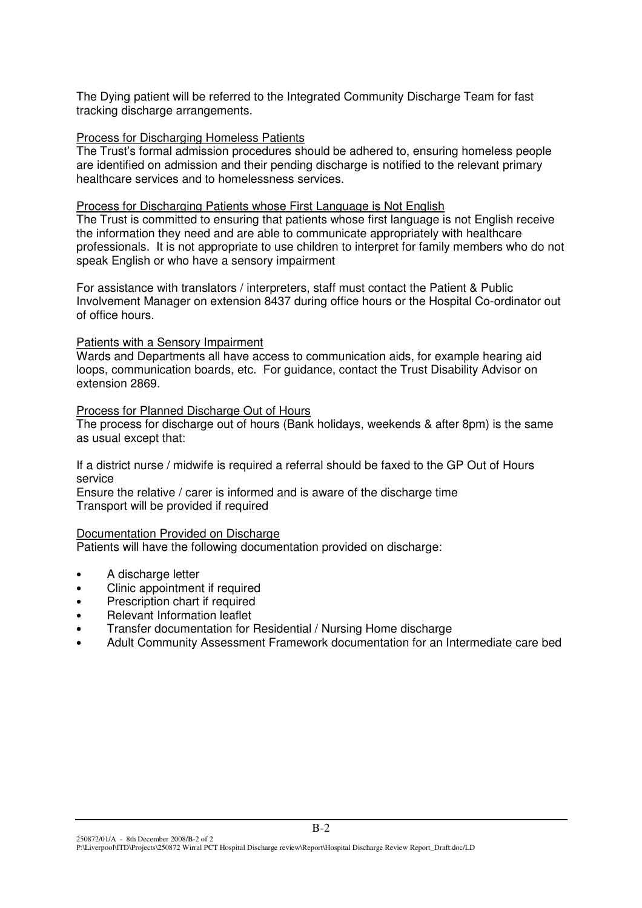The Dying patient will be referred to the Integrated Community Discharge Team for fast tracking discharge arrangements.

Process for Discharging Homeless Patients

The Trust's formal admission procedures should be adhered to, ensuring homeless people are identified on admission and their pending discharge is notified to the relevant primary healthcare services and to homelessness services.

Process for Discharging Patients whose First Language is Not English

The Trust is committed to ensuring that patients whose first language is not English receive the information they need and are able to communicate appropriately with healthcare professionals. It is not appropriate to use children to interpret for family members who do not speak English or who have a sensory impairment

For assistance with translators / interpreters, staff must contact the Patient & Public Involvement Manager on extension 8437 during office hours or the Hospital Co-ordinator out of office hours.

Patients with a Sensory Impairment

Wards and Departments all have access to communication aids, for example hearing aid loops, communication boards, etc. For guidance, contact the Trust Disability Advisor on extension 2869.

Process for Planned Discharge Out of Hours

The process for discharge out of hours (Bank holidays, weekends & after 8pm) is the same as usual except that:

If a district nurse / midwife is required a referral should be faxed to the GP Out of Hours service

Ensure the relative / carer is informed and is aware of the discharge time

Transport will be provided if required

Documentation Provided on Discharge

Patients will have the following documentation provided on discharge:

- A discharge letter
- Clinic appointment if required
- Prescription chart if required
- Relevant Information leaflet
- Transfer documentation for Residential / Nursing Home discharge
- Adult Community Assessment Framework documentation for an Intermediate care bed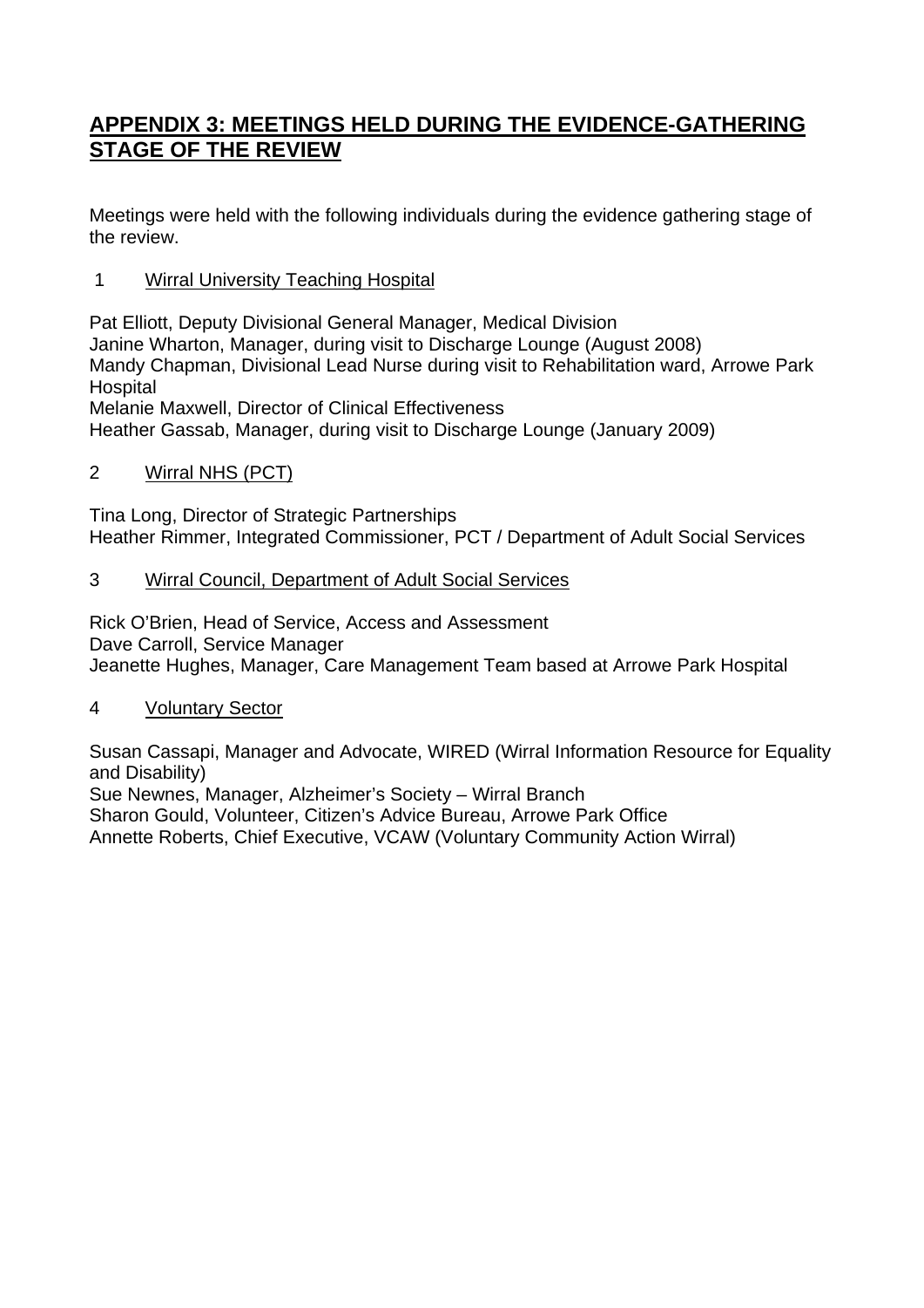## APPENDIX 3: MEETINGS HELD DURING THE EVIDENCE-GATHERING STAGE OF THE REVIEW

Meetings were held with the following individuals during the evidence gathering stage of the review.

### 1 Wirral University Teaching Hospital

Pat Elliott, Deputy Divisional General Manager, Medical Division
Janine Wharton, Manager, during visit to Discharge Lounge (August 2008)
Mandy Chapman, Divisional Lead Nurse during visit to Rehabilitation ward, Arrowe Park Hospital
Melanie Maxwell, Director of Clinical Effectiveness
Heather Gassab, Manager, during visit to Discharge Lounge (January 2009)

### 2 Wirral NHS (PCT)

Tina Long, Director of Strategic Partnerships
Heather Rimmer, Integrated Commissioner, PCT / Department of Adult Social Services

### 3 Wirral Council, Department of Adult Social Services

Rick O'Brien, Head of Service, Access and Assessment
Dave Carroll, Service Manager
Jeanette Hughes, Manager, Care Management Team based at Arrowe Park Hospital

### 4 Voluntary Sector

Susan Cassapi, Manager and Advocate, WIRED (Wirral Information Resource for Equality and Disability)
Sue Newnes, Manager, Alzheimer's Society – Wirral Branch
Sharon Gould, Volunteer, Citizen's Advice Bureau, Arrowe Park Office
Annette Roberts, Chief Executive, VCAW (Voluntary Community Action Wirral)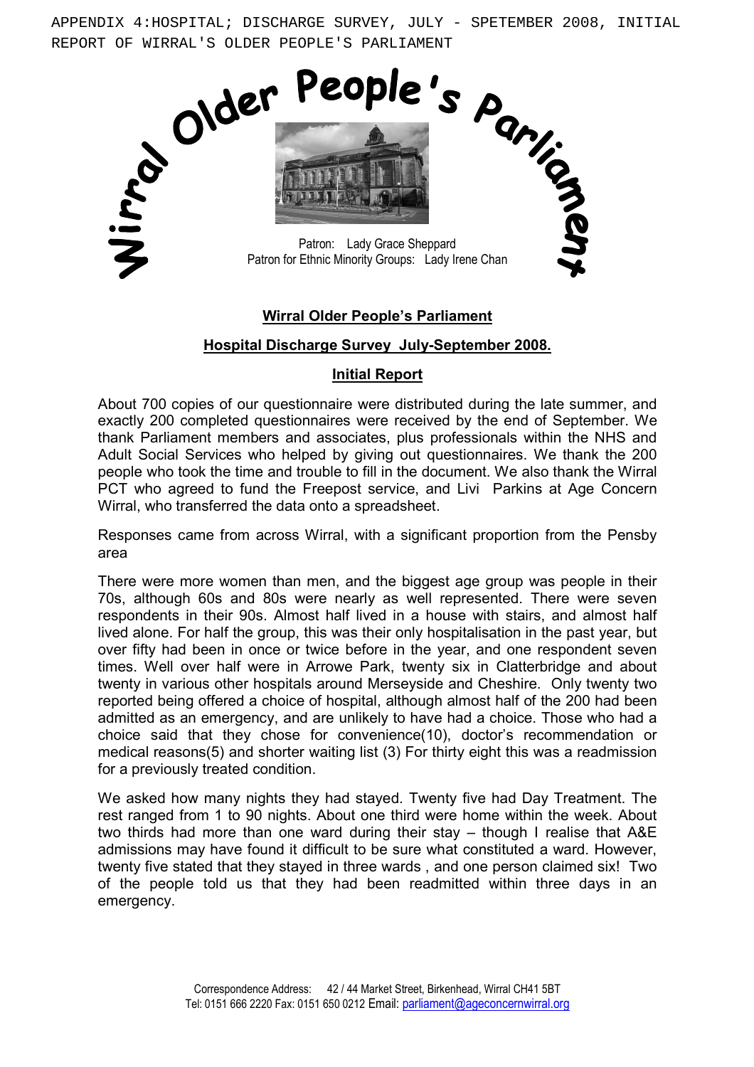APPENDIX 4:HOSPITAL; DISCHARGE SURVEY, JULY - SPETEMBER 2008, INITIAL REPORT OF WIRRAL'S OLDER PEOPLE'S PARLIAMENT

Wirral Older People's Parliament

Patron: Lady Grace Sheppard
Patron for Ethnic Minority Groups: Lady Irene Chan

## Wirral Older People's Parliament

### Hospital Discharge Survey July-September 2008.

### Initial Report

About 700 copies of our questionnaire were distributed during the late summer, and exactly 200 completed questionnaires were received by the end of September. We thank Parliament members and associates, plus professionals within the NHS and Adult Social Services who helped by giving out questionnaires. We thank the 200 people who took the time and trouble to fill in the document. We also thank the Wirral PCT who agreed to fund the Freepost service, and Livi Parkins at Age Concern Wirral, who transferred the data onto a spreadsheet.

Responses came from across Wirral, with a significant proportion from the Pensby area

There were more women than men, and the biggest age group was people in their 70s, although 60s and 80s were nearly as well represented. There were seven respondents in their 90s. Almost half lived in a house with stairs, and almost half lived alone. For half the group, this was their only hospitalisation in the past year, but over fifty had been in once or twice before in the year, and one respondent seven times. Well over half were in Arrowe Park, twenty six in Clatterbridge and about twenty in various other hospitals around Merseyside and Cheshire. Only twenty two reported being offered a choice of hospital, although almost half of the 200 had been admitted as an emergency, and are unlikely to have had a choice. Those who had a choice said that they chose for convenience(10), doctor's recommendation or medical reasons(5) and shorter waiting list (3) For thirty eight this was a readmission for a previously treated condition.

We asked how many nights they had stayed. Twenty five had Day Treatment. The rest ranged from 1 to 90 nights. About one third were home within the week. About two thirds had more than one ward during their stay – though I realise that A&E admissions may have found it difficult to be sure what constituted a ward. However, twenty five stated that they stayed in three wards , and one person claimed six! Two of the people told us that they had been readmitted within three days in an emergency.

Correspondence Address: 42 / 44 Market Street, Birkenhead, Wirral CH41 5BT
Tel: 0151 666 2220 Fax: 0151 650 0212 Email: parliament@ageconcernwirral.org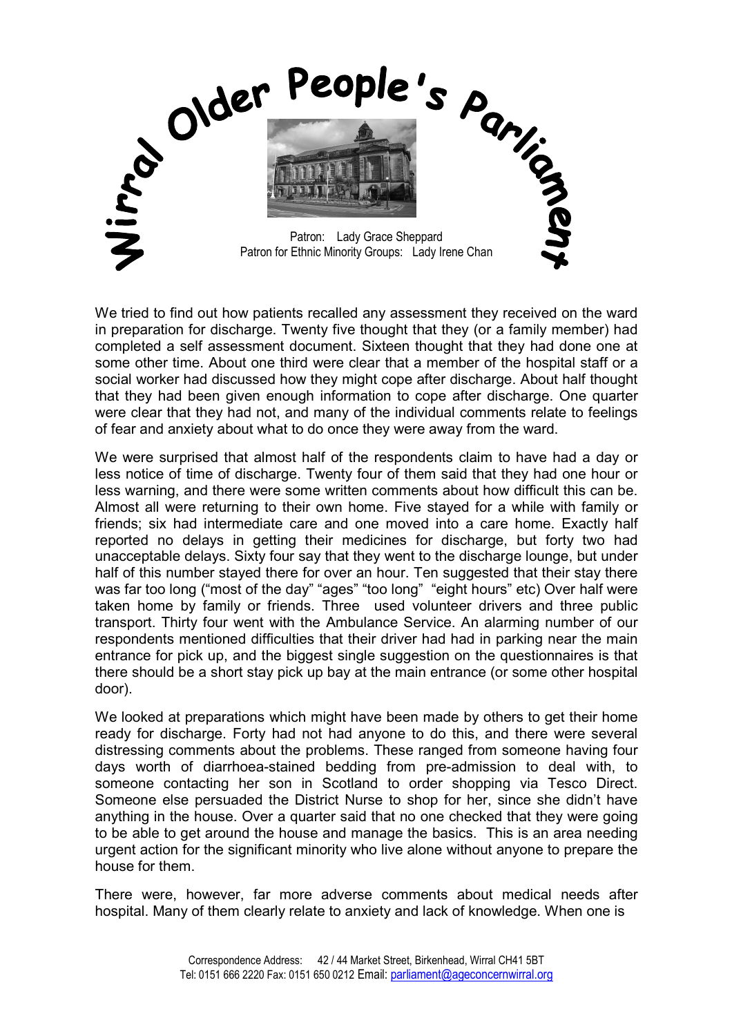We tried to find out how patients recalled any assessment they received on the ward in preparation for discharge. Twenty five thought that they (or a family member) had completed a self assessment document. Sixteen thought that they had done one at some other time. About one third were clear that a member of the hospital staff or a social worker had discussed how they might cope after discharge. About half thought that they had been given enough information to cope after discharge. One quarter were clear that they had not, and many of the individual comments relate to feelings of fear and anxiety about what to do once they were away from the ward.

We were surprised that almost half of the respondents claim to have had a day or less notice of time of discharge. Twenty four of them said that they had one hour or less warning, and there were some written comments about how difficult this can be. Almost all were returning to their own home. Five stayed for a while with family or friends; six had intermediate care and one moved into a care home. Exactly half reported no delays in getting their medicines for discharge, but forty two had unacceptable delays. Sixty four say that they went to the discharge lounge, but under half of this number stayed there for over an hour. Ten suggested that their stay there was far too long ("most of the day" "ages" "too long" "eight hours" etc) Over half were taken home by family or friends. Three used volunteer drivers and three public transport. Thirty four went with the Ambulance Service. An alarming number of our respondents mentioned difficulties that their driver had had in parking near the main entrance for pick up, and the biggest single suggestion on the questionnaires is that there should be a short stay pick up bay at the main entrance (or some other hospital door).

We looked at preparations which might have been made by others to get their home ready for discharge. Forty had not had anyone to do this, and there were several distressing comments about the problems. These ranged from someone having four days worth of diarrhoea-stained bedding from pre-admission to deal with, to someone contacting her son in Scotland to order shopping via Tesco Direct. Someone else persuaded the District Nurse to shop for her, since she didn't have anything in the house. Over a quarter said that no one checked that they were going to be able to get around the house and manage the basics. This is an area needing urgent action for the significant minority who live alone without anyone to prepare the house for them.

There were, however, far more adverse comments about medical needs after hospital. Many of them clearly relate to anxiety and lack of knowledge. When one is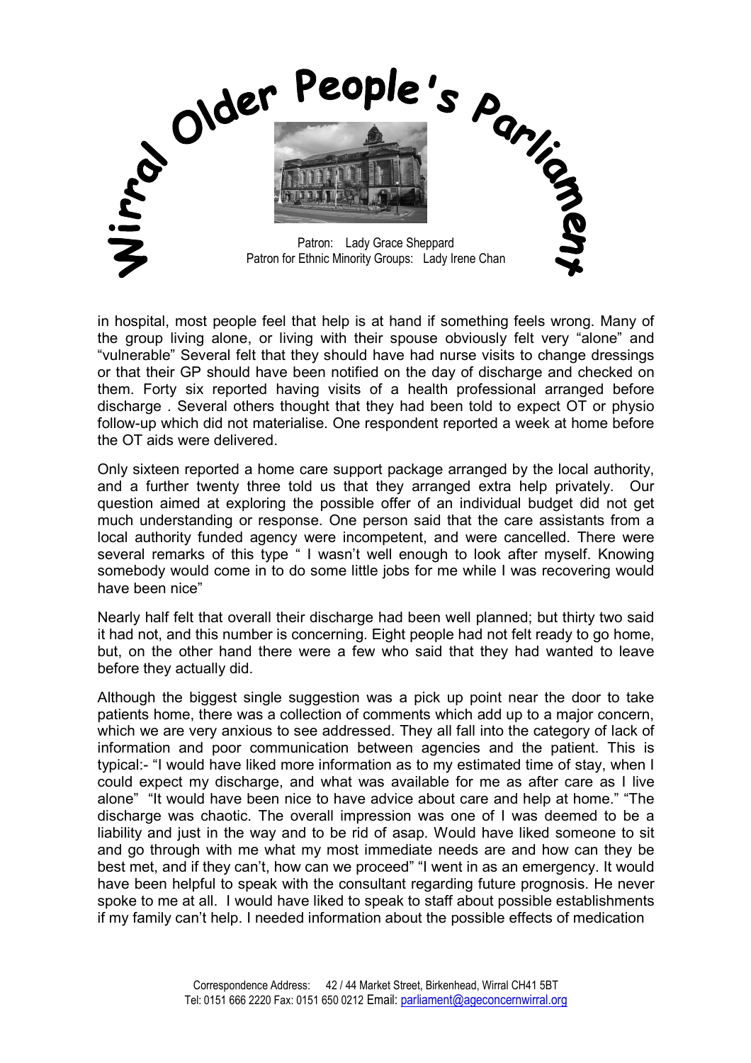in hospital, most people feel that help is at hand if something feels wrong. Many of the group living alone, or living with their spouse obviously felt very “alone” and “vulnerable” Several felt that they should have had nurse visits to change dressings or that their GP should have been notified on the day of discharge and checked on them. Forty six reported having visits of a health professional arranged before discharge . Several others thought that they had been told to expect OT or physio follow-up which did not materialise. One respondent reported a week at home before the OT aids were delivered.

Only sixteen reported a home care support package arranged by the local authority, and a further twenty three told us that they arranged extra help privately. Our question aimed at exploring the possible offer of an individual budget did not get much understanding or response. One person said that the care assistants from a local authority funded agency were incompetent, and were cancelled. There were several remarks of this type “ I wasn’t well enough to look after myself. Knowing somebody would come in to do some little jobs for me while I was recovering would have been nice”

Nearly half felt that overall their discharge had been well planned; but thirty two said it had not, and this number is concerning. Eight people had not felt ready to go home, but, on the other hand there were a few who said that they had wanted to leave before they actually did.

Although the biggest single suggestion was a pick up point near the door to take patients home, there was a collection of comments which add up to a major concern, which we are very anxious to see addressed. They all fall into the category of lack of information and poor communication between agencies and the patient. This is typical:- “I would have liked more information as to my estimated time of stay, when I could expect my discharge, and what was available for me as after care as I live alone” “It would have been nice to have advice about care and help at home.” “The discharge was chaotic. The overall impression was one of I was deemed to be a liability and just in the way and to be rid of asap. Would have liked someone to sit and go through with me what my most immediate needs are and how can they be best met, and if they can’t, how can we proceed” “I went in as an emergency. It would have been helpful to speak with the consultant regarding future prognosis. He never spoke to me at all. I would have liked to speak to staff about possible establishments if my family can’t help. I needed information about the possible effects of medication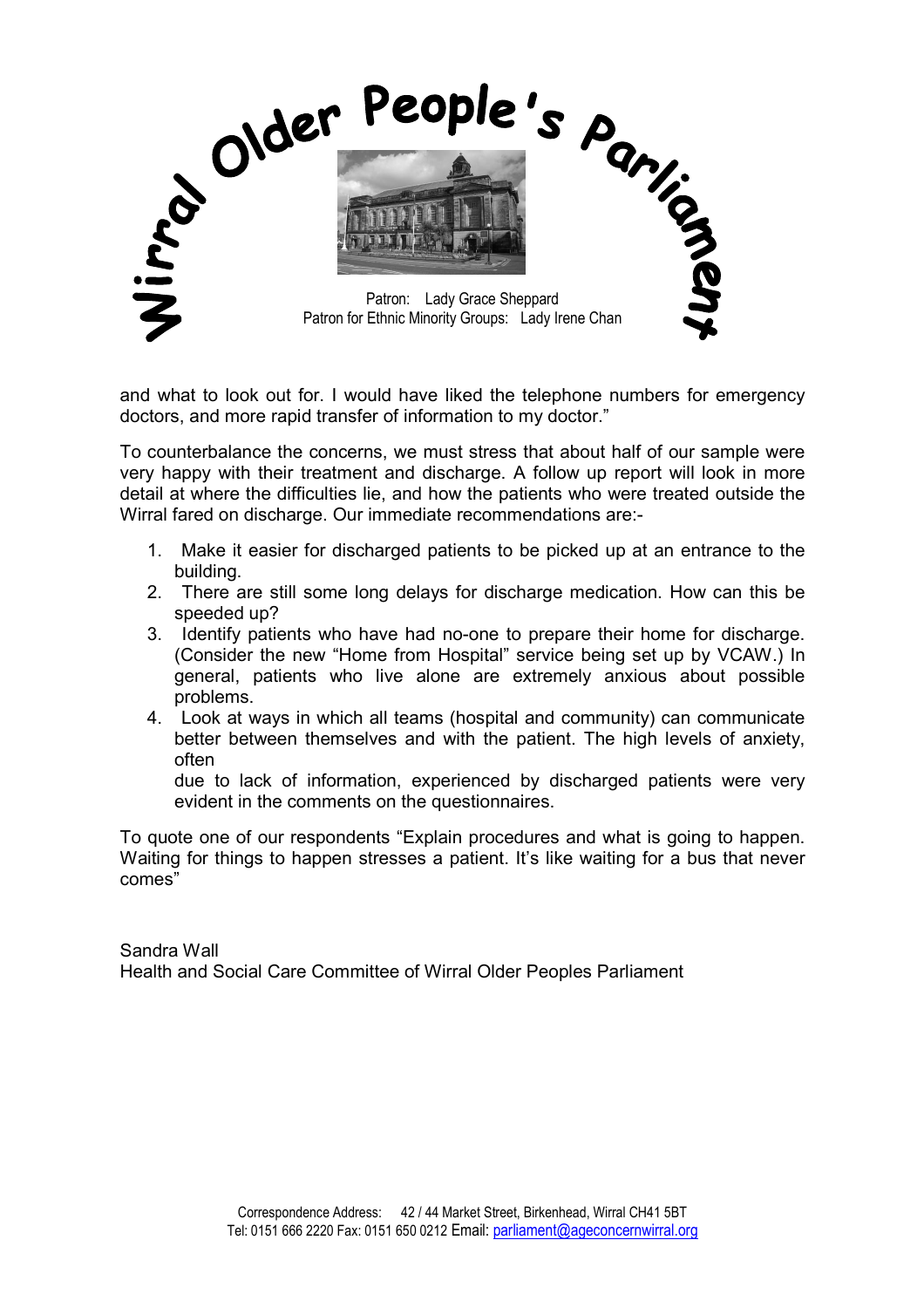and what to look out for. I would have liked the telephone numbers for emergency doctors, and more rapid transfer of information to my doctor."

To counterbalance the concerns, we must stress that about half of our sample were very happy with their treatment and discharge. A follow up report will look in more detail at where the difficulties lie, and how the patients who were treated outside the Wirral fared on discharge. Our immediate recommendations are:-

1. Make it easier for discharged patients to be picked up at an entrance to the building.
2. There are still some long delays for discharge medication. How can this be speeded up?
3. Identify patients who have had no-one to prepare their home for discharge. (Consider the new "Home from Hospital" service being set up by VCAW.) In general, patients who live alone are extremely anxious about possible problems.
4. Look at ways in which all teams (hospital and community) can communicate better between themselves and with the patient. The high levels of anxiety, often due to lack of information, experienced by discharged patients were very evident in the comments on the questionnaires.

To quote one of our respondents "Explain procedures and what is going to happen. Waiting for things to happen stresses a patient. It's like waiting for a bus that never comes"

Sandra Wall
Health and Social Care Committee of Wirral Older Peoples Parliament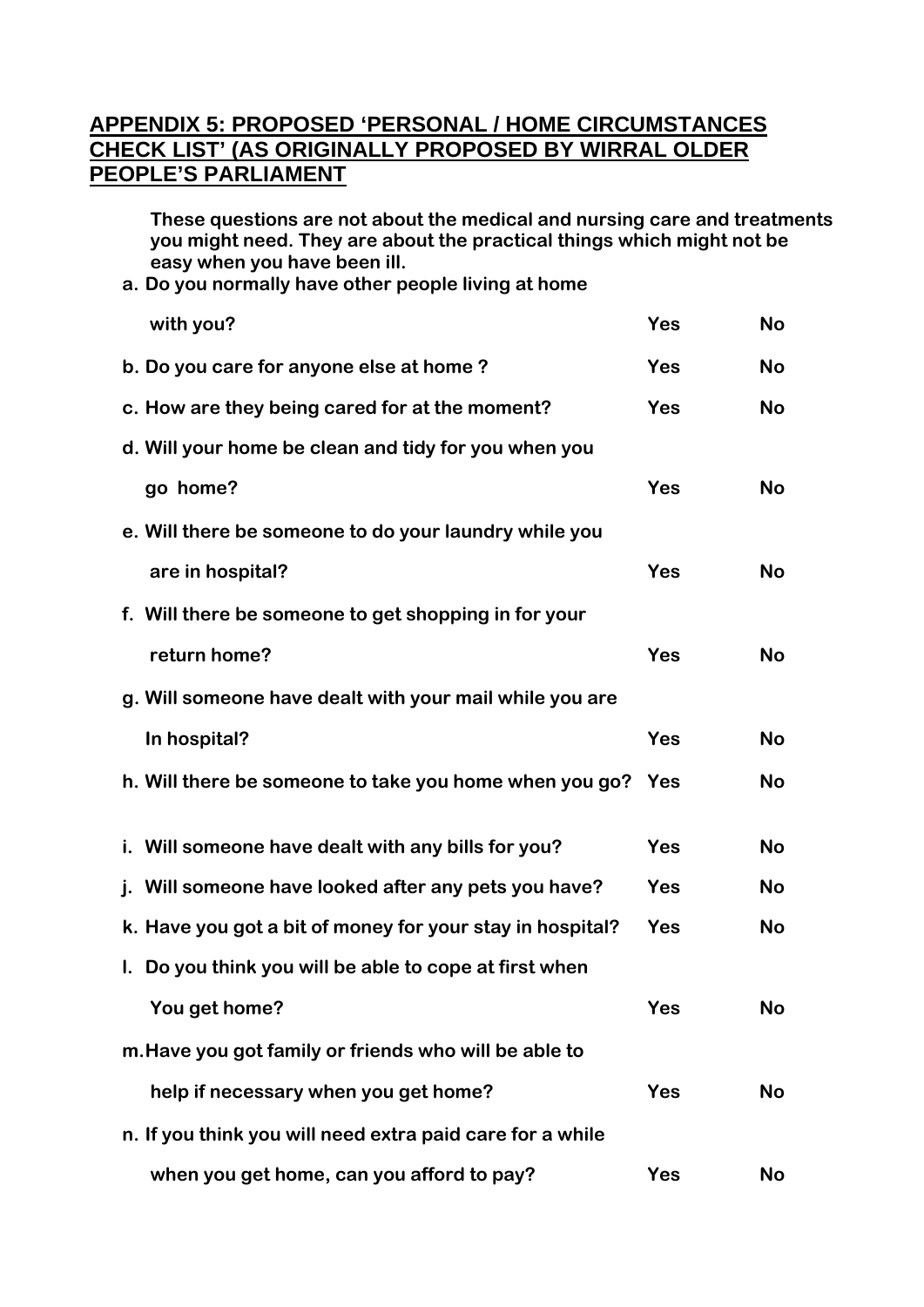## APPENDIX 5: PROPOSED 'PERSONAL / HOME CIRCUMSTANCES CHECK LIST' (AS ORIGINALLY PROPOSED BY WIRRAL OLDER PEOPLE'S PARLIAMENT

**These questions are not about the medical and nursing care and treatments you might need. They are about the practical things which might not be easy when you have been ill.**

| | | |
|---|---|---|
| **a. Do you normally have other people living at home with you?** | **Yes** | **No** |
| **b. Do you care for anyone else at home ?** | **Yes** | **No** |
| **c. How are they being cared for at the moment?** | **Yes** | **No** |
| **d. Will your home be clean and tidy for you when you go home?** | **Yes** | **No** |
| **e. Will there be someone to do your laundry while you are in hospital?** | **Yes** | **No** |
| **f. Will there be someone to get shopping in for your return home?** | **Yes** | **No** |
| **g. Will someone have dealt with your mail while you are In hospital?** | **Yes** | **No** |
| **h. Will there be someone to take you home when you go?** | **Yes** | **No** |
| **i. Will someone have dealt with any bills for you?** | **Yes** | **No** |
| **j. Will someone have looked after any pets you have?** | **Yes** | **No** |
| **k. Have you got a bit of money for your stay in hospital?** | **Yes** | **No** |
| **l. Do you think you will be able to cope at first when You get home?** | **Yes** | **No** |
| **m. Have you got family or friends who will be able to help if necessary when you get home?** | **Yes** | **No** |
| **n. If you think you will need extra paid care for a while when you get home, can you afford to pay?** | **Yes** | **No** |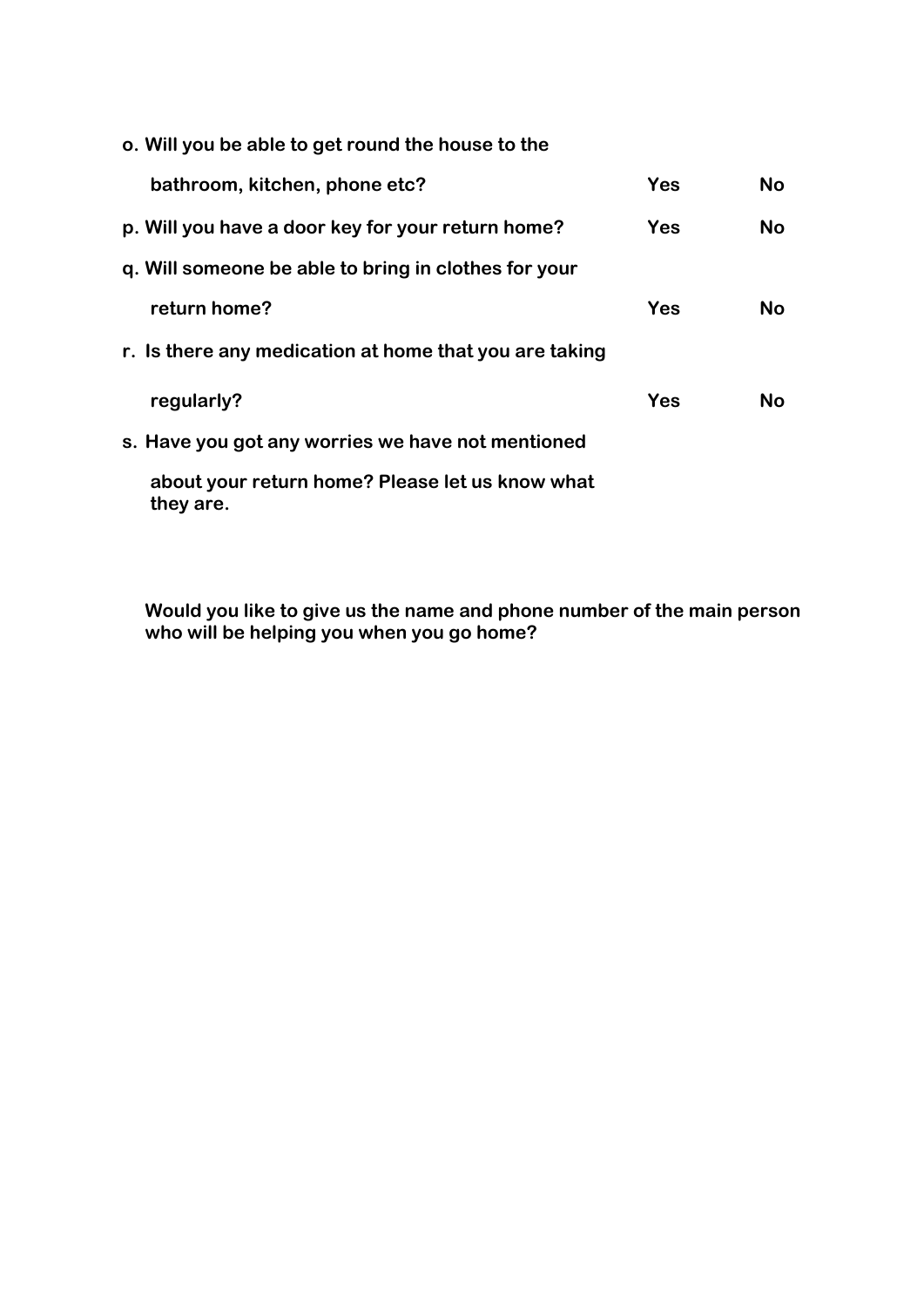**o. Will you be able to get round the house to the bathroom, kitchen, phone etc?** **Yes** **No**

**p. Will you have a door key for your return home?** **Yes** **No**

**q. Will someone be able to bring in clothes for your return home?** **Yes** **No**

**r. Is there any medication at home that you are taking regularly?** **Yes** **No**

**s. Have you got any worries we have not mentioned about your return home? Please let us know what they are.**

**Would you like to give us the name and phone number of the main person who will be helping you when you go home?**